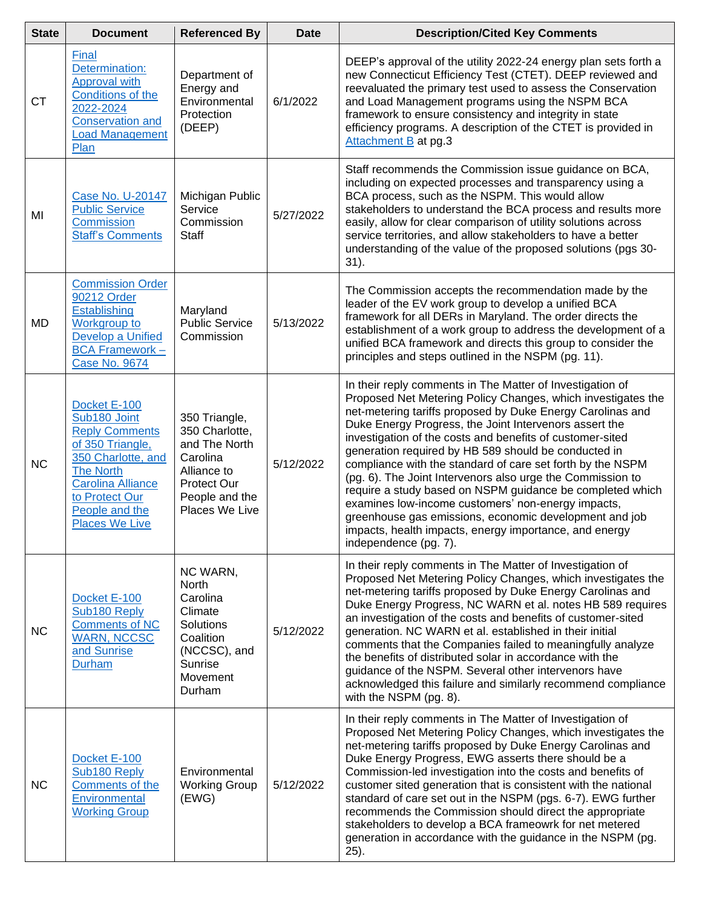| State | Document | Referenced By | Date | Description/Cited Key Comments |
|---|---|---|---|---|
| CT | Final Determination: Approval with Conditions of the 2022-2024 Conservation and Load Management Plan | Department of Energy and Environmental Protection (DEEP) | 6/1/2022 | DEEP's approval of the utility 2022-24 energy plan sets forth a new Connecticut Efficiency Test (CTET). DEEP reviewed and reevaluated the primary test used to assess the Conservation and Load Management programs using the NSPM BCA framework to ensure consistency and integrity in state efficiency programs. A description of the CTET is provided in Attachment B at pg.3 |
| MI | Case No. U-20147 Public Service Commission Staff's Comments | Michigan Public Service Commission Staff | 5/27/2022 | Staff recommends the Commission issue guidance on BCA, including on expected processes and transparency using a BCA process, such as the NSPM. This would allow stakeholders to understand the BCA process and results more easily, allow for clear comparison of utility solutions across service territories, and allow stakeholders to have a better understanding of the value of the proposed solutions (pgs 30-31). |
| MD | Commission Order 90212 Order Establishing Workgroup to Develop a Unified BCA Framework – Case No. 9674 | Maryland Public Service Commission | 5/13/2022 | The Commission accepts the recommendation made by the leader of the EV work group to develop a unified BCA framework for all DERs in Maryland. The order directs the establishment of a work group to address the development of a unified BCA framework and directs this group to consider the principles and steps outlined in the NSPM (pg. 11). |
| NC | Docket E-100 Sub180 Joint Reply Comments of 350 Triangle, 350 Charlotte, and The North Carolina Alliance to Protect Our People and the Places We Live | 350 Triangle, 350 Charlotte, and The North Carolina Alliance to Protect Our People and the Places We Live | 5/12/2022 | In their reply comments in The Matter of Investigation of Proposed Net Metering Policy Changes, which investigates the net-metering tariffs proposed by Duke Energy Carolinas and Duke Energy Progress, the Joint Intervenors assert the investigation of the costs and benefits of customer-sited generation required by HB 589 should be conducted in compliance with the standard of care set forth by the NSPM (pg. 6). The Joint Intervenors also urge the Commission to require a study based on NSPM guidance be completed which examines low-income customers' non-energy impacts, greenhouse gas emissions, economic development and job impacts, health impacts, energy importance, and energy independence (pg. 7). |
| NC | Docket E-100 Sub180 Reply Comments of NC WARN, NCCSC and Sunrise Durham | NC WARN, North Carolina Climate Solutions Coalition (NCCSC), and Sunrise Movement Durham | 5/12/2022 | In their reply comments in The Matter of Investigation of Proposed Net Metering Policy Changes, which investigates the net-metering tariffs proposed by Duke Energy Carolinas and Duke Energy Progress, NC WARN et al. notes HB 589 requires an investigation of the costs and benefits of customer-sited generation. NC WARN et al. established in their initial comments that the Companies failed to meaningfully analyze the benefits of distributed solar in accordance with the guidance of the NSPM. Several other intervenors have acknowledged this failure and similarly recommend compliance with the NSPM (pg. 8). |
| NC | Docket E-100 Sub180 Reply Comments of the Environmental Working Group | Environmental Working Group (EWG) | 5/12/2022 | In their reply comments in The Matter of Investigation of Proposed Net Metering Policy Changes, which investigates the net-metering tariffs proposed by Duke Energy Carolinas and Duke Energy Progress, EWG asserts there should be a Commission-led investigation into the costs and benefits of customer sited generation that is consistent with the national standard of care set out in the NSPM (pgs. 6-7). EWG further recommends the Commission should direct the appropriate stakeholders to develop a BCA frameowrk for net metered generation in accordance with the guidance in the NSPM (pg. 25). |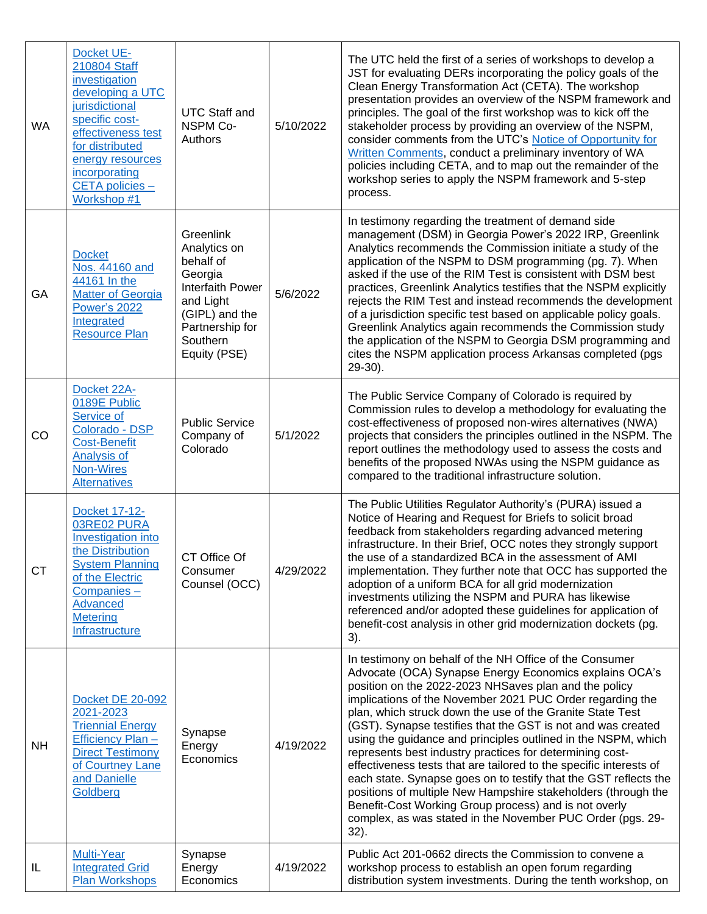| WA | Docket UE-210804 Staff investigation developing a UTC jurisdictional specific cost-effectiveness test for distributed energy resources incorporating CETA policies – Workshop #1 | UTC Staff and NSPM Co-Authors | 5/10/2022 | The UTC held the first of a series of workshops to develop a JST for evaluating DERs incorporating the policy goals of the Clean Energy Transformation Act (CETA). The workshop presentation provides an overview of the NSPM framework and principles. The goal of the first workshop was to kick off the stakeholder process by providing an overview of the NSPM, consider comments from the UTC's Notice of Opportunity for Written Comments, conduct a preliminary inventory of WA policies including CETA, and to map out the remainder of the workshop series to apply the NSPM framework and 5-step process. |
|---|---|---|---|---|
| GA | Docket Nos. 44160 and 44161 In the Matter of Georgia Power's 2022 Integrated Resource Plan | Greenlink Analytics on behalf of Georgia Interfaith Power and Light (GIPL) and the Partnership for Southern Equity (PSE) | 5/6/2022 | In testimony regarding the treatment of demand side management (DSM) in Georgia Power's 2022 IRP, Greenlink Analytics recommends the Commission initiate a study of the application of the NSPM to DSM programming (pg. 7). When asked if the use of the RIM Test is consistent with DSM best practices, Greenlink Analytics testifies that the NSPM explicitly rejects the RIM Test and instead recommends the development of a jurisdiction specific test based on applicable policy goals. Greenlink Analytics again recommends the Commission study the application of the NSPM to Georgia DSM programming and cites the NSPM application process Arkansas completed (pgs 29-30). |
| CO | Docket 22A-0189E Public Service of Colorado - DSP Cost-Benefit Analysis of Non-Wires Alternatives | Public Service Company of Colorado | 5/1/2022 | The Public Service Company of Colorado is required by Commission rules to develop a methodology for evaluating the cost-effectiveness of proposed non-wires alternatives (NWA) projects that considers the principles outlined in the NSPM. The report outlines the methodology used to assess the costs and benefits of the proposed NWAs using the NSPM guidance as compared to the traditional infrastructure solution. |
| CT | Docket 17-12-03RE02 PURA Investigation into the Distribution System Planning of the Electric Companies – Advanced Metering Infrastructure | CT Office Of Consumer Counsel (OCC) | 4/29/2022 | The Public Utilities Regulator Authority's (PURA) issued a Notice of Hearing and Request for Briefs to solicit broad feedback from stakeholders regarding advanced metering infrastructure. In their Brief, OCC notes they strongly support the use of a standardized BCA in the assessment of AMI implementation. They further note that OCC has supported the adoption of a uniform BCA for all grid modernization investments utilizing the NSPM and PURA has likewise referenced and/or adopted these guidelines for application of benefit-cost analysis in other grid modernization dockets (pg. 3). |
| NH | Docket DE 20-092 2021-2023 Triennial Energy Efficiency Plan – Direct Testimony of Courtney Lane and Danielle Goldberg | Synapse Energy Economics | 4/19/2022 | In testimony on behalf of the NH Office of the Consumer Advocate (OCA) Synapse Energy Economics explains OCA's position on the 2022-2023 NHSaves plan and the policy implications of the November 2021 PUC Order regarding the plan, which struck down the use of the Granite State Test (GST). Synapse testifies that the GST is not and was created using the guidance and principles outlined in the NSPM, which represents best industry practices for determining cost-effectiveness tests that are tailored to the specific interests of each state. Synapse goes on to testify that the GST reflects the positions of multiple New Hampshire stakeholders (through the Benefit-Cost Working Group process) and is not overly complex, as was stated in the November PUC Order (pgs. 29-32). |
| IL | Multi-Year Integrated Grid Plan Workshops | Synapse Energy Economics | 4/19/2022 | Public Act 201-0662 directs the Commission to convene a workshop process to establish an open forum regarding distribution system investments. During the tenth workshop, on |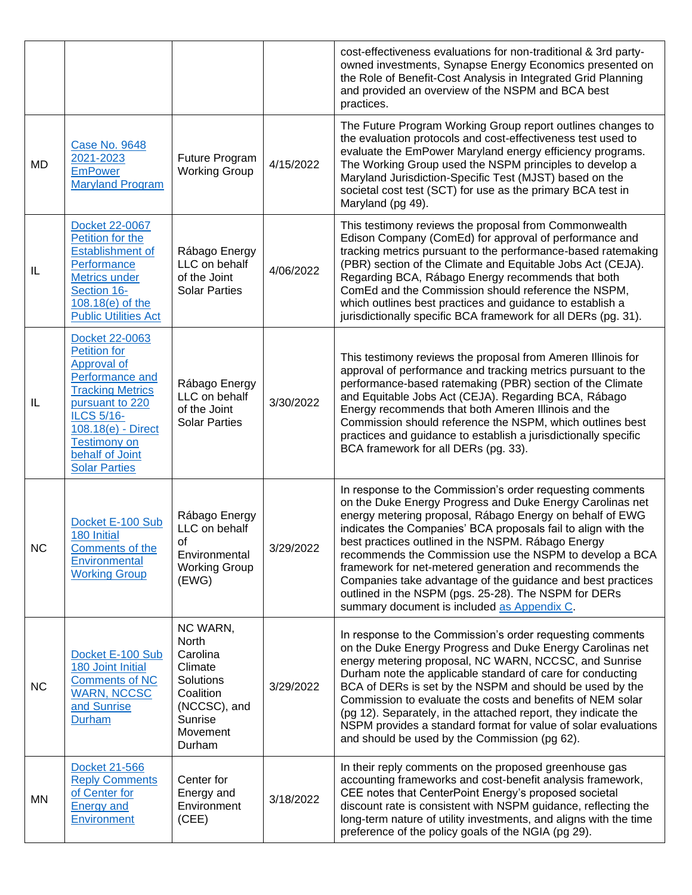| | | | | |
|---|---|---|---|---|
| | | | | cost-effectiveness evaluations for non-traditional & 3rd party-owned investments, Synapse Energy Economics presented on the Role of Benefit-Cost Analysis in Integrated Grid Planning and provided an overview of the NSPM and BCA best practices. |
| MD | Case No. 9648 2021-2023 EmPower Maryland Program | Future Program Working Group | 4/15/2022 | The Future Program Working Group report outlines changes to the evaluation protocols and cost-effectiveness test used to evaluate the EmPower Maryland energy efficiency programs. The Working Group used the NSPM principles to develop a Maryland Jurisdiction-Specific Test (MJST) based on the societal cost test (SCT) for use as the primary BCA test in Maryland (pg 49). |
| IL | Docket 22-0067 Petition for the Establishment of Performance Metrics under Section 16-108.18(e) of the Public Utilities Act | Rábago Energy LLC on behalf of the Joint Solar Parties | 4/06/2022 | This testimony reviews the proposal from Commonwealth Edison Company (ComEd) for approval of performance and tracking metrics pursuant to the performance-based ratemaking (PBR) section of the Climate and Equitable Jobs Act (CEJA). Regarding BCA, Rábago Energy recommends that both ComEd and the Commission should reference the NSPM, which outlines best practices and guidance to establish a jurisdictionally specific BCA framework for all DERs (pg. 31). |
| IL | Docket 22-0063 Petition for Approval of Performance and Tracking Metrics pursuant to 220 ILCS 5/16-108.18(e) - Direct Testimony on behalf of Joint Solar Parties | Rábago Energy LLC on behalf of the Joint Solar Parties | 3/30/2022 | This testimony reviews the proposal from Ameren Illinois for approval of performance and tracking metrics pursuant to the performance-based ratemaking (PBR) section of the Climate and Equitable Jobs Act (CEJA). Regarding BCA, Rábago Energy recommends that both Ameren Illinois and the Commission should reference the NSPM, which outlines best practices and guidance to establish a jurisdictionally specific BCA framework for all DERs (pg. 33). |
| NC | Docket E-100 Sub 180 Initial Comments of the Environmental Working Group | Rábago Energy LLC on behalf of Environmental Working Group (EWG) | 3/29/2022 | In response to the Commission's order requesting comments on the Duke Energy Progress and Duke Energy Carolinas net energy metering proposal, Rábago Energy on behalf of EWG indicates the Companies' BCA proposals fail to align with the best practices outlined in the NSPM. Rábago Energy recommends the Commission use the NSPM to develop a BCA framework for net-metered generation and recommends the Companies take advantage of the guidance and best practices outlined in the NSPM (pgs. 25-28). The NSPM for DERs summary document is included as Appendix C. |
| NC | Docket E-100 Sub 180 Joint Initial Comments of NC WARN, NCCSC and Sunrise Durham | NC WARN, North Carolina Climate Solutions Coalition (NCCSC), and Sunrise Movement Durham | 3/29/2022 | In response to the Commission's order requesting comments on the Duke Energy Progress and Duke Energy Carolinas net energy metering proposal, NC WARN, NCCSC, and Sunrise Durham note the applicable standard of care for conducting BCA of DERs is set by the NSPM and should be used by the Commission to evaluate the costs and benefits of NEM solar (pg 12). Separately, in the attached report, they indicate the NSPM provides a standard format for value of solar evaluations and should be used by the Commission (pg 62). |
| MN | Docket 21-566 Reply Comments of Center for Energy and Environment | Center for Energy and Environment (CEE) | 3/18/2022 | In their reply comments on the proposed greenhouse gas accounting frameworks and cost-benefit analysis framework, CEE notes that CenterPoint Energy's proposed societal discount rate is consistent with NSPM guidance, reflecting the long-term nature of utility investments, and aligns with the time preference of the policy goals of the NGIA (pg 29). |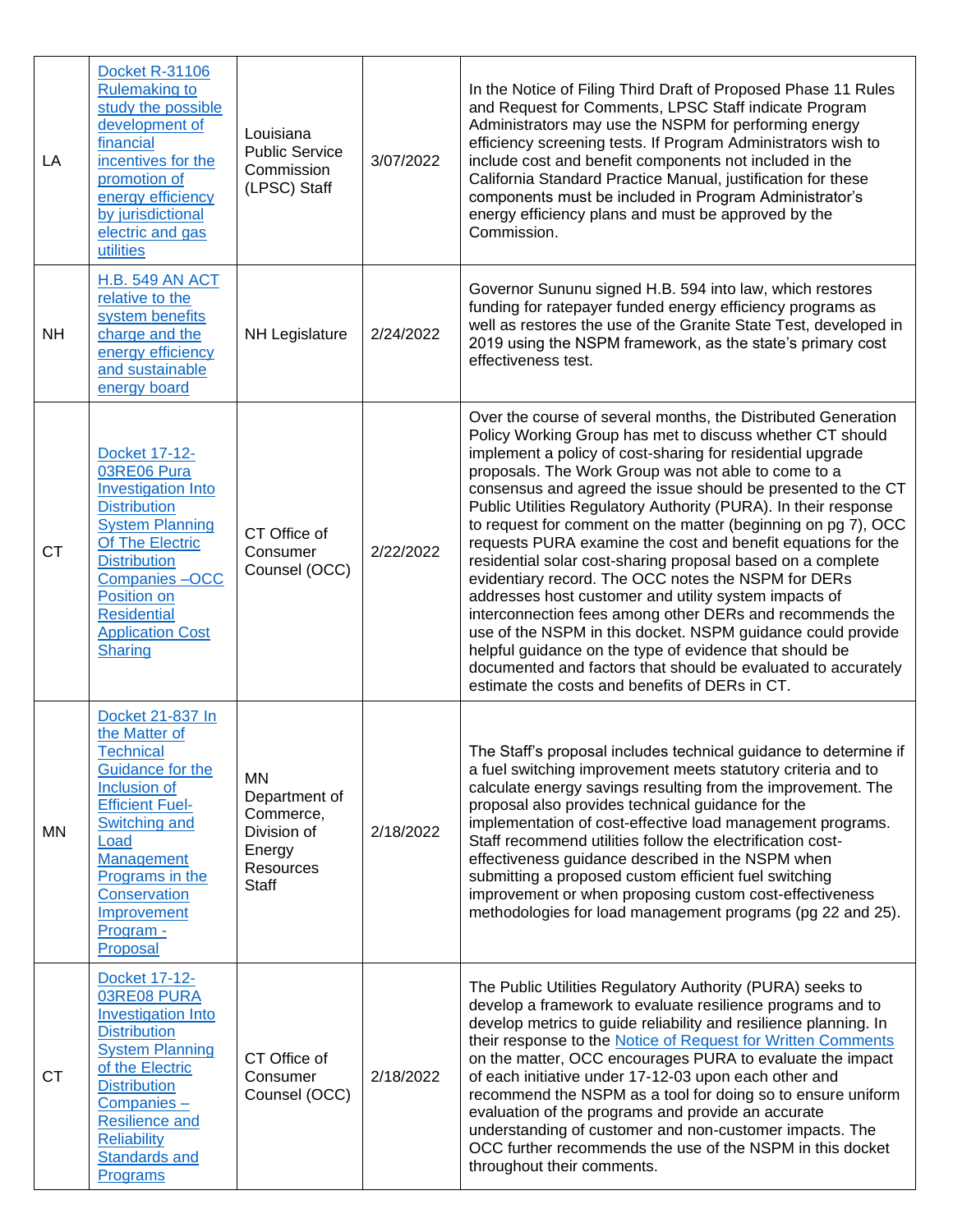| | | | | |
|---|---|---|---|---|
| LA | Docket R-31106 Rulemaking to study the possible development of financial incentives for the promotion of energy efficiency by jurisdictional electric and gas utilities | Louisiana Public Service Commission (LPSC) Staff | 3/07/2022 | In the Notice of Filing Third Draft of Proposed Phase 11 Rules and Request for Comments, LPSC Staff indicate Program Administrators may use the NSPM for performing energy efficiency screening tests. If Program Administrators wish to include cost and benefit components not included in the California Standard Practice Manual, justification for these components must be included in Program Administrator's energy efficiency plans and must be approved by the Commission. |
| NH | H.B. 549 AN ACT relative to the system benefits charge and the energy efficiency and sustainable energy board | NH Legislature | 2/24/2022 | Governor Sununu signed H.B. 594 into law, which restores funding for ratepayer funded energy efficiency programs as well as restores the use of the Granite State Test, developed in 2019 using the NSPM framework, as the state's primary cost effectiveness test. |
| CT | Docket 17-12-03RE06 Pura Investigation Into Distribution System Planning Of The Electric Distribution Companies –OCC Position on Residential Application Cost Sharing | CT Office of Consumer Counsel (OCC) | 2/22/2022 | Over the course of several months, the Distributed Generation Policy Working Group has met to discuss whether CT should implement a policy of cost-sharing for residential upgrade proposals. The Work Group was not able to come to a consensus and agreed the issue should be presented to the CT Public Utilities Regulatory Authority (PURA). In their response to request for comment on the matter (beginning on pg 7), OCC requests PURA examine the cost and benefit equations for the residential solar cost-sharing proposal based on a complete evidentiary record. The OCC notes the NSPM for DERs addresses host customer and utility system impacts of interconnection fees among other DERs and recommends the use of the NSPM in this docket. NSPM guidance could provide helpful guidance on the type of evidence that should be documented and factors that should be evaluated to accurately estimate the costs and benefits of DERs in CT. |
| MN | Docket 21-837 In the Matter of Technical Guidance for the Inclusion of Efficient Fuel-Switching and Load Management Programs in the Conservation Improvement Program - Proposal | MN Department of Commerce, Division of Energy Resources Staff | 2/18/2022 | The Staff's proposal includes technical guidance to determine if a fuel switching improvement meets statutory criteria and to calculate energy savings resulting from the improvement. The proposal also provides technical guidance for the implementation of cost-effective load management programs. Staff recommend utilities follow the electrification cost-effectiveness guidance described in the NSPM when submitting a proposed custom efficient fuel switching improvement or when proposing custom cost-effectiveness methodologies for load management programs (pg 22 and 25). |
| CT | Docket 17-12-03RE08 PURA Investigation Into Distribution System Planning of the Electric Distribution Companies – Resilience and Reliability Standards and Programs | CT Office of Consumer Counsel (OCC) | 2/18/2022 | The Public Utilities Regulatory Authority (PURA) seeks to develop a framework to evaluate resilience programs and to develop metrics to guide reliability and resilience planning. In their response to the Notice of Request for Written Comments on the matter, OCC encourages PURA to evaluate the impact of each initiative under 17-12-03 upon each other and recommend the NSPM as a tool for doing so to ensure uniform evaluation of the programs and provide an accurate understanding of customer and non-customer impacts. The OCC further recommends the use of the NSPM in this docket throughout their comments. |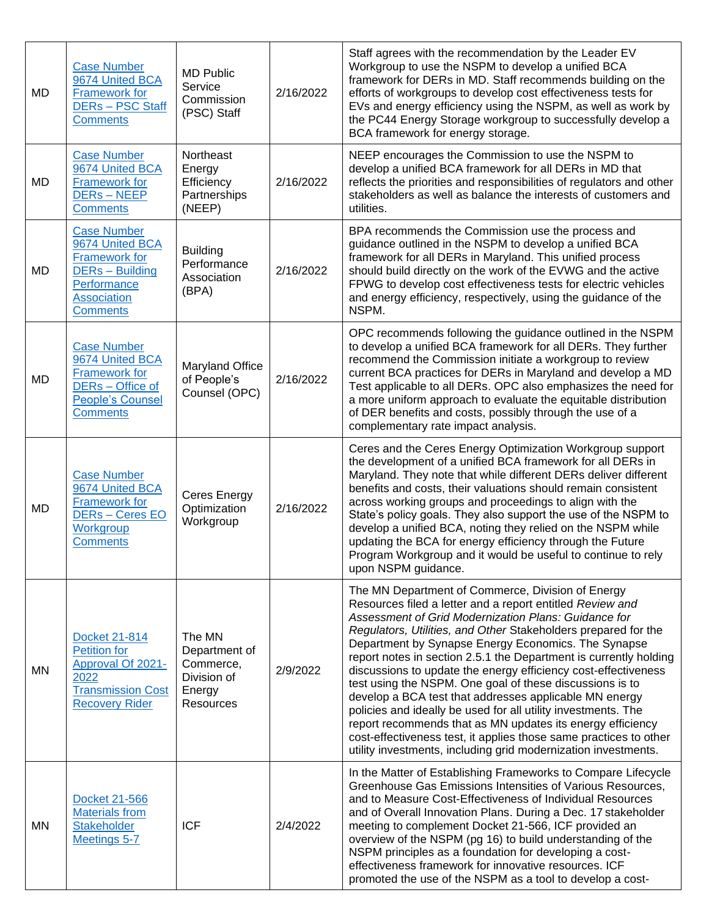| | | | | |
|---|---|---|---|---|
| MD | Case Number 9674 United BCA Framework for DERs – PSC Staff Comments | MD Public Service Commission (PSC) Staff | 2/16/2022 | Staff agrees with the recommendation by the Leader EV Workgroup to use the NSPM to develop a unified BCA framework for DERs in MD. Staff recommends building on the efforts of workgroups to develop cost effectiveness tests for EVs and energy efficiency using the NSPM, as well as work by the PC44 Energy Storage workgroup to successfully develop a BCA framework for energy storage. |
| MD | Case Number 9674 United BCA Framework for DERs – NEEP Comments | Northeast Energy Efficiency Partnerships (NEEP) | 2/16/2022 | NEEP encourages the Commission to use the NSPM to develop a unified BCA framework for all DERs in MD that reflects the priorities and responsibilities of regulators and other stakeholders as well as balance the interests of customers and utilities. |
| MD | Case Number 9674 United BCA Framework for DERs – Building Performance Association Comments | Building Performance Association (BPA) | 2/16/2022 | BPA recommends the Commission use the process and guidance outlined in the NSPM to develop a unified BCA framework for all DERs in Maryland. This unified process should build directly on the work of the EVWG and the active FPWG to develop cost effectiveness tests for electric vehicles and energy efficiency, respectively, using the guidance of the NSPM. |
| MD | Case Number 9674 United BCA Framework for DERs – Office of People's Counsel Comments | Maryland Office of People's Counsel (OPC) | 2/16/2022 | OPC recommends following the guidance outlined in the NSPM to develop a unified BCA framework for all DERs. They further recommend the Commission initiate a workgroup to review current BCA practices for DERs in Maryland and develop a MD Test applicable to all DERs. OPC also emphasizes the need for a more uniform approach to evaluate the equitable distribution of DER benefits and costs, possibly through the use of a complementary rate impact analysis. |
| MD | Case Number 9674 United BCA Framework for DERs – Ceres EO Workgroup Comments | Ceres Energy Optimization Workgroup | 2/16/2022 | Ceres and the Ceres Energy Optimization Workgroup support the development of a unified BCA framework for all DERs in Maryland. They note that while different DERs deliver different benefits and costs, their valuations should remain consistent across working groups and proceedings to align with the State's policy goals. They also support the use of the NSPM to develop a unified BCA, noting they relied on the NSPM while updating the BCA for energy efficiency through the Future Program Workgroup and it would be useful to continue to rely upon NSPM guidance. |
| MN | Docket 21-814 Petition for Approval Of 2021-2022 Transmission Cost Recovery Rider | The MN Department of Commerce, Division of Energy Resources | 2/9/2022 | The MN Department of Commerce, Division of Energy Resources filed a letter and a report entitled *Review and Assessment of Grid Modernization Plans: Guidance for Regulators, Utilities, and Other* Stakeholders prepared for the Department by Synapse Energy Economics. The Synapse report notes in section 2.5.1 the Department is currently holding discussions to update the energy efficiency cost-effectiveness test using the NSPM. One goal of these discussions is to develop a BCA test that addresses applicable MN energy policies and ideally be used for all utility investments. The report recommends that as MN updates its energy efficiency cost-effectiveness test, it applies those same practices to other utility investments, including grid modernization investments. |
| MN | Docket 21-566 Materials from Stakeholder Meetings 5-7 | ICF | 2/4/2022 | In the Matter of Establishing Frameworks to Compare Lifecycle Greenhouse Gas Emissions Intensities of Various Resources, and to Measure Cost-Effectiveness of Individual Resources and of Overall Innovation Plans. During a Dec. 17 stakeholder meeting to complement Docket 21-566, ICF provided an overview of the NSPM (pg 16) to build understanding of the NSPM principles as a foundation for developing a cost-effectiveness framework for innovative resources. ICF promoted the use of the NSPM as a tool to develop a cost- |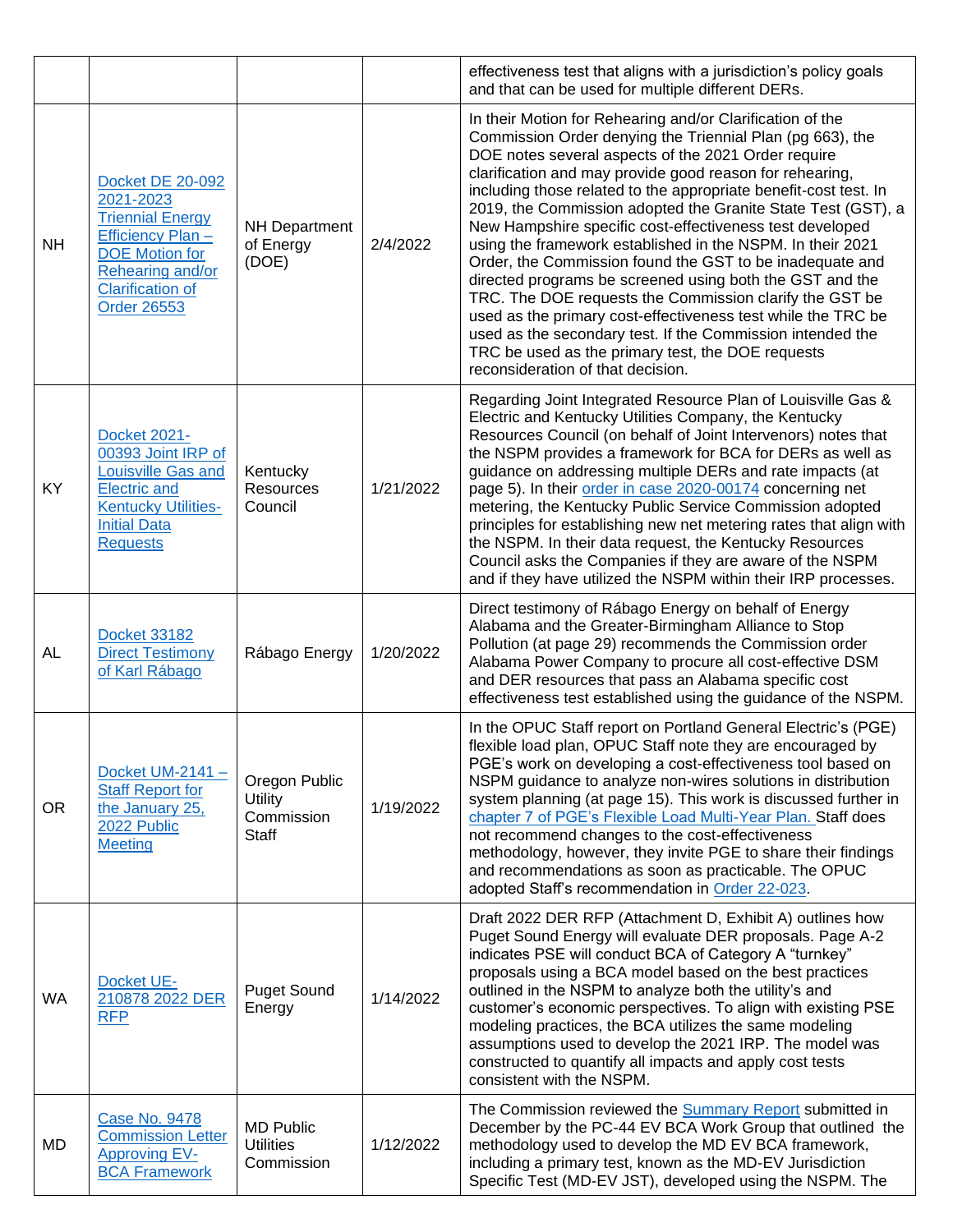| | | | | effectiveness test that aligns with a jurisdiction's policy goals and that can be used for multiple different DERs. |
|---|---|---|---|---|
| NH | Docket DE 20-092 2021-2023 Triennial Energy Efficiency Plan – DOE Motion for Rehearing and/or Clarification of Order 26553 | NH Department of Energy (DOE) | 2/4/2022 | In their Motion for Rehearing and/or Clarification of the Commission Order denying the Triennial Plan (pg 663), the DOE notes several aspects of the 2021 Order require clarification and may provide good reason for rehearing, including those related to the appropriate benefit-cost test. In 2019, the Commission adopted the Granite State Test (GST), a New Hampshire specific cost-effectiveness test developed using the framework established in the NSPM. In their 2021 Order, the Commission found the GST to be inadequate and directed programs be screened using both the GST and the TRC. The DOE requests the Commission clarify the GST be used as the primary cost-effectiveness test while the TRC be used as the secondary test. If the Commission intended the TRC be used as the primary test, the DOE requests reconsideration of that decision. |
| KY | Docket 2021-00393 Joint IRP of Louisville Gas and Electric and Kentucky Utilities- Initial Data Requests | Kentucky Resources Council | 1/21/2022 | Regarding Joint Integrated Resource Plan of Louisville Gas & Electric and Kentucky Utilities Company, the Kentucky Resources Council (on behalf of Joint Intervenors) notes that the NSPM provides a framework for BCA for DERs as well as guidance on addressing multiple DERs and rate impacts (at page 5). In their order in case 2020-00174 concerning net metering, the Kentucky Public Service Commission adopted principles for establishing new net metering rates that align with the NSPM. In their data request, the Kentucky Resources Council asks the Companies if they are aware of the NSPM and if they have utilized the NSPM within their IRP processes. |
| AL | Docket 33182 Direct Testimony of Karl Rábago | Rábago Energy | 1/20/2022 | Direct testimony of Rábago Energy on behalf of Energy Alabama and the Greater-Birmingham Alliance to Stop Pollution (at page 29) recommends the Commission order Alabama Power Company to procure all cost-effective DSM and DER resources that pass an Alabama specific cost effectiveness test established using the guidance of the NSPM. |
| OR | Docket UM-2141 – Staff Report for the January 25, 2022 Public Meeting | Oregon Public Utility Commission Staff | 1/19/2022 | In the OPUC Staff report on Portland General Electric's (PGE) flexible load plan, OPUC Staff note they are encouraged by PGE's work on developing a cost-effectiveness tool based on NSPM guidance to analyze non-wires solutions in distribution system planning (at page 15). This work is discussed further in chapter 7 of PGE's Flexible Load Multi-Year Plan. Staff does not recommend changes to the cost-effectiveness methodology, however, they invite PGE to share their findings and recommendations as soon as practicable. The OPUC adopted Staff's recommendation in Order 22-023. |
| WA | Docket UE-210878 2022 DER RFP | Puget Sound Energy | 1/14/2022 | Draft 2022 DER RFP (Attachment D, Exhibit A) outlines how Puget Sound Energy will evaluate DER proposals. Page A-2 indicates PSE will conduct BCA of Category A "turnkey" proposals using a BCA model based on the best practices outlined in the NSPM to analyze both the utility's and customer's economic perspectives. To align with existing PSE modeling practices, the BCA utilizes the same modeling assumptions used to develop the 2021 IRP. The model was constructed to quantify all impacts and apply cost tests consistent with the NSPM. |
| MD | Case No. 9478 Commission Letter Approving EV-BCA Framework | MD Public Utilities Commission | 1/12/2022 | The Commission reviewed the Summary Report submitted in December by the PC-44 EV BCA Work Group that outlined the methodology used to develop the MD EV BCA framework, including a primary test, known as the MD-EV Jurisdiction Specific Test (MD-EV JST), developed using the NSPM. The |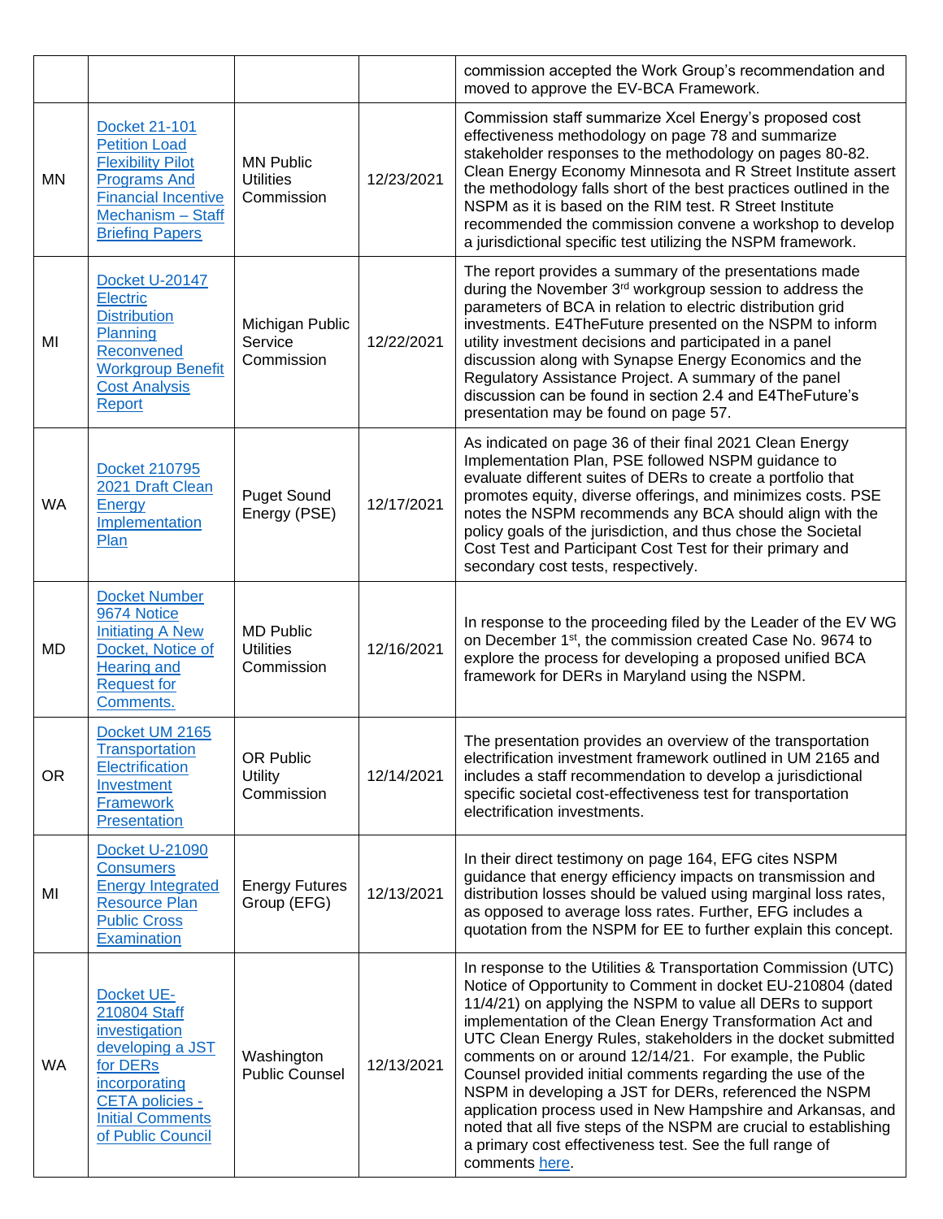| | | | | |
|---|---|---|---|---|
| | | | | commission accepted the Work Group's recommendation and moved to approve the EV-BCA Framework. |
| MN | Docket 21-101 Petition Load Flexibility Pilot Programs And Financial Incentive Mechanism – Staff Briefing Papers | MN Public Utilities Commission | 12/23/2021 | Commission staff summarize Xcel Energy's proposed cost effectiveness methodology on page 78 and summarize stakeholder responses to the methodology on pages 80-82. Clean Energy Economy Minnesota and R Street Institute assert the methodology falls short of the best practices outlined in the NSPM as it is based on the RIM test. R Street Institute recommended the commission convene a workshop to develop a jurisdictional specific test utilizing the NSPM framework. |
| MI | Docket U-20147 Electric Distribution Planning Reconvened Workgroup Benefit Cost Analysis Report | Michigan Public Service Commission | 12/22/2021 | The report provides a summary of the presentations made during the November 3rd workgroup session to address the parameters of BCA in relation to electric distribution grid investments. E4TheFuture presented on the NSPM to inform utility investment decisions and participated in a panel discussion along with Synapse Energy Economics and the Regulatory Assistance Project. A summary of the panel discussion can be found in section 2.4 and E4TheFuture's presentation may be found on page 57. |
| WA | Docket 210795 2021 Draft Clean Energy Implementation Plan | Puget Sound Energy (PSE) | 12/17/2021 | As indicated on page 36 of their final 2021 Clean Energy Implementation Plan, PSE followed NSPM guidance to evaluate different suites of DERs to create a portfolio that promotes equity, diverse offerings, and minimizes costs. PSE notes the NSPM recommends any BCA should align with the policy goals of the jurisdiction, and thus chose the Societal Cost Test and Participant Cost Test for their primary and secondary cost tests, respectively. |
| MD | Docket Number 9674 Notice Initiating A New Docket, Notice of Hearing and Request for Comments. | MD Public Utilities Commission | 12/16/2021 | In response to the proceeding filed by the Leader of the EV WG on December 1st, the commission created Case No. 9674 to explore the process for developing a proposed unified BCA framework for DERs in Maryland using the NSPM. |
| OR | Docket UM 2165 Transportation Electrification Investment Framework Presentation | OR Public Utility Commission | 12/14/2021 | The presentation provides an overview of the transportation electrification investment framework outlined in UM 2165 and includes a staff recommendation to develop a jurisdictional specific societal cost-effectiveness test for transportation electrification investments. |
| MI | Docket U-21090 Consumers Energy Integrated Resource Plan Public Cross Examination | Energy Futures Group (EFG) | 12/13/2021 | In their direct testimony on page 164, EFG cites NSPM guidance that energy efficiency impacts on transmission and distribution losses should be valued using marginal loss rates, as opposed to average loss rates. Further, EFG includes a quotation from the NSPM for EE to further explain this concept. |
| WA | Docket UE-210804 Staff investigation developing a JST for DERs incorporating CETA policies - Initial Comments of Public Council | Washington Public Counsel | 12/13/2021 | In response to the Utilities & Transportation Commission (UTC) Notice of Opportunity to Comment in docket EU-210804 (dated 11/4/21) on applying the NSPM to value all DERs to support implementation of the Clean Energy Transformation Act and UTC Clean Energy Rules, stakeholders in the docket submitted comments on or around 12/14/21. For example, the Public Counsel provided initial comments regarding the use of the NSPM in developing a JST for DERs, referenced the NSPM application process used in New Hampshire and Arkansas, and noted that all five steps of the NSPM are crucial to establishing a primary cost effectiveness test. See the full range of comments here. |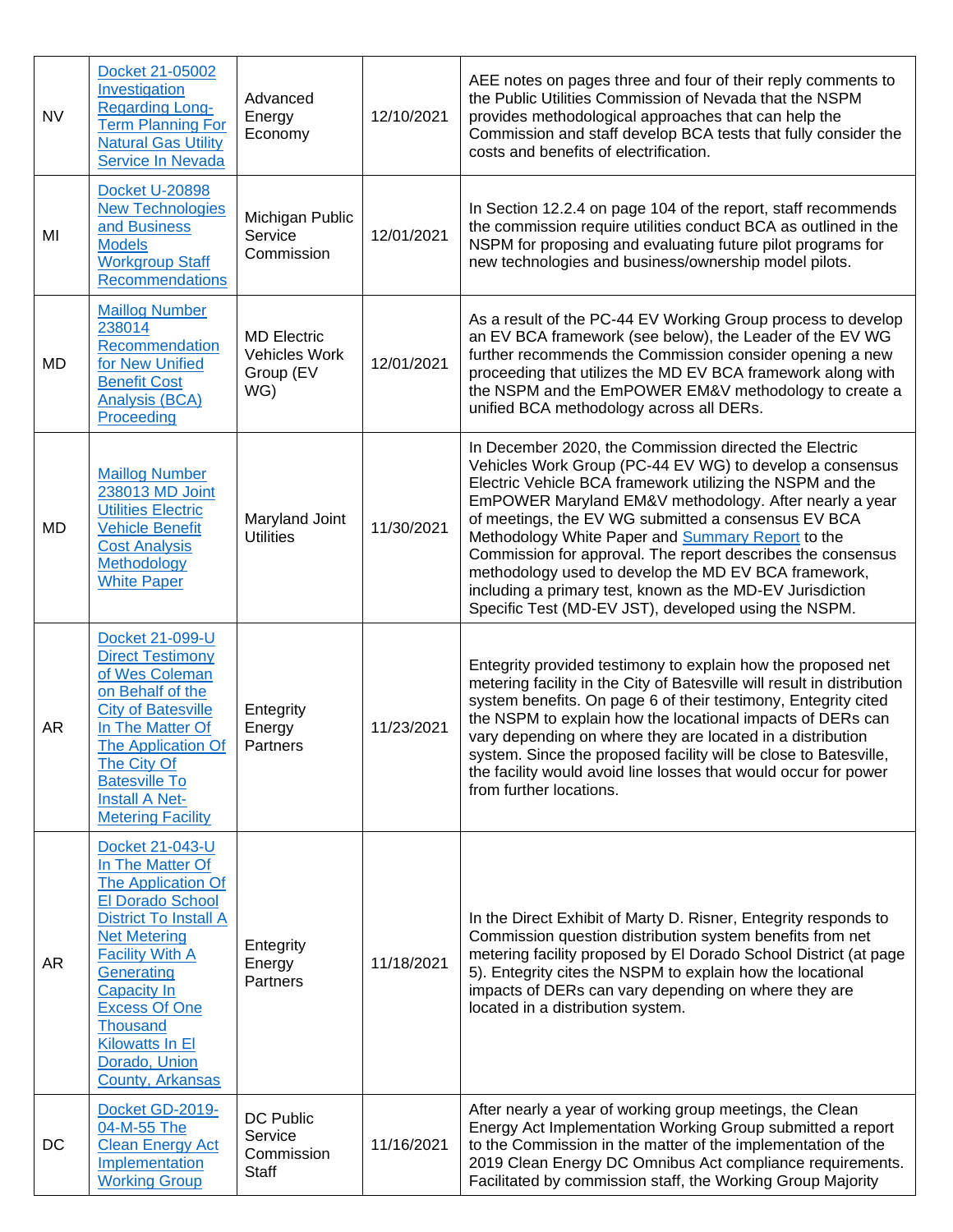| | | | | |
|---|---|---|---|---|
| NV | Docket 21-05002 Investigation Regarding Long-Term Planning For Natural Gas Utility Service In Nevada | Advanced Energy Economy | 12/10/2021 | AEE notes on pages three and four of their reply comments to the Public Utilities Commission of Nevada that the NSPM provides methodological approaches that can help the Commission and staff develop BCA tests that fully consider the costs and benefits of electrification. |
| MI | Docket U-20898 New Technologies and Business Models Workgroup Staff Recommendations | Michigan Public Service Commission | 12/01/2021 | In Section 12.2.4 on page 104 of the report, staff recommends the commission require utilities conduct BCA as outlined in the NSPM for proposing and evaluating future pilot programs for new technologies and business/ownership model pilots. |
| MD | Maillog Number 238014 Recommendation for New Unified Benefit Cost Analysis (BCA) Proceeding | MD Electric Vehicles Work Group (EV WG) | 12/01/2021 | As a result of the PC-44 EV Working Group process to develop an EV BCA framework (see below), the Leader of the EV WG further recommends the Commission consider opening a new proceeding that utilizes the MD EV BCA framework along with the NSPM and the EmPOWER EM&V methodology to create a unified BCA methodology across all DERs. |
| MD | Maillog Number 238013 MD Joint Utilities Electric Vehicle Benefit Cost Analysis Methodology White Paper | Maryland Joint Utilities | 11/30/2021 | In December 2020, the Commission directed the Electric Vehicles Work Group (PC-44 EV WG) to develop a consensus Electric Vehicle BCA framework utilizing the NSPM and the EmPOWER Maryland EM&V methodology. After nearly a year of meetings, the EV WG submitted a consensus EV BCA Methodology White Paper and Summary Report to the Commission for approval. The report describes the consensus methodology used to develop the MD EV BCA framework, including a primary test, known as the MD-EV Jurisdiction Specific Test (MD-EV JST), developed using the NSPM. |
| AR | Docket 21-099-U Direct Testimony of Wes Coleman on Behalf of the City of Batesville In The Matter Of The Application Of The City Of Batesville To Install A Net-Metering Facility | Entegrity Energy Partners | 11/23/2021 | Entegrity provided testimony to explain how the proposed net metering facility in the City of Batesville will result in distribution system benefits. On page 6 of their testimony, Entegrity cited the NSPM to explain how the locational impacts of DERs can vary depending on where they are located in a distribution system. Since the proposed facility will be close to Batesville, the facility would avoid line losses that would occur for power from further locations. |
| AR | Docket 21-043-U In The Matter Of The Application Of El Dorado School District To Install A Net Metering Facility With A Generating Capacity In Excess Of One Thousand Kilowatts In El Dorado, Union County, Arkansas | Entegrity Energy Partners | 11/18/2021 | In the Direct Exhibit of Marty D. Risner, Entegrity responds to Commission question distribution system benefits from net metering facility proposed by El Dorado School District (at page 5). Entegrity cites the NSPM to explain how the locational impacts of DERs can vary depending on where they are located in a distribution system. |
| DC | Docket GD-2019-04-M-55 The Clean Energy Act Implementation Working Group | DC Public Service Commission Staff | 11/16/2021 | After nearly a year of working group meetings, the Clean Energy Act Implementation Working Group submitted a report to the Commission in the matter of the implementation of the 2019 Clean Energy DC Omnibus Act compliance requirements. Facilitated by commission staff, the Working Group Majority |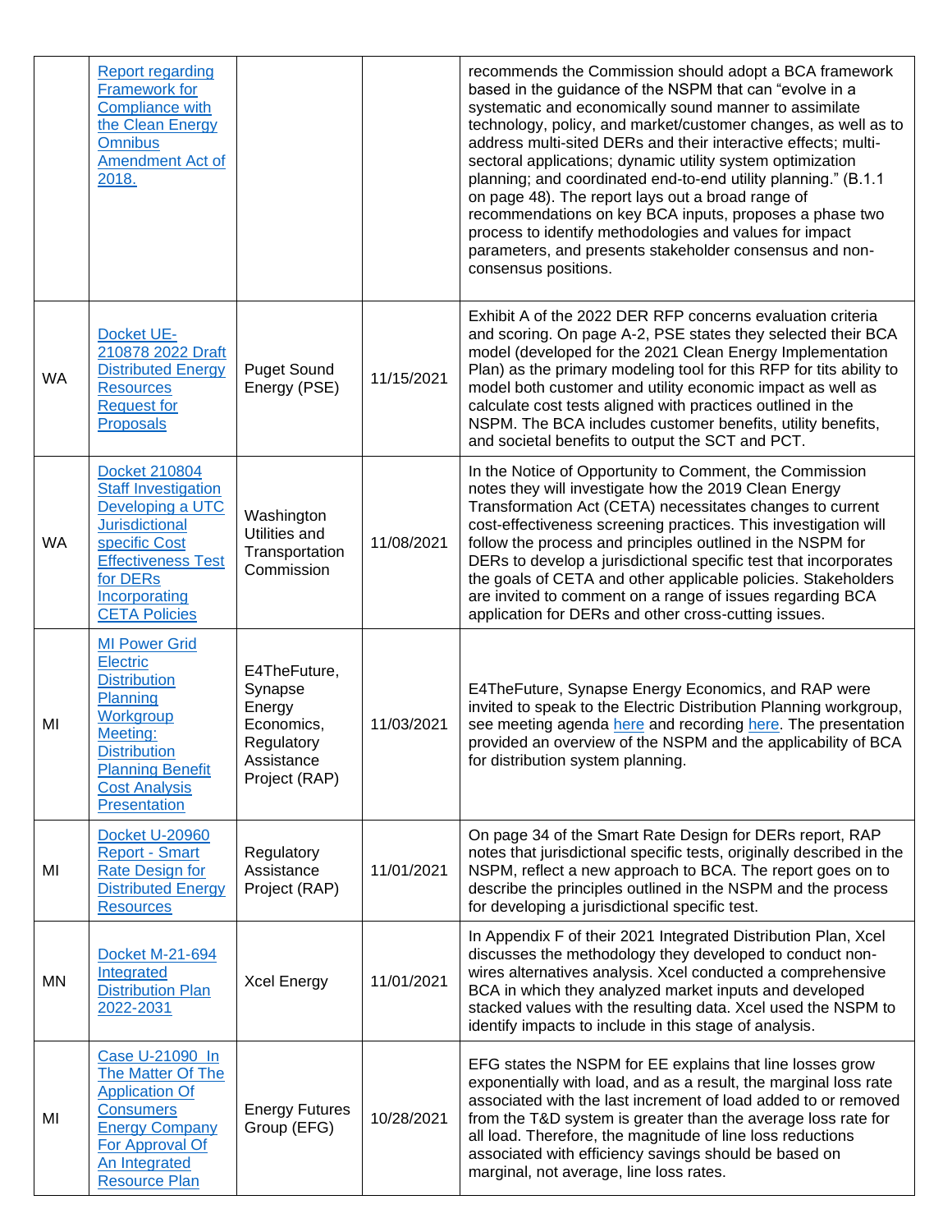|  |  |  |  |  |
|---|---|---|---|---|
|  | Report regarding Framework for Compliance with the Clean Energy Omnibus Amendment Act of 2018. |  |  | recommends the Commission should adopt a BCA framework based in the guidance of the NSPM that can "evolve in a systematic and economically sound manner to assimilate technology, policy, and market/customer changes, as well as to address multi-sited DERs and their interactive effects; multi-sectoral applications; dynamic utility system optimization planning; and coordinated end-to-end utility planning." (B.1.1 on page 48). The report lays out a broad range of recommendations on key BCA inputs, proposes a phase two process to identify methodologies and values for impact parameters, and presents stakeholder consensus and non-consensus positions. |
| WA | Docket UE-210878 2022 Draft Distributed Energy Resources Request for Proposals | Puget Sound Energy (PSE) | 11/15/2021 | Exhibit A of the 2022 DER RFP concerns evaluation criteria and scoring. On page A-2, PSE states they selected their BCA model (developed for the 2021 Clean Energy Implementation Plan) as the primary modeling tool for this RFP for tits ability to model both customer and utility economic impact as well as calculate cost tests aligned with practices outlined in the NSPM. The BCA includes customer benefits, utility benefits, and societal benefits to output the SCT and PCT. |
| WA | Docket 210804 Staff Investigation Developing a UTC Jurisdictional specific Cost Effectiveness Test for DERs Incorporating CETA Policies | Washington Utilities and Transportation Commission | 11/08/2021 | In the Notice of Opportunity to Comment, the Commission notes they will investigate how the 2019 Clean Energy Transformation Act (CETA) necessitates changes to current cost-effectiveness screening practices. This investigation will follow the process and principles outlined in the NSPM for DERs to develop a jurisdictional specific test that incorporates the goals of CETA and other applicable policies. Stakeholders are invited to comment on a range of issues regarding BCA application for DERs and other cross-cutting issues. |
| MI | MI Power Grid Electric Distribution Planning Workgroup Meeting: Distribution Planning Benefit Cost Analysis Presentation | E4TheFuture, Synapse Energy Economics, Regulatory Assistance Project (RAP) | 11/03/2021 | E4TheFuture, Synapse Energy Economics, and RAP were invited to speak to the Electric Distribution Planning workgroup, see meeting agenda here and recording here. The presentation provided an overview of the NSPM and the applicability of BCA for distribution system planning. |
| MI | Docket U-20960 Report - Smart Rate Design for Distributed Energy Resources | Regulatory Assistance Project (RAP) | 11/01/2021 | On page 34 of the Smart Rate Design for DERs report, RAP notes that jurisdictional specific tests, originally described in the NSPM, reflect a new approach to BCA. The report goes on to describe the principles outlined in the NSPM and the process for developing a jurisdictional specific test. |
| MN | Docket M-21-694 Integrated Distribution Plan 2022-2031 | Xcel Energy | 11/01/2021 | In Appendix F of their 2021 Integrated Distribution Plan, Xcel discusses the methodology they developed to conduct non-wires alternatives analysis. Xcel conducted a comprehensive BCA in which they analyzed market inputs and developed stacked values with the resulting data. Xcel used the NSPM to identify impacts to include in this stage of analysis. |
| MI | Case U-21090 In The Matter Of The Application Of Consumers Energy Company For Approval Of An Integrated Resource Plan | Energy Futures Group (EFG) | 10/28/2021 | EFG states the NSPM for EE explains that line losses grow exponentially with load, and as a result, the marginal loss rate associated with the last increment of load added to or removed from the T&D system is greater than the average loss rate for all load. Therefore, the magnitude of line loss reductions associated with efficiency savings should be based on marginal, not average, line loss rates. |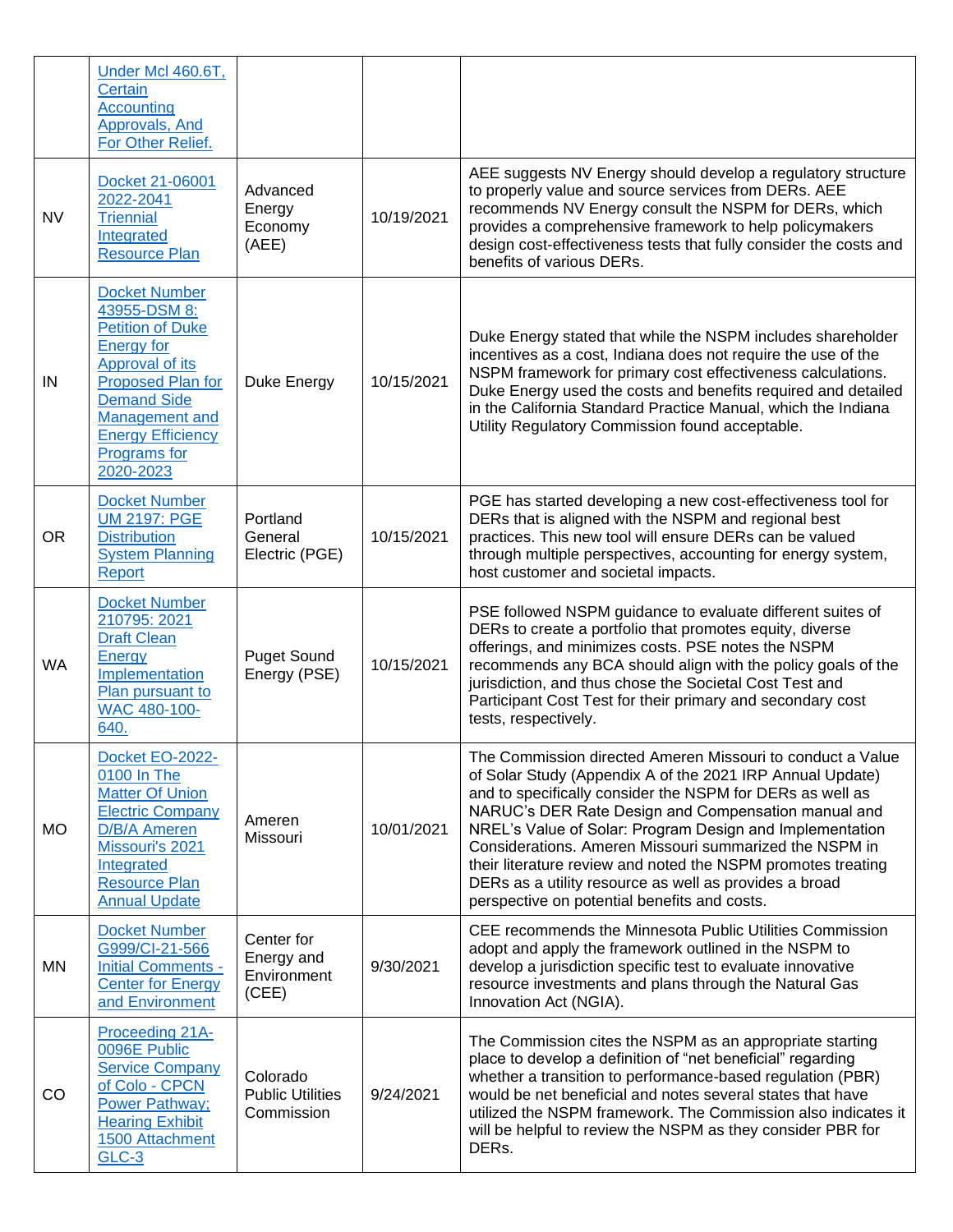| | | | | |
|---|---|---|---|---|
| | Under Mcl 460.6T, Certain Accounting Approvals, And For Other Relief. | | | |
| NV | Docket 21-06001 2022-2041 Triennial Integrated Resource Plan | Advanced Energy Economy (AEE) | 10/19/2021 | AEE suggests NV Energy should develop a regulatory structure to properly value and source services from DERs. AEE recommends NV Energy consult the NSPM for DERs, which provides a comprehensive framework to help policymakers design cost-effectiveness tests that fully consider the costs and benefits of various DERs. |
| IN | Docket Number 43955-DSM 8: Petition of Duke Energy for Approval of its Proposed Plan for Demand Side Management and Energy Efficiency Programs for 2020-2023 | Duke Energy | 10/15/2021 | Duke Energy stated that while the NSPM includes shareholder incentives as a cost, Indiana does not require the use of the NSPM framework for primary cost effectiveness calculations. Duke Energy used the costs and benefits required and detailed in the California Standard Practice Manual, which the Indiana Utility Regulatory Commission found acceptable. |
| OR | Docket Number UM 2197: PGE Distribution System Planning Report | Portland General Electric (PGE) | 10/15/2021 | PGE has started developing a new cost-effectiveness tool for DERs that is aligned with the NSPM and regional best practices. This new tool will ensure DERs can be valued through multiple perspectives, accounting for energy system, host customer and societal impacts. |
| WA | Docket Number 210795: 2021 Draft Clean Energy Implementation Plan pursuant to WAC 480-100-640. | Puget Sound Energy (PSE) | 10/15/2021 | PSE followed NSPM guidance to evaluate different suites of DERs to create a portfolio that promotes equity, diverse offerings, and minimizes costs. PSE notes the NSPM recommends any BCA should align with the policy goals of the jurisdiction, and thus chose the Societal Cost Test and Participant Cost Test for their primary and secondary cost tests, respectively. |
| MO | Docket EO-2022-0100 In The Matter Of Union Electric Company D/B/A Ameren Missouri's 2021 Integrated Resource Plan Annual Update | Ameren Missouri | 10/01/2021 | The Commission directed Ameren Missouri to conduct a Value of Solar Study (Appendix A of the 2021 IRP Annual Update) and to specifically consider the NSPM for DERs as well as NARUC's DER Rate Design and Compensation manual and NREL's Value of Solar: Program Design and Implementation Considerations. Ameren Missouri summarized the NSPM in their literature review and noted the NSPM promotes treating DERs as a utility resource as well as provides a broad perspective on potential benefits and costs. |
| MN | Docket Number G999/CI-21-566 Initial Comments - Center for Energy and Environment | Center for Energy and Environment (CEE) | 9/30/2021 | CEE recommends the Minnesota Public Utilities Commission adopt and apply the framework outlined in the NSPM to develop a jurisdiction specific test to evaluate innovative resource investments and plans through the Natural Gas Innovation Act (NGIA). |
| CO | Proceeding 21A-0096E Public Service Company of Colo - CPCN Power Pathway; Hearing Exhibit 1500 Attachment GLC-3 | Colorado Public Utilities Commission | 9/24/2021 | The Commission cites the NSPM as an appropriate starting place to develop a definition of "net beneficial" regarding whether a transition to performance-based regulation (PBR) would be net beneficial and notes several states that have utilized the NSPM framework. The Commission also indicates it will be helpful to review the NSPM as they consider PBR for DERs. |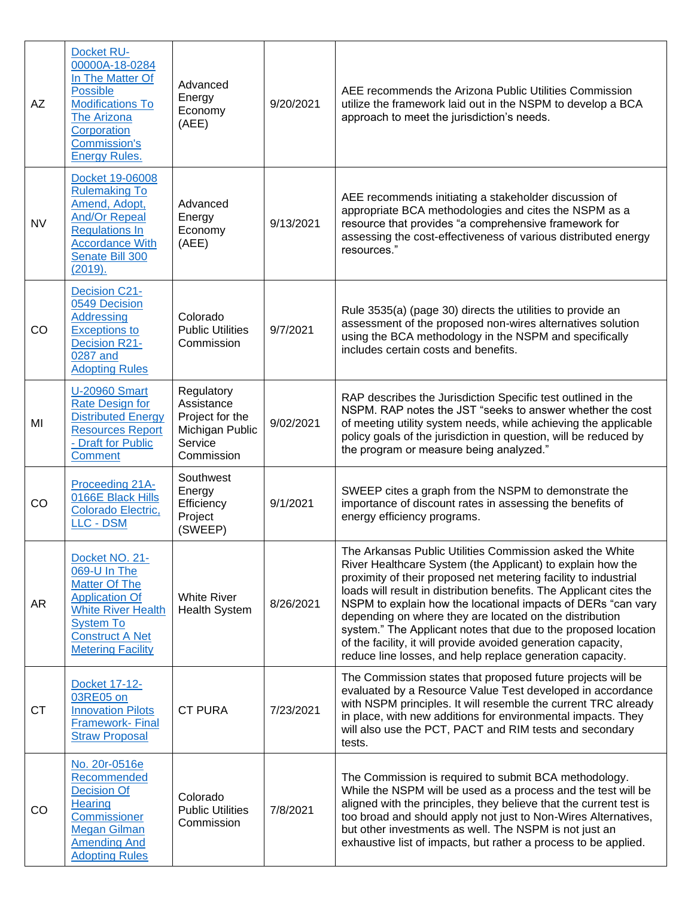| AZ | [Docket RU-00000A-18-0284 In The Matter Of Possible Modifications To The Arizona Corporation Commission's Energy Rules.] | Advanced Energy Economy (AEE) | 9/20/2021 | AEE recommends the Arizona Public Utilities Commission utilize the framework laid out in the NSPM to develop a BCA approach to meet the jurisdiction's needs. |
|---|---|---|---|---|
| NV | [Docket 19-06008 Rulemaking To Amend, Adopt, And/Or Repeal Regulations In Accordance With Senate Bill 300 (2019).] | Advanced Energy Economy (AEE) | 9/13/2021 | AEE recommends initiating a stakeholder discussion of appropriate BCA methodologies and cites the NSPM as a resource that provides "a comprehensive framework for assessing the cost-effectiveness of various distributed energy resources." |
| CO | [Decision C21-0549 Decision Addressing Exceptions to Decision R21-0287 and Adopting Rules] | Colorado Public Utilities Commission | 9/7/2021 | Rule 3535(a) (page 30) directs the utilities to provide an assessment of the proposed non-wires alternatives solution using the BCA methodology in the NSPM and specifically includes certain costs and benefits. |
| MI | [U-20960 Smart Rate Design for Distributed Energy Resources Report - Draft for Public Comment] | Regulatory Assistance Project for the Michigan Public Service Commission | 9/02/2021 | RAP describes the Jurisdiction Specific test outlined in the NSPM. RAP notes the JST "seeks to answer whether the cost of meeting utility system needs, while achieving the applicable policy goals of the jurisdiction in question, will be reduced by the program or measure being analyzed." |
| CO | [Proceeding 21A-0166E Black Hills Colorado Electric, LLC - DSM] | Southwest Energy Efficiency Project (SWEEP) | 9/1/2021 | SWEEP cites a graph from the NSPM to demonstrate the importance of discount rates in assessing the benefits of energy efficiency programs. |
| AR | [Docket NO. 21-069-U In The Matter Of The Application Of White River Health System To Construct A Net Metering Facility] | White River Health System | 8/26/2021 | The Arkansas Public Utilities Commission asked the White River Healthcare System (the Applicant) to explain how the proximity of their proposed net metering facility to industrial loads will result in distribution benefits. The Applicant cites the NSPM to explain how the locational impacts of DERs "can vary depending on where they are located on the distribution system." The Applicant notes that due to the proposed location of the facility, it will provide avoided generation capacity, reduce line losses, and help replace generation capacity. |
| CT | [Docket 17-12-03RE05 on Innovation Pilots Framework- Final Straw Proposal] | CT PURA | 7/23/2021 | The Commission states that proposed future projects will be evaluated by a Resource Value Test developed in accordance with NSPM principles. It will resemble the current TRC already in place, with new additions for environmental impacts. They will also use the PCT, PACT and RIM tests and secondary tests. |
| CO | [No. 20r-0516e Recommended Decision Of Hearing Commissioner Megan Gilman Amending And Adopting Rules] | Colorado Public Utilities Commission | 7/8/2021 | The Commission is required to submit BCA methodology. While the NSPM will be used as a process and the test will be aligned with the principles, they believe that the current test is too broad and should apply not just to Non-Wires Alternatives, but other investments as well. The NSPM is not just an exhaustive list of impacts, but rather a process to be applied. |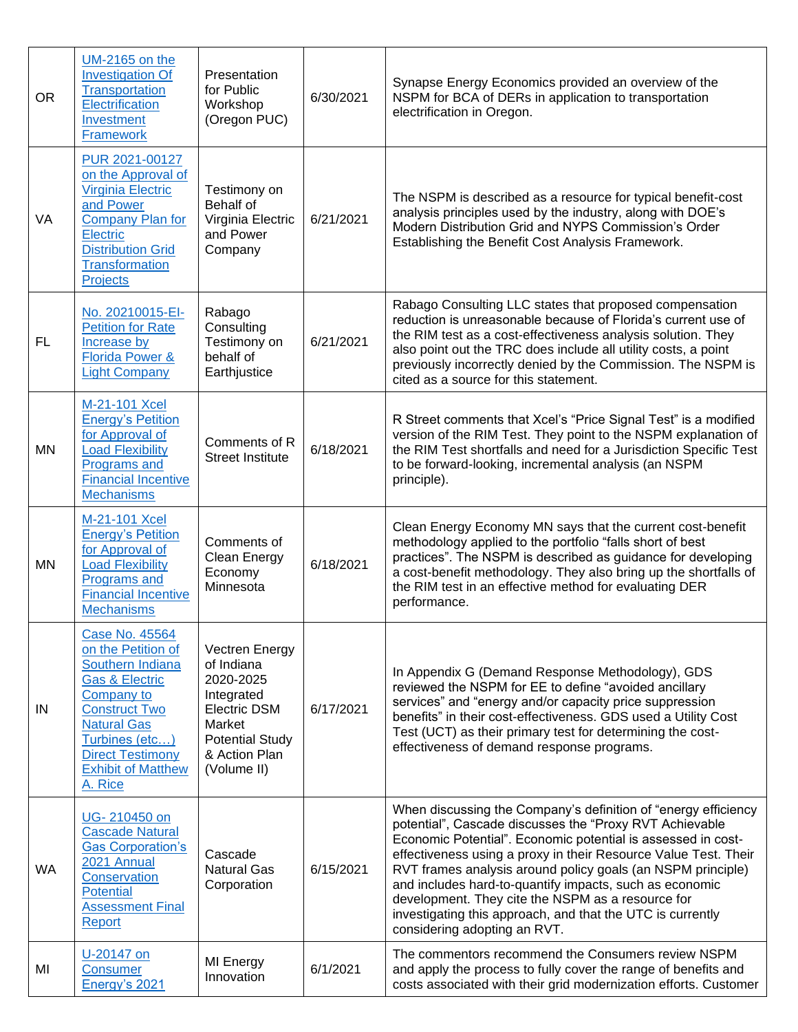| OR | UM-2165 on the Investigation Of Transportation Electrification Investment Framework | Presentation for Public Workshop (Oregon PUC) | 6/30/2021 | Synapse Energy Economics provided an overview of the NSPM for BCA of DERs in application to transportation electrification in Oregon. |
|---|---|---|---|---|
| VA | PUR 2021-00127 on the Approval of Virginia Electric and Power Company Plan for Electric Distribution Grid Transformation Projects | Testimony on Behalf of Virginia Electric and Power Company | 6/21/2021 | The NSPM is described as a resource for typical benefit-cost analysis principles used by the industry, along with DOE's Modern Distribution Grid and NYPS Commission's Order Establishing the Benefit Cost Analysis Framework. |
| FL | No. 20210015-EI-Petition for Rate Increase by Florida Power & Light Company | Rabago Consulting Testimony on behalf of Earthjustice | 6/21/2021 | Rabago Consulting LLC states that proposed compensation reduction is unreasonable because of Florida's current use of the RIM test as a cost-effectiveness analysis solution. They also point out the TRC does include all utility costs, a point previously incorrectly denied by the Commission. The NSPM is cited as a source for this statement. |
| MN | M-21-101 Xcel Energy's Petition for Approval of Load Flexibility Programs and Financial Incentive Mechanisms | Comments of R Street Institute | 6/18/2021 | R Street comments that Xcel's "Price Signal Test" is a modified version of the RIM Test. They point to the NSPM explanation of the RIM Test shortfalls and need for a Jurisdiction Specific Test to be forward-looking, incremental analysis (an NSPM principle). |
| MN | M-21-101 Xcel Energy's Petition for Approval of Load Flexibility Programs and Financial Incentive Mechanisms | Comments of Clean Energy Economy Minnesota | 6/18/2021 | Clean Energy Economy MN says that the current cost-benefit methodology applied to the portfolio "falls short of best practices". The NSPM is described as guidance for developing a cost-benefit methodology. They also bring up the shortfalls of the RIM test in an effective method for evaluating DER performance. |
| IN | Case No. 45564 on the Petition of Southern Indiana Gas & Electric Company to Construct Two Natural Gas Turbines (etc…) Direct Testimony Exhibit of Matthew A. Rice | Vectren Energy of Indiana 2020-2025 Integrated Electric DSM Market Potential Study & Action Plan (Volume II) | 6/17/2021 | In Appendix G (Demand Response Methodology), GDS reviewed the NSPM for EE to define "avoided ancillary services" and "energy and/or capacity price suppression benefits" in their cost-effectiveness. GDS used a Utility Cost Test (UCT) as their primary test for determining the cost-effectiveness of demand response programs. |
| WA | UG- 210450 on Cascade Natural Gas Corporation's 2021 Annual Conservation Potential Assessment Final Report | Cascade Natural Gas Corporation | 6/15/2021 | When discussing the Company's definition of "energy efficiency potential", Cascade discusses the "Proxy RVT Achievable Economic Potential". Economic potential is assessed in cost-effectiveness using a proxy in their Resource Value Test. Their RVT frames analysis around policy goals (an NSPM principle) and includes hard-to-quantify impacts, such as economic development. They cite the NSPM as a resource for investigating this approach, and that the UTC is currently considering adopting an RVT. |
| MI | U-20147 on Consumer Energy's 2021 | MI Energy Innovation | 6/1/2021 | The commentors recommend the Consumers review NSPM and apply the process to fully cover the range of benefits and costs associated with their grid modernization efforts. Customer |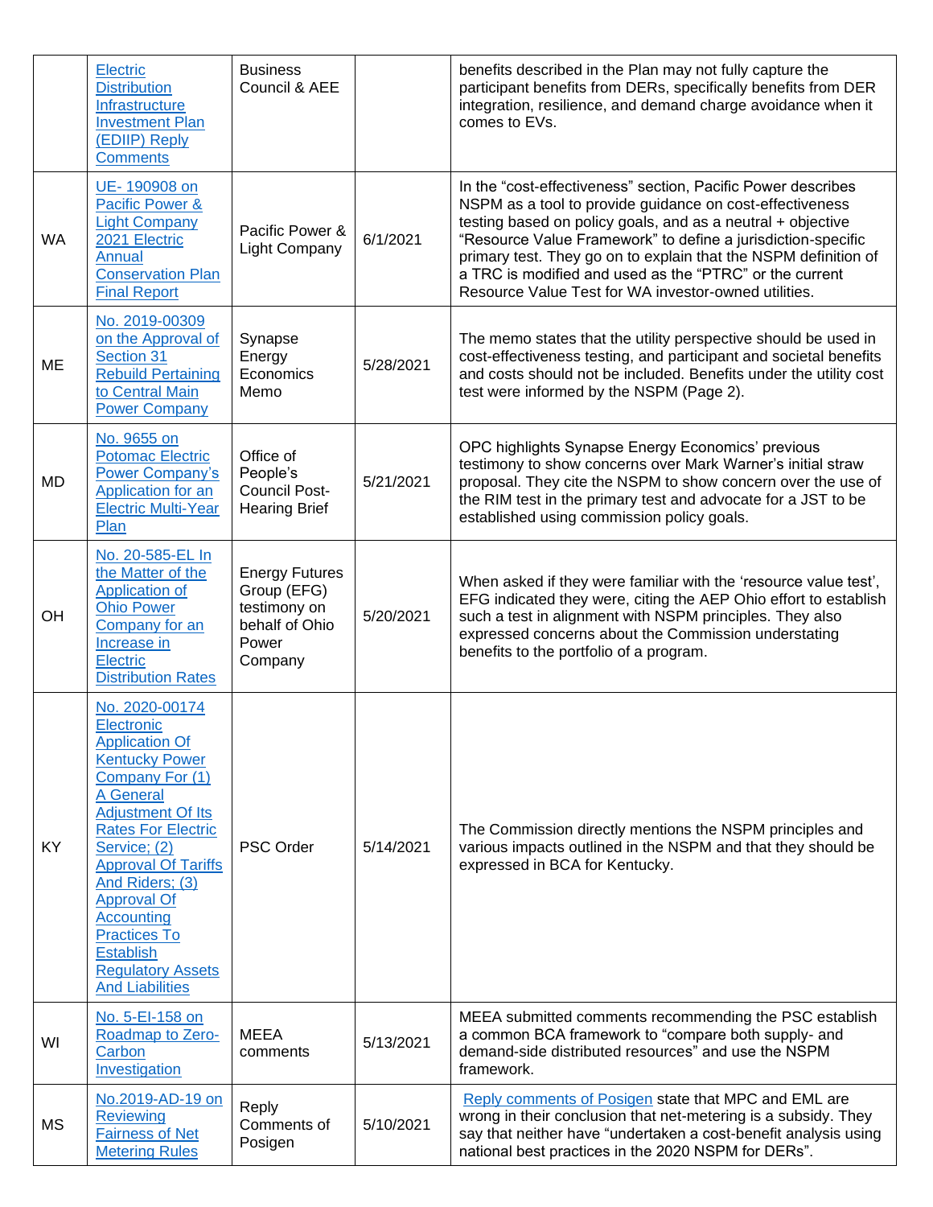|  | Electric Distribution Infrastructure Investment Plan (EDIIP) Reply Comments | Business Council & AEE |  | benefits described in the Plan may not fully capture the participant benefits from DERs, specifically benefits from DER integration, resilience, and demand charge avoidance when it comes to EVs. |
|---|---|---|---|---|
| WA | UE- 190908 on Pacific Power & Light Company 2021 Electric Annual Conservation Plan Final Report | Pacific Power & Light Company | 6/1/2021 | In the “cost-effectiveness” section, Pacific Power describes NSPM as a tool to provide guidance on cost-effectiveness testing based on policy goals, and as a neutral + objective “Resource Value Framework” to define a jurisdiction-specific primary test. They go on to explain that the NSPM definition of a TRC is modified and used as the “PTRC” or the current Resource Value Test for WA investor-owned utilities. |
| ME | No. 2019-00309 on the Approval of Section 31 Rebuild Pertaining to Central Main Power Company | Synapse Energy Economics Memo | 5/28/2021 | The memo states that the utility perspective should be used in cost-effectiveness testing, and participant and societal benefits and costs should not be included. Benefits under the utility cost test were informed by the NSPM (Page 2). |
| MD | No. 9655 on Potomac Electric Power Company’s Application for an Electric Multi-Year Plan | Office of People’s Council Post-Hearing Brief | 5/21/2021 | OPC highlights Synapse Energy Economics’ previous testimony to show concerns over Mark Warner’s initial straw proposal. They cite the NSPM to show concern over the use of the RIM test in the primary test and advocate for a JST to be established using commission policy goals. |
| OH | No. 20-585-EL In the Matter of the Application of Ohio Power Company for an Increase in Electric Distribution Rates | Energy Futures Group (EFG) testimony on behalf of Ohio Power Company | 5/20/2021 | When asked if they were familiar with the ‘resource value test’, EFG indicated they were, citing the AEP Ohio effort to establish such a test in alignment with NSPM principles. They also expressed concerns about the Commission understating benefits to the portfolio of a program. |
| KY | No. 2020-00174 Electronic Application Of Kentucky Power Company For (1) A General Adjustment Of Its Rates For Electric Service; (2) Approval Of Tariffs And Riders; (3) Approval Of Accounting Practices To Establish Regulatory Assets And Liabilities | PSC Order | 5/14/2021 | The Commission directly mentions the NSPM principles and various impacts outlined in the NSPM and that they should be expressed in BCA for Kentucky. |
| WI | No. 5-EI-158 on Roadmap to Zero-Carbon Investigation | MEEA comments | 5/13/2021 | MEEA submitted comments recommending the PSC establish a common BCA framework to “compare both supply- and demand-side distributed resources” and use the NSPM framework. |
| MS | No.2019-AD-19 on Reviewing Fairness of Net Metering Rules | Reply Comments of Posigen | 5/10/2021 | Reply comments of Posigen state that MPC and EML are wrong in their conclusion that net-metering is a subsidy. They say that neither have “undertaken a cost-benefit analysis using national best practices in the 2020 NSPM for DERs”. |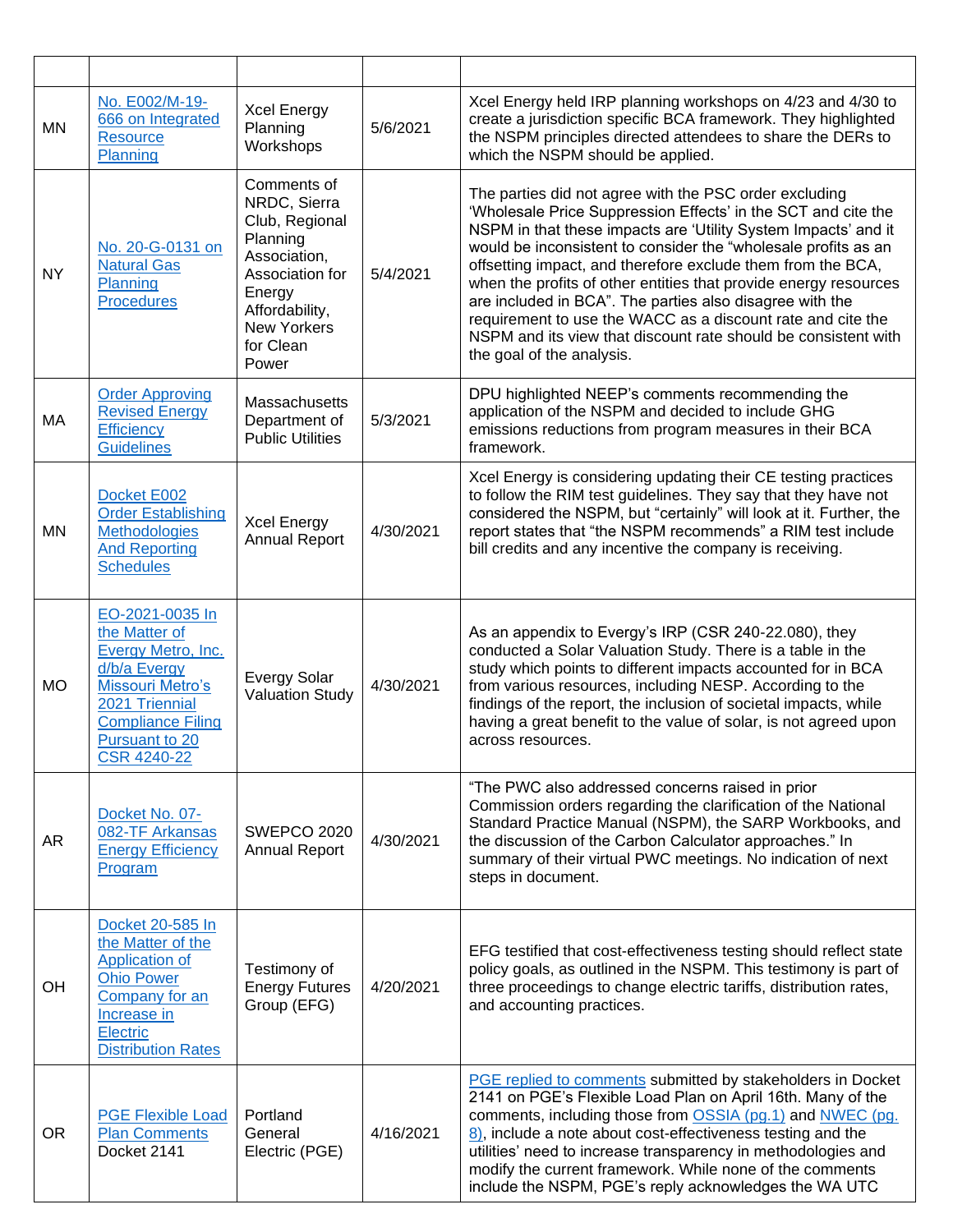| | | | | |
|---|---|---|---|---|
| MN | No. E002/M-19-666 on Integrated Resource Planning | Xcel Energy Planning Workshops | 5/6/2021 | Xcel Energy held IRP planning workshops on 4/23 and 4/30 to create a jurisdiction specific BCA framework. They highlighted the NSPM principles directed attendees to share the DERs to which the NSPM should be applied. |
| NY | No. 20-G-0131 on Natural Gas Planning Procedures | Comments of NRDC, Sierra Club, Regional Planning Association, Association for Energy Affordability, New Yorkers for Clean Power | 5/4/2021 | The parties did not agree with the PSC order excluding 'Wholesale Price Suppression Effects' in the SCT and cite the NSPM in that these impacts are 'Utility System Impacts' and it would be inconsistent to consider the "wholesale profits as an offsetting impact, and therefore exclude them from the BCA, when the profits of other entities that provide energy resources are included in BCA". The parties also disagree with the requirement to use the WACC as a discount rate and cite the NSPM and its view that discount rate should be consistent with the goal of the analysis. |
| MA | Order Approving Revised Energy Efficiency Guidelines | Massachusetts Department of Public Utilities | 5/3/2021 | DPU highlighted NEEP's comments recommending the application of the NSPM and decided to include GHG emissions reductions from program measures in their BCA framework. |
| MN | Docket E002 Order Establishing Methodologies And Reporting Schedules | Xcel Energy Annual Report | 4/30/2021 | Xcel Energy is considering updating their CE testing practices to follow the RIM test guidelines. They say that they have not considered the NSPM, but "certainly" will look at it. Further, the report states that "the NSPM recommends" a RIM test include bill credits and any incentive the company is receiving. |
| MO | EO-2021-0035 In the Matter of Evergy Metro, Inc. d/b/a Evergy Missouri Metro's 2021 Triennial Compliance Filing Pursuant to 20 CSR 4240-22 | Evergy Solar Valuation Study | 4/30/2021 | As an appendix to Evergy's IRP (CSR 240-22.080), they conducted a Solar Valuation Study. There is a table in the study which points to different impacts accounted for in BCA from various resources, including NESP. According to the findings of the report, the inclusion of societal impacts, while having a great benefit to the value of solar, is not agreed upon across resources. |
| AR | Docket No. 07-082-TF Arkansas Energy Efficiency Program | SWEPCO 2020 Annual Report | 4/30/2021 | "The PWC also addressed concerns raised in prior Commission orders regarding the clarification of the National Standard Practice Manual (NSPM), the SARP Workbooks, and the discussion of the Carbon Calculator approaches." In summary of their virtual PWC meetings. No indication of next steps in document. |
| OH | Docket 20-585 In the Matter of the Application of Ohio Power Company for an Increase in Electric Distribution Rates | Testimony of Energy Futures Group (EFG) | 4/20/2021 | EFG testified that cost-effectiveness testing should reflect state policy goals, as outlined in the NSPM. This testimony is part of three proceedings to change electric tariffs, distribution rates, and accounting practices. |
| OR | PGE Flexible Load Plan Comments Docket 2141 | Portland General Electric (PGE) | 4/16/2021 | PGE replied to comments submitted by stakeholders in Docket 2141 on PGE's Flexible Load Plan on April 16th. Many of the comments, including those from OSSIA (pg.1) and NWEC (pg. 8), include a note about cost-effectiveness testing and the utilities' need to increase transparency in methodologies and modify the current framework. While none of the comments include the NSPM, PGE's reply acknowledges the WA UTC |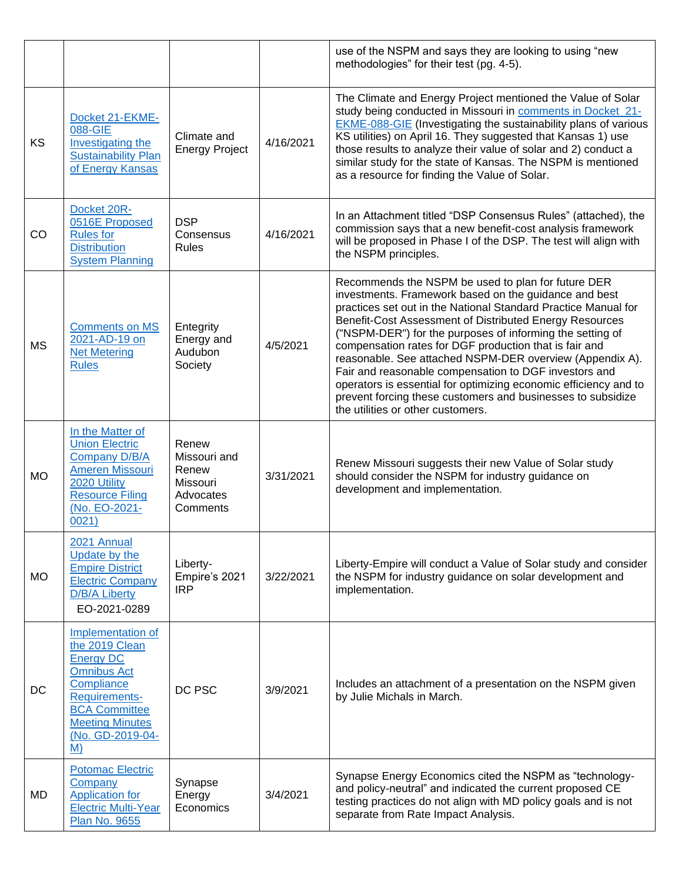| | | | | |
|---|---|---|---|---|
| | | | | use of the NSPM and says they are looking to using "new methodologies" for their test (pg. 4-5). |
| KS | Docket 21-EKME-088-GIE Investigating the Sustainability Plan of Energy Kansas | Climate and Energy Project | 4/16/2021 | The Climate and Energy Project mentioned the Value of Solar study being conducted in Missouri in comments in Docket 21-EKME-088-GIE (Investigating the sustainability plans of various KS utilities) on April 16. They suggested that Kansas 1) use those results to analyze their value of solar and 2) conduct a similar study for the state of Kansas. The NSPM is mentioned as a resource for finding the Value of Solar. |
| CO | Docket 20R-0516E Proposed Rules for Distribution System Planning | DSP Consensus Rules | 4/16/2021 | In an Attachment titled "DSP Consensus Rules" (attached), the commission says that a new benefit-cost analysis framework will be proposed in Phase I of the DSP. The test will align with the NSPM principles. |
| MS | Comments on MS 2021-AD-19 on Net Metering Rules | Entegrity Energy and Audubon Society | 4/5/2021 | Recommends the NSPM be used to plan for future DER investments. Framework based on the guidance and best practices set out in the National Standard Practice Manual for Benefit-Cost Assessment of Distributed Energy Resources ("NSPM-DER") for the purposes of informing the setting of compensation rates for DGF production that is fair and reasonable. See attached NSPM-DER overview (Appendix A). Fair and reasonable compensation to DGF investors and operators is essential for optimizing economic efficiency and to prevent forcing these customers and businesses to subsidize the utilities or other customers. |
| MO | In the Matter of Union Electric Company D/B/A Ameren Missouri 2020 Utility Resource Filing (No. EO-2021-0021) | Renew Missouri and Renew Missouri Advocates Comments | 3/31/2021 | Renew Missouri suggests their new Value of Solar study should consider the NSPM for industry guidance on development and implementation. |
| MO | 2021 Annual Update by the Empire District Electric Company D/B/A Liberty EO-2021-0289 | Liberty-Empire's 2021 IRP | 3/22/2021 | Liberty-Empire will conduct a Value of Solar study and consider the NSPM for industry guidance on solar development and implementation. |
| DC | Implementation of the 2019 Clean Energy DC Omnibus Act Compliance Requirements-BCA Committee Meeting Minutes (No. GD-2019-04-M) | DC PSC | 3/9/2021 | Includes an attachment of a presentation on the NSPM given by Julie Michals in March. |
| MD | Potomac Electric Company Application for Electric Multi-Year Plan No. 9655 | Synapse Energy Economics | 3/4/2021 | Synapse Energy Economics cited the NSPM as "technology- and policy-neutral" and indicated the current proposed CE testing practices do not align with MD policy goals and is not separate from Rate Impact Analysis. |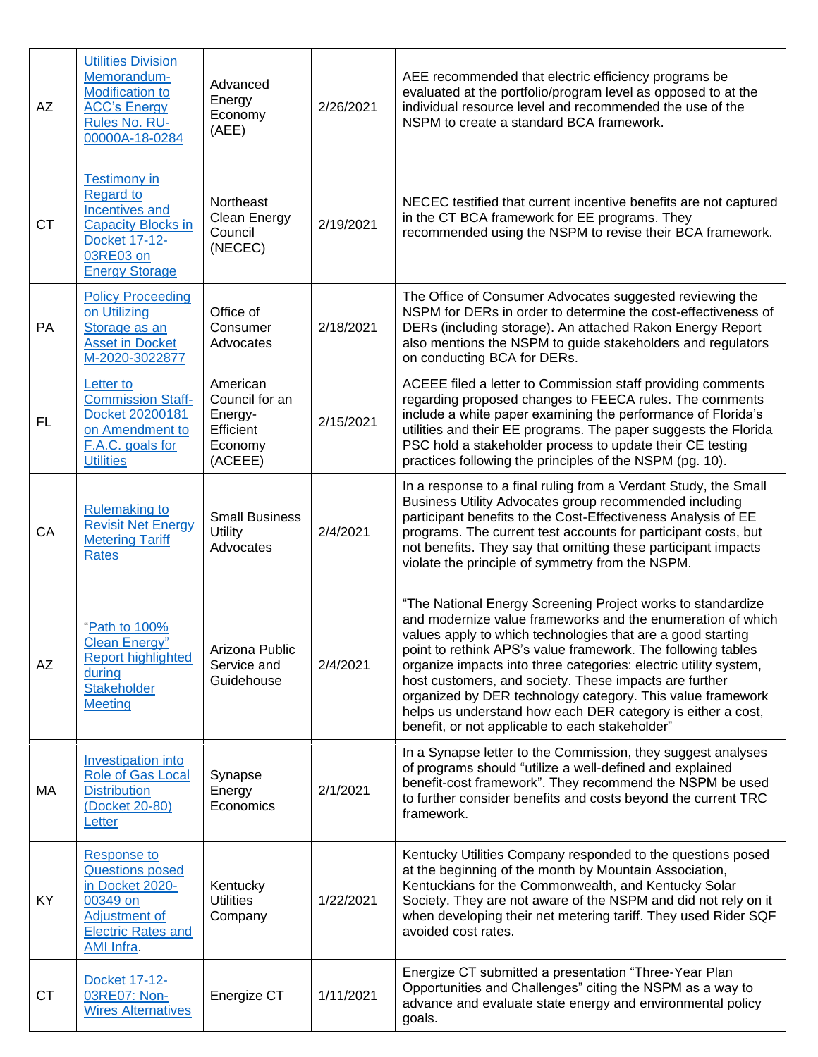| | | | | |
|---|---|---|---|---|
| AZ | Utilities Division Memorandum-Modification to ACC's Energy Rules No. RU-00000A-18-0284 | Advanced Energy Economy (AEE) | 2/26/2021 | AEE recommended that electric efficiency programs be evaluated at the portfolio/program level as opposed to at the individual resource level and recommended the use of the NSPM to create a standard BCA framework. |
| CT | Testimony in Regard to Incentives and Capacity Blocks in Docket 17-12-03RE03 on Energy Storage | Northeast Clean Energy Council (NECEC) | 2/19/2021 | NECEC testified that current incentive benefits are not captured in the CT BCA framework for EE programs. They recommended using the NSPM to revise their BCA framework. |
| PA | Policy Proceeding on Utilizing Storage as an Asset in Docket M-2020-3022877 | Office of Consumer Advocates | 2/18/2021 | The Office of Consumer Advocates suggested reviewing the NSPM for DERs in order to determine the cost-effectiveness of DERs (including storage). An attached Rakon Energy Report also mentions the NSPM to guide stakeholders and regulators on conducting BCA for DERs. |
| FL | Letter to Commission Staff-Docket 20200181 on Amendment to F.A.C. goals for Utilities | American Council for an Energy-Efficient Economy (ACEEE) | 2/15/2021 | ACEEE filed a letter to Commission staff providing comments regarding proposed changes to FEECA rules. The comments include a white paper examining the performance of Florida's utilities and their EE programs. The paper suggests the Florida PSC hold a stakeholder process to update their CE testing practices following the principles of the NSPM (pg. 10). |
| CA | Rulemaking to Revisit Net Energy Metering Tariff Rates | Small Business Utility Advocates | 2/4/2021 | In a response to a final ruling from a Verdant Study, the Small Business Utility Advocates group recommended including participant benefits to the Cost-Effectiveness Analysis of EE programs. The current test accounts for participant costs, but not benefits. They say that omitting these participant impacts violate the principle of symmetry from the NSPM. |
| AZ | "Path to 100% Clean Energy" Report highlighted during Stakeholder Meeting | Arizona Public Service and Guidehouse | 2/4/2021 | "The National Energy Screening Project works to standardize and modernize value frameworks and the enumeration of which values apply to which technologies that are a good starting point to rethink APS's value framework. The following tables organize impacts into three categories: electric utility system, host customers, and society. These impacts are further organized by DER technology category. This value framework helps us understand how each DER category is either a cost, benefit, or not applicable to each stakeholder" |
| MA | Investigation into Role of Gas Local Distribution (Docket 20-80) Letter | Synapse Energy Economics | 2/1/2021 | In a Synapse letter to the Commission, they suggest analyses of programs should "utilize a well-defined and explained benefit-cost framework". They recommend the NSPM be used to further consider benefits and costs beyond the current TRC framework. |
| KY | Response to Questions posed in Docket 2020-00349 on Adjustment of Electric Rates and AMI Infra. | Kentucky Utilities Company | 1/22/2021 | Kentucky Utilities Company responded to the questions posed at the beginning of the month by Mountain Association, Kentuckians for the Commonwealth, and Kentucky Solar Society. They are not aware of the NSPM and did not rely on it when developing their net metering tariff. They used Rider SQF avoided cost rates. |
| CT | Docket 17-12-03RE07: Non-Wires Alternatives | Energize CT | 1/11/2021 | Energize CT submitted a presentation "Three-Year Plan Opportunities and Challenges" citing the NSPM as a way to advance and evaluate state energy and environmental policy goals. |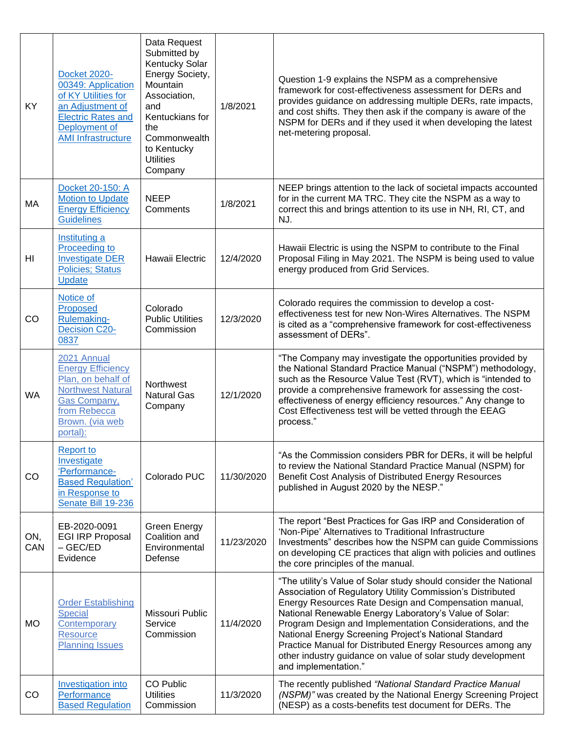| | | | | |
|---|---|---|---|---|
| KY | Docket 2020-00349: Application of KY Utilities for an Adjustment of Electric Rates and Deployment of AMI Infrastructure | Data Request Submitted by Kentucky Solar Energy Society, Mountain Association, and Kentuckians for the Commonwealth to Kentucky Utilities Company | 1/8/2021 | Question 1-9 explains the NSPM as a comprehensive framework for cost-effectiveness assessment for DERs and provides guidance on addressing multiple DERs, rate impacts, and cost shifts. They then ask if the company is aware of the NSPM for DERs and if they used it when developing the latest net-metering proposal. |
| MA | Docket 20-150: A Motion to Update Energy Efficiency Guidelines | NEEP Comments | 1/8/2021 | NEEP brings attention to the lack of societal impacts accounted for in the current MA TRC. They cite the NSPM as a way to correct this and brings attention to its use in NH, RI, CT, and NJ. |
| HI | Instituting a Proceeding to Investigate DER Policies; Status Update | Hawaii Electric | 12/4/2020 | Hawaii Electric is using the NSPM to contribute to the Final Proposal Filing in May 2021. The NSPM is being used to value energy produced from Grid Services. |
| CO | Notice of Proposed Rulemaking-Decision C20-0837 | Colorado Public Utilities Commission | 12/3/2020 | Colorado requires the commission to develop a cost-effectiveness test for new Non-Wires Alternatives. The NSPM is cited as a "comprehensive framework for cost-effectiveness assessment of DERs". |
| WA | 2021 Annual Energy Efficiency Plan, on behalf of Northwest Natural Gas Company, from Rebecca Brown. (via web portal): | Northwest Natural Gas Company | 12/1/2020 | "The Company may investigate the opportunities provided by the National Standard Practice Manual ("NSPM") methodology, such as the Resource Value Test (RVT), which is "intended to provide a comprehensive framework for assessing the cost-effectiveness of energy efficiency resources." Any change to Cost Effectiveness test will be vetted through the EEAG process." |
| CO | Report to Investigate 'Performance-Based Regulation' in Response to Senate Bill 19-236 | Colorado PUC | 11/30/2020 | "As the Commission considers PBR for DERs, it will be helpful to review the National Standard Practice Manual (NSPM) for Benefit Cost Analysis of Distributed Energy Resources published in August 2020 by the NESP." |
| ON, CAN | EB-2020-0091 EGI IRP Proposal – GEC/ED Evidence | Green Energy Coalition and Environmental Defense | 11/23/2020 | The report "Best Practices for Gas IRP and Consideration of 'Non-Pipe' Alternatives to Traditional Infrastructure Investments" describes how the NSPM can guide Commissions on developing CE practices that align with policies and outlines the core principles of the manual. |
| MO | Order Establishing Special Contemporary Resource Planning Issues | Missouri Public Service Commission | 11/4/2020 | "The utility's Value of Solar study should consider the National Association of Regulatory Utility Commission's Distributed Energy Resources Rate Design and Compensation manual, National Renewable Energy Laboratory's Value of Solar: Program Design and Implementation Considerations, and the National Energy Screening Project's National Standard Practice Manual for Distributed Energy Resources among any other industry guidance on value of solar study development and implementation." |
| CO | Investigation into Performance Based Regulation | CO Public Utilities Commission | 11/3/2020 | The recently published *"National Standard Practice Manual (NSPM)"* was created by the National Energy Screening Project (NESP) as a costs-benefits test document for DERs. The |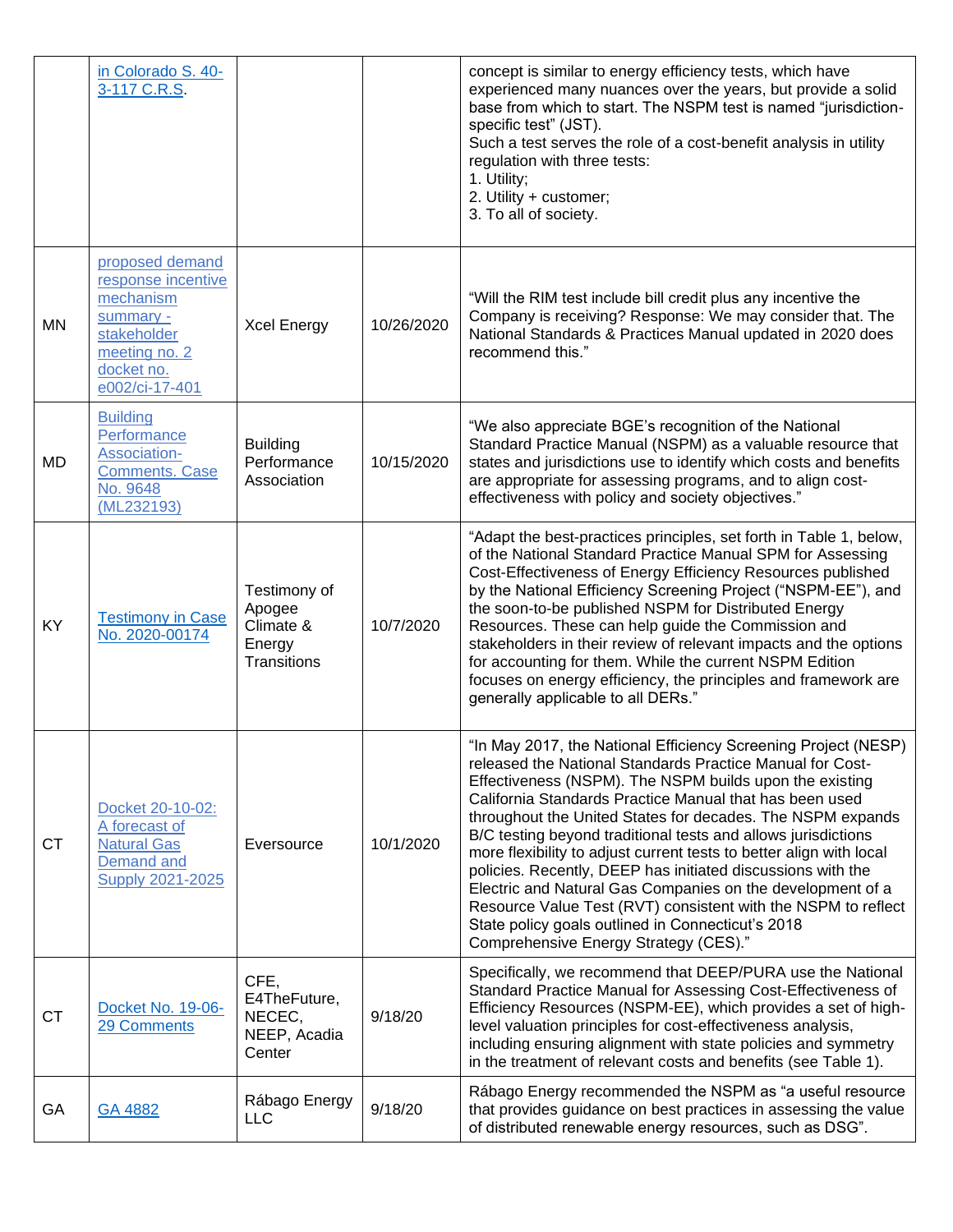| | | | | |
|---|---|---|---|---|
| CT | in Colorado S. 40-3-117 C.R.S. | | | concept is similar to energy efficiency tests, which have experienced many nuances over the years, but provide a solid base from which to start. The NSPM test is named "jurisdiction-specific test" (JST).<br>Such a test serves the role of a cost-benefit analysis in utility regulation with three tests:<br>1. Utility;<br>2. Utility + customer;<br>3. To all of society. |
| MN | proposed demand response incentive mechanism summary - stakeholder meeting no. 2 docket no. e002/ci-17-401 | Xcel Energy | 10/26/2020 | "Will the RIM test include bill credit plus any incentive the Company is receiving? Response: We may consider that. The National Standards & Practices Manual updated in 2020 does recommend this." |
| MD | Building Performance Association-Comments. Case No. 9648 (ML232193) | Building Performance Association | 10/15/2020 | "We also appreciate BGE's recognition of the National Standard Practice Manual (NSPM) as a valuable resource that states and jurisdictions use to identify which costs and benefits are appropriate for assessing programs, and to align cost-effectiveness with policy and society objectives." |
| KY | Testimony in Case No. 2020-00174 | Testimony of Apogee Climate & Energy Transitions | 10/7/2020 | "Adapt the best-practices principles, set forth in Table 1, below, of the National Standard Practice Manual SPM for Assessing Cost-Effectiveness of Energy Efficiency Resources published by the National Efficiency Screening Project ("NSPM-EE"), and the soon-to-be published NSPM for Distributed Energy Resources. These can help guide the Commission and stakeholders in their review of relevant impacts and the options for accounting for them. While the current NSPM Edition focuses on energy efficiency, the principles and framework are generally applicable to all DERs." |
| CT | Docket 20-10-02: A forecast of Natural Gas Demand and Supply 2021-2025 | Eversource | 10/1/2020 | "In May 2017, the National Efficiency Screening Project (NESP) released the National Standards Practice Manual for Cost-Effectiveness (NSPM). The NSPM builds upon the existing California Standards Practice Manual that has been used throughout the United States for decades. The NSPM expands B/C testing beyond traditional tests and allows jurisdictions more flexibility to adjust current tests to better align with local policies. Recently, DEEP has initiated discussions with the Electric and Natural Gas Companies on the development of a Resource Value Test (RVT) consistent with the NSPM to reflect State policy goals outlined in Connecticut's 2018 Comprehensive Energy Strategy (CES)." |
| CT | Docket No. 19-06-29 Comments | CFE, E4TheFuture, NECEC, NEEP, Acadia Center | 9/18/20 | Specifically, we recommend that DEEP/PURA use the National Standard Practice Manual for Assessing Cost-Effectiveness of Efficiency Resources (NSPM-EE), which provides a set of high-level valuation principles for cost-effectiveness analysis, including ensuring alignment with state policies and symmetry in the treatment of relevant costs and benefits (see Table 1). |
| GA | GA 4882 | Rábago Energy LLC | 9/18/20 | Rábago Energy recommended the NSPM as "a useful resource that provides guidance on best practices in assessing the value of distributed renewable energy resources, such as DSG". |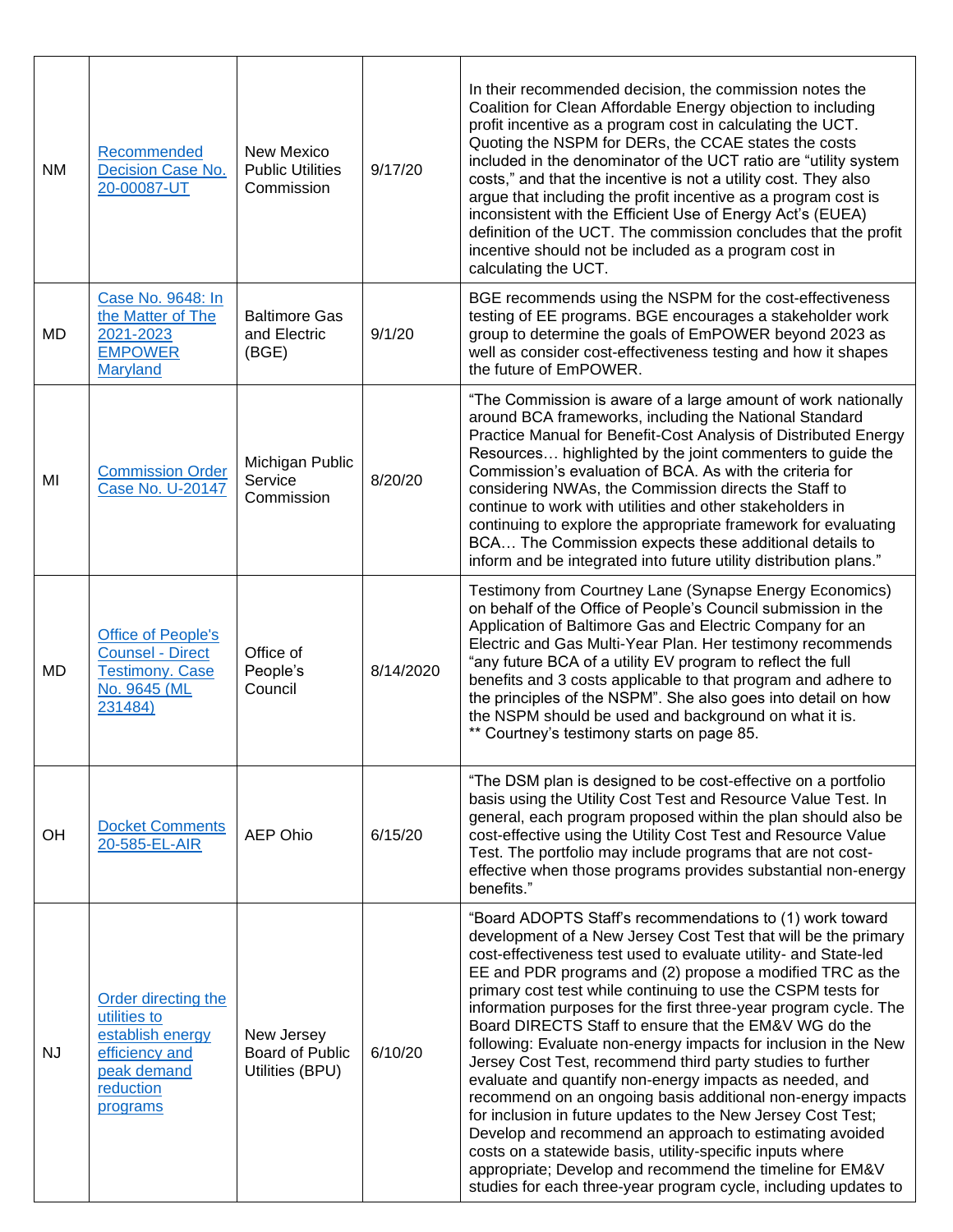| NM | Recommended Decision Case No. 20-00087-UT | New Mexico Public Utilities Commission | 9/17/20 | In their recommended decision, the commission notes the Coalition for Clean Affordable Energy objection to including profit incentive as a program cost in calculating the UCT. Quoting the NSPM for DERs, the CCAE states the costs included in the denominator of the UCT ratio are "utility system costs," and that the incentive is not a utility cost. They also argue that including the profit incentive as a program cost is inconsistent with the Efficient Use of Energy Act's (EUEA) definition of the UCT. The commission concludes that the profit incentive should not be included as a program cost in calculating the UCT. |
|---|---|---|---|---|
| MD | Case No. 9648: In the Matter of The 2021-2023 EMPOWER Maryland | Baltimore Gas and Electric (BGE) | 9/1/20 | BGE recommends using the NSPM for the cost-effectiveness testing of EE programs. BGE encourages a stakeholder work group to determine the goals of EmPOWER beyond 2023 as well as consider cost-effectiveness testing and how it shapes the future of EmPOWER. |
| MI | Commission Order Case No. U-20147 | Michigan Public Service Commission | 8/20/20 | "The Commission is aware of a large amount of work nationally around BCA frameworks, including the National Standard Practice Manual for Benefit-Cost Analysis of Distributed Energy Resources… highlighted by the joint commenters to guide the Commission's evaluation of BCA. As with the criteria for considering NWAs, the Commission directs the Staff to continue to work with utilities and other stakeholders in continuing to explore the appropriate framework for evaluating BCA… The Commission expects these additional details to inform and be integrated into future utility distribution plans." |
| MD | Office of People's Counsel - Direct Testimony. Case No. 9645 (ML 231484) | Office of People's Council | 8/14/2020 | Testimony from Courtney Lane (Synapse Energy Economics) on behalf of the Office of People's Council submission in the Application of Baltimore Gas and Electric Company for an Electric and Gas Multi-Year Plan. Her testimony recommends "any future BCA of a utility EV program to reflect the full benefits and 3 costs applicable to that program and adhere to the principles of the NSPM". She also goes into detail on how the NSPM should be used and background on what it is. ** Courtney's testimony starts on page 85. |
| OH | Docket Comments 20-585-EL-AIR | AEP Ohio | 6/15/20 | "The DSM plan is designed to be cost-effective on a portfolio basis using the Utility Cost Test and Resource Value Test. In general, each program proposed within the plan should also be cost-effective using the Utility Cost Test and Resource Value Test. The portfolio may include programs that are not cost-effective when those programs provides substantial non-energy benefits." |
| NJ | Order directing the utilities to establish energy efficiency and peak demand reduction programs | New Jersey Board of Public Utilities (BPU) | 6/10/20 | "Board ADOPTS Staff's recommendations to (1) work toward development of a New Jersey Cost Test that will be the primary cost-effectiveness test used to evaluate utility- and State-led EE and PDR programs and (2) propose a modified TRC as the primary cost test while continuing to use the CSPM tests for information purposes for the first three-year program cycle. The Board DIRECTS Staff to ensure that the EM&V WG do the following: Evaluate non-energy impacts for inclusion in the New Jersey Cost Test, recommend third party studies to further evaluate and quantify non-energy impacts as needed, and recommend on an ongoing basis additional non-energy impacts for inclusion in future updates to the New Jersey Cost Test; Develop and recommend an approach to estimating avoided costs on a statewide basis, utility-specific inputs where appropriate; Develop and recommend the timeline for EM&V studies for each three-year program cycle, including updates to |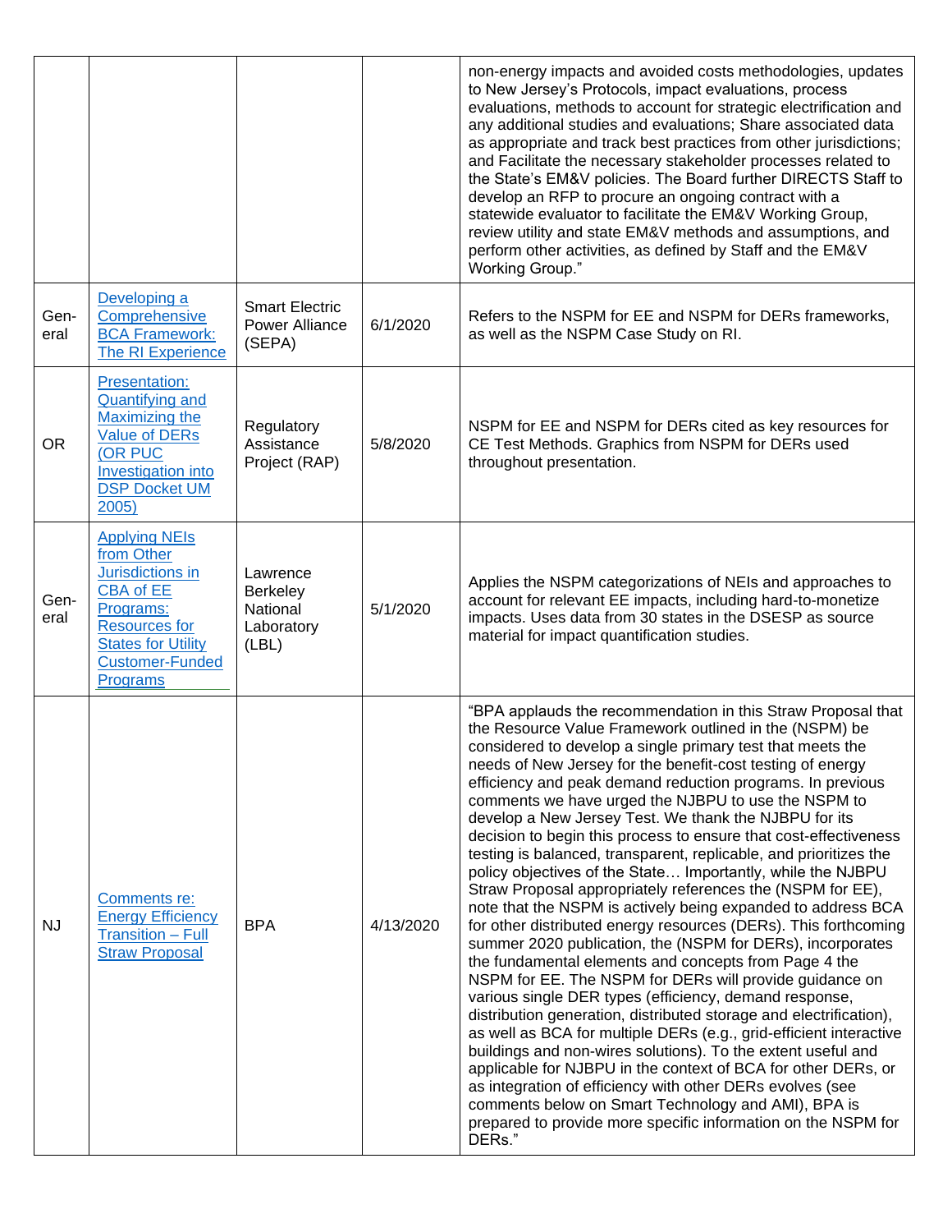| | | | | |
|---|---|---|---|---|
| | | | | non-energy impacts and avoided costs methodologies, updates to New Jersey's Protocols, impact evaluations, process evaluations, methods to account for strategic electrification and any additional studies and evaluations; Share associated data as appropriate and track best practices from other jurisdictions; and Facilitate the necessary stakeholder processes related to the State's EM&V policies. The Board further DIRECTS Staff to develop an RFP to procure an ongoing contract with a statewide evaluator to facilitate the EM&V Working Group, review utility and state EM&V methods and assumptions, and perform other activities, as defined by Staff and the EM&V Working Group." |
| Gen-eral | Developing a Comprehensive BCA Framework: The RI Experience | Smart Electric Power Alliance (SEPA) | 6/1/2020 | Refers to the NSPM for EE and NSPM for DERs frameworks, as well as the NSPM Case Study on RI. |
| OR | Presentation: Quantifying and Maximizing the Value of DERs (OR PUC Investigation into DSP Docket UM 2005) | Regulatory Assistance Project (RAP) | 5/8/2020 | NSPM for EE and NSPM for DERs cited as key resources for CE Test Methods. Graphics from NSPM for DERs used throughout presentation. |
| Gen-eral | Applying NEIs from Other Jurisdictions in CBA of EE Programs: Resources for States for Utility Customer-Funded Programs | Lawrence Berkeley National Laboratory (LBL) | 5/1/2020 | Applies the NSPM categorizations of NEIs and approaches to account for relevant EE impacts, including hard-to-monetize impacts. Uses data from 30 states in the DSESP as source material for impact quantification studies. |
| NJ | Comments re: Energy Efficiency Transition – Full Straw Proposal | BPA | 4/13/2020 | "BPA applauds the recommendation in this Straw Proposal that the Resource Value Framework outlined in the (NSPM) be considered to develop a single primary test that meets the needs of New Jersey for the benefit-cost testing of energy efficiency and peak demand reduction programs. In previous comments we have urged the NJBPU to use the NSPM to develop a New Jersey Test. We thank the NJBPU for its decision to begin this process to ensure that cost-effectiveness testing is balanced, transparent, replicable, and prioritizes the policy objectives of the State… Importantly, while the NJBPU Straw Proposal appropriately references the (NSPM for EE), note that the NSPM is actively being expanded to address BCA for other distributed energy resources (DERs). This forthcoming summer 2020 publication, the (NSPM for DERs), incorporates the fundamental elements and concepts from Page 4 the NSPM for EE. The NSPM for DERs will provide guidance on various single DER types (efficiency, demand response, distribution generation, distributed storage and electrification), as well as BCA for multiple DERs (e.g., grid-efficient interactive buildings and non-wires solutions). To the extent useful and applicable for NJBPU in the context of BCA for other DERs, or as integration of efficiency with other DERs evolves (see comments below on Smart Technology and AMI), BPA is prepared to provide more specific information on the NSPM for DERs." |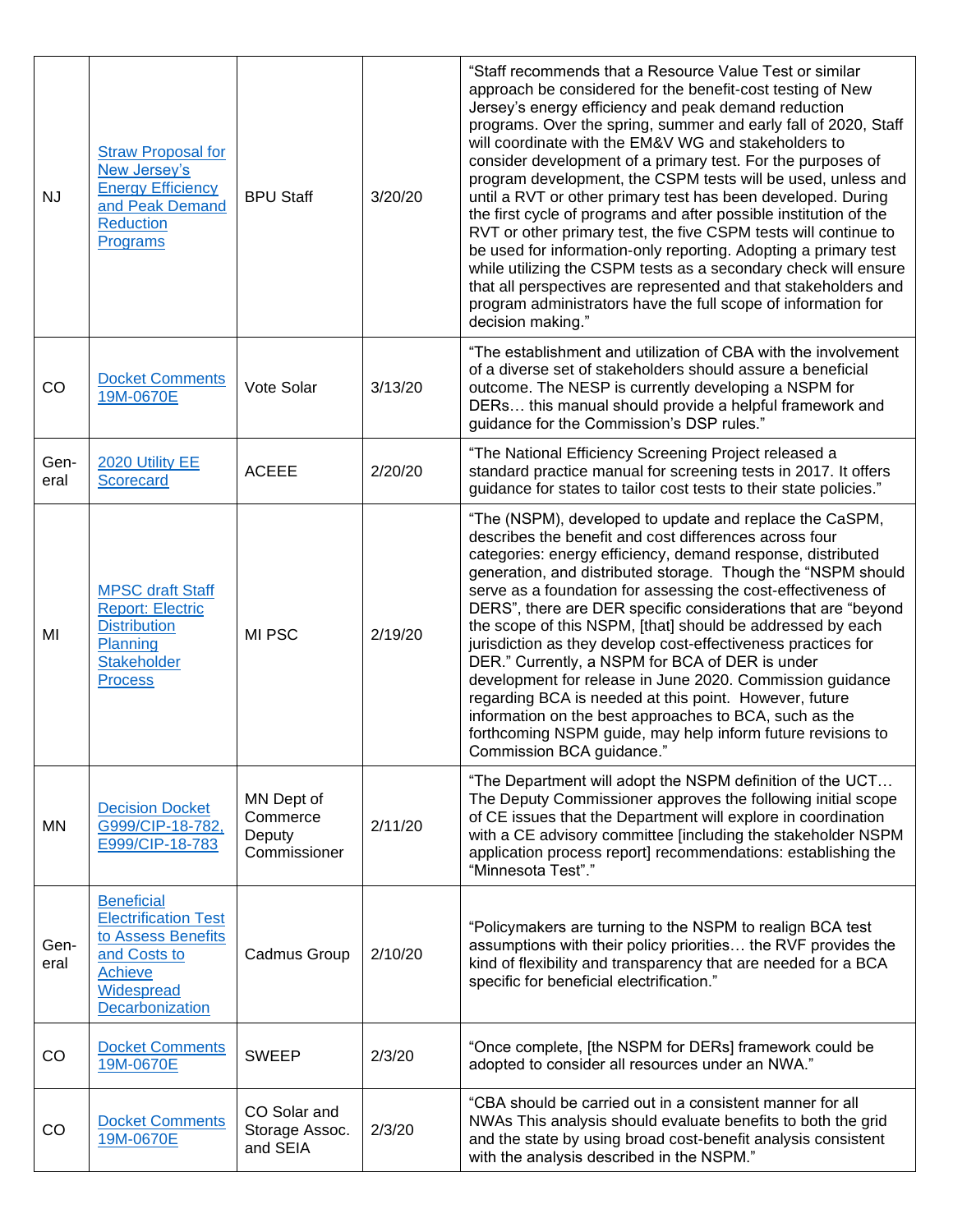| NJ | [Straw Proposal for New Jersey's Energy Efficiency and Peak Demand Reduction Programs] | BPU Staff | 3/20/20 | "Staff recommends that a Resource Value Test or similar approach be considered for the benefit-cost testing of New Jersey's energy efficiency and peak demand reduction programs. Over the spring, summer and early fall of 2020, Staff will coordinate with the EM&V WG and stakeholders to consider development of a primary test. For the purposes of program development, the CSPM tests will be used, unless and until a RVT or other primary test has been developed. During the first cycle of programs and after possible institution of the RVT or other primary test, the five CSPM tests will continue to be used for information-only reporting. Adopting a primary test while utilizing the CSPM tests as a secondary check will ensure that all perspectives are represented and that stakeholders and program administrators have the full scope of information for decision making." |
|---|---|---|---|---|
| CO | [Docket Comments 19M-0670E] | Vote Solar | 3/13/20 | "The establishment and utilization of CBA with the involvement of a diverse set of stakeholders should assure a beneficial outcome. The NESP is currently developing a NSPM for DERs… this manual should provide a helpful framework and guidance for the Commission's DSP rules." |
| General | [2020 Utility EE Scorecard] | ACEEE | 2/20/20 | "The National Efficiency Screening Project released a standard practice manual for screening tests in 2017. It offers guidance for states to tailor cost tests to their state policies." |
| MI | [MPSC draft Staff Report: Electric Distribution Planning Stakeholder Process] | MI PSC | 2/19/20 | "The (NSPM), developed to update and replace the CaSPM, describes the benefit and cost differences across four categories: energy efficiency, demand response, distributed generation, and distributed storage. Though the "NSPM should serve as a foundation for assessing the cost-effectiveness of DERS", there are DER specific considerations that are "beyond the scope of this NSPM, [that] should be addressed by each jurisdiction as they develop cost-effectiveness practices for DER." Currently, a NSPM for BCA of DER is under development for release in June 2020. Commission guidance regarding BCA is needed at this point. However, future information on the best approaches to BCA, such as the forthcoming NSPM guide, may help inform future revisions to Commission BCA guidance." |
| MN | [Decision Docket G999/CIP-18-782, E999/CIP-18-783] | MN Dept of Commerce Deputy Commissioner | 2/11/20 | "The Department will adopt the NSPM definition of the UCT… The Deputy Commissioner approves the following initial scope of CE issues that the Department will explore in coordination with a CE advisory committee [including the stakeholder NSPM application process report] recommendations: establishing the "Minnesota Test"." |
| General | [Beneficial Electrification Test to Assess Benefits and Costs to Achieve Widespread Decarbonization] | Cadmus Group | 2/10/20 | "Policymakers are turning to the NSPM to realign BCA test assumptions with their policy priorities… the RVF provides the kind of flexibility and transparency that are needed for a BCA specific for beneficial electrification." |
| CO | [Docket Comments 19M-0670E] | SWEEP | 2/3/20 | "Once complete, [the NSPM for DERs] framework could be adopted to consider all resources under an NWA." |
| CO | [Docket Comments 19M-0670E] | CO Solar and Storage Assoc. and SEIA | 2/3/20 | "CBA should be carried out in a consistent manner for all NWAs This analysis should evaluate benefits to both the grid and the state by using broad cost-benefit analysis consistent with the analysis described in the NSPM." |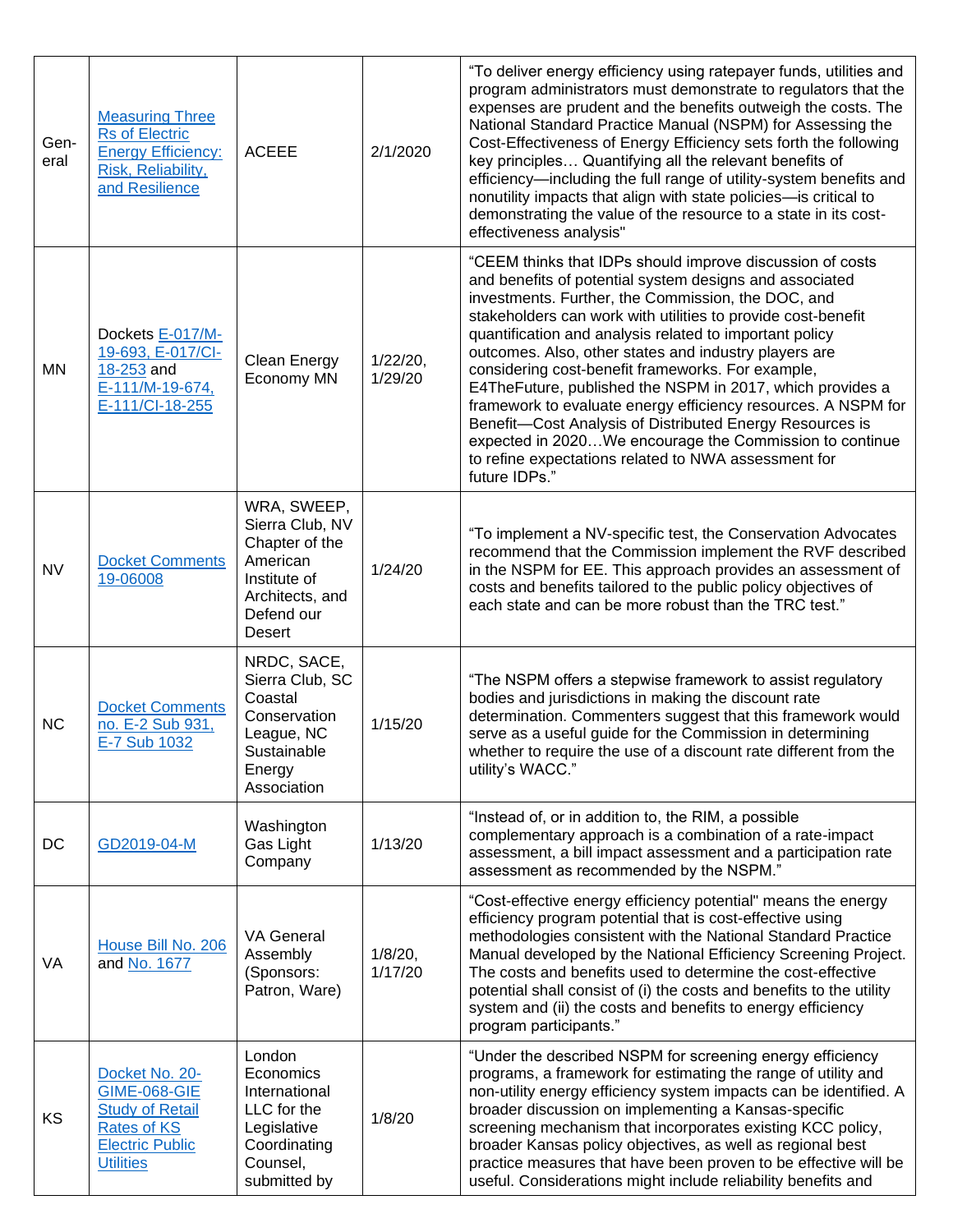| | | | | |
|---|---|---|---|---|
| General | Measuring Three Rs of Electric Energy Efficiency: Risk, Reliability, and Resilience | ACEEE | 2/1/2020 | "To deliver energy efficiency using ratepayer funds, utilities and program administrators must demonstrate to regulators that the expenses are prudent and the benefits outweigh the costs. The National Standard Practice Manual (NSPM) for Assessing the Cost-Effectiveness of Energy Efficiency sets forth the following key principles… Quantifying all the relevant benefits of efficiency—including the full range of utility-system benefits and nonutility impacts that align with state policies—is critical to demonstrating the value of the resource to a state in its cost-effectiveness analysis" |
| MN | Dockets E-017/M-19-693, E-017/CI-18-253 and E-111/M-19-674, E-111/CI-18-255 | Clean Energy Economy MN | 1/22/20, 1/29/20 | "CEEM thinks that IDPs should improve discussion of costs and benefits of potential system designs and associated investments. Further, the Commission, the DOC, and stakeholders can work with utilities to provide cost-benefit quantification and analysis related to important policy outcomes. Also, other states and industry players are considering cost-benefit frameworks. For example, E4TheFuture, published the NSPM in 2017, which provides a framework to evaluate energy efficiency resources. A NSPM for Benefit—Cost Analysis of Distributed Energy Resources is expected in 2020…We encourage the Commission to continue to refine expectations related to NWA assessment for future IDPs." |
| NV | Docket Comments 19-06008 | WRA, SWEEP, Sierra Club, NV Chapter of the American Institute of Architects, and Defend our Desert | 1/24/20 | "To implement a NV-specific test, the Conservation Advocates recommend that the Commission implement the RVF described in the NSPM for EE. This approach provides an assessment of costs and benefits tailored to the public policy objectives of each state and can be more robust than the TRC test." |
| NC | Docket Comments no. E-2 Sub 931, E-7 Sub 1032 | NRDC, SACE, Sierra Club, SC Coastal Conservation League, NC Sustainable Energy Association | 1/15/20 | "The NSPM offers a stepwise framework to assist regulatory bodies and jurisdictions in making the discount rate determination. Commenters suggest that this framework would serve as a useful guide for the Commission in determining whether to require the use of a discount rate different from the utility's WACC." |
| DC | GD2019-04-M | Washington Gas Light Company | 1/13/20 | "Instead of, or in addition to, the RIM, a possible complementary approach is a combination of a rate-impact assessment, a bill impact assessment and a participation rate assessment as recommended by the NSPM." |
| VA | House Bill No. 206 and No. 1677 | VA General Assembly (Sponsors: Patron, Ware) | 1/8/20, 1/17/20 | "Cost-effective energy efficiency potential" means the energy efficiency program potential that is cost-effective using methodologies consistent with the National Standard Practice Manual developed by the National Efficiency Screening Project. The costs and benefits used to determine the cost-effective potential shall consist of (i) the costs and benefits to the utility system and (ii) the costs and benefits to energy efficiency program participants." |
| KS | Docket No. 20-GIME-068-GIE Study of Retail Rates of KS Electric Public Utilities | London Economics International LLC for the Legislative Coordinating Counsel, submitted by | 1/8/20 | "Under the described NSPM for screening energy efficiency programs, a framework for estimating the range of utility and non-utility energy efficiency system impacts can be identified. A broader discussion on implementing a Kansas-specific screening mechanism that incorporates existing KCC policy, broader Kansas policy objectives, as well as regional best practice measures that have been proven to be effective will be useful. Considerations might include reliability benefits and |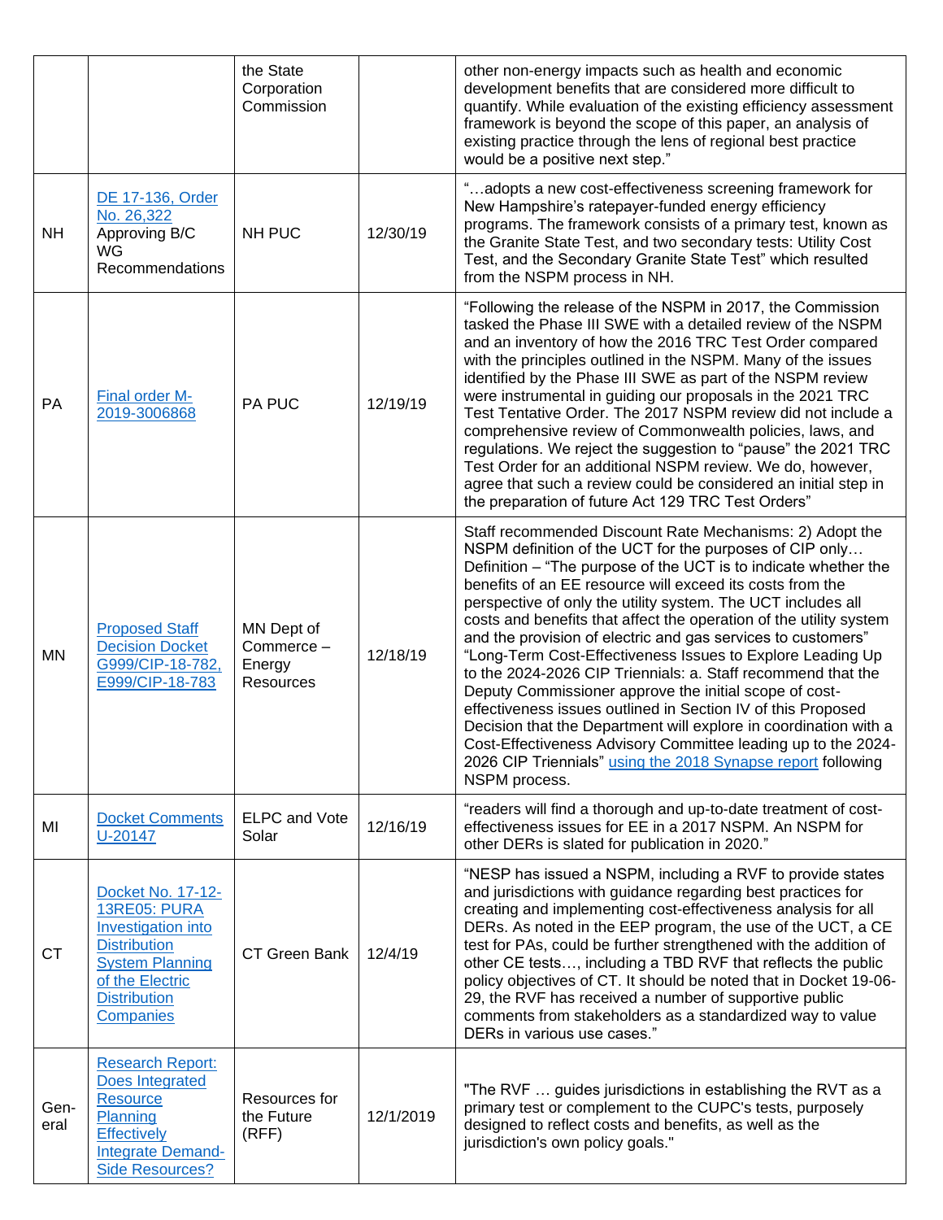|  |  | the State Corporation Commission |  | other non-energy impacts such as health and economic development benefits that are considered more difficult to quantify. While evaluation of the existing efficiency assessment framework is beyond the scope of this paper, an analysis of existing practice through the lens of regional best practice would be a positive next step." |
|---|---|---|---|---|
| NH | DE 17-136, Order No. 26,322 Approving B/C WG Recommendations | NH PUC | 12/30/19 | "…adopts a new cost-effectiveness screening framework for New Hampshire's ratepayer-funded energy efficiency programs. The framework consists of a primary test, known as the Granite State Test, and two secondary tests: Utility Cost Test, and the Secondary Granite State Test" which resulted from the NSPM process in NH. |
| PA | Final order M-2019-3006868 | PA PUC | 12/19/19 | "Following the release of the NSPM in 2017, the Commission tasked the Phase III SWE with a detailed review of the NSPM and an inventory of how the 2016 TRC Test Order compared with the principles outlined in the NSPM. Many of the issues identified by the Phase III SWE as part of the NSPM review were instrumental in guiding our proposals in the 2021 TRC Test Tentative Order. The 2017 NSPM review did not include a comprehensive review of Commonwealth policies, laws, and regulations. We reject the suggestion to "pause" the 2021 TRC Test Order for an additional NSPM review. We do, however, agree that such a review could be considered an initial step in the preparation of future Act 129 TRC Test Orders" |
| MN | Proposed Staff Decision Docket G999/CIP-18-782, E999/CIP-18-783 | MN Dept of Commerce – Energy Resources | 12/18/19 | Staff recommended Discount Rate Mechanisms: 2) Adopt the NSPM definition of the UCT for the purposes of CIP only… Definition – "The purpose of the UCT is to indicate whether the benefits of an EE resource will exceed its costs from the perspective of only the utility system. The UCT includes all costs and benefits that affect the operation of the utility system and the provision of electric and gas services to customers" "Long-Term Cost-Effectiveness Issues to Explore Leading Up to the 2024-2026 CIP Triennials: a. Staff recommend that the Deputy Commissioner approve the initial scope of cost-effectiveness issues outlined in Section IV of this Proposed Decision that the Department will explore in coordination with a Cost-Effectiveness Advisory Committee leading up to the 2024-2026 CIP Triennials" using the 2018 Synapse report following NSPM process. |
| MI | Docket Comments U-20147 | ELPC and Vote Solar | 12/16/19 | "readers will find a thorough and up-to-date treatment of cost-effectiveness issues for EE in a 2017 NSPM. An NSPM for other DERs is slated for publication in 2020." |
| CT | Docket No. 17-12-13RE05: PURA Investigation into Distribution System Planning of the Electric Distribution Companies | CT Green Bank | 12/4/19 | "NESP has issued a NSPM, including a RVF to provide states and jurisdictions with guidance regarding best practices for creating and implementing cost-effectiveness analysis for all DERs. As noted in the EEP program, the use of the UCT, a CE test for PAs, could be further strengthened with the addition of other CE tests…, including a TBD RVF that reflects the public policy objectives of CT. It should be noted that in Docket 19-06-29, the RVF has received a number of supportive public comments from stakeholders as a standardized way to value DERs in various use cases." |
| General | Research Report: Does Integrated Resource Planning Effectively Integrate Demand-Side Resources? | Resources for the Future (RFF) | 12/1/2019 | "The RVF … guides jurisdictions in establishing the RVT as a primary test or complement to the CUPC's tests, purposely designed to reflect costs and benefits, as well as the jurisdiction's own policy goals." |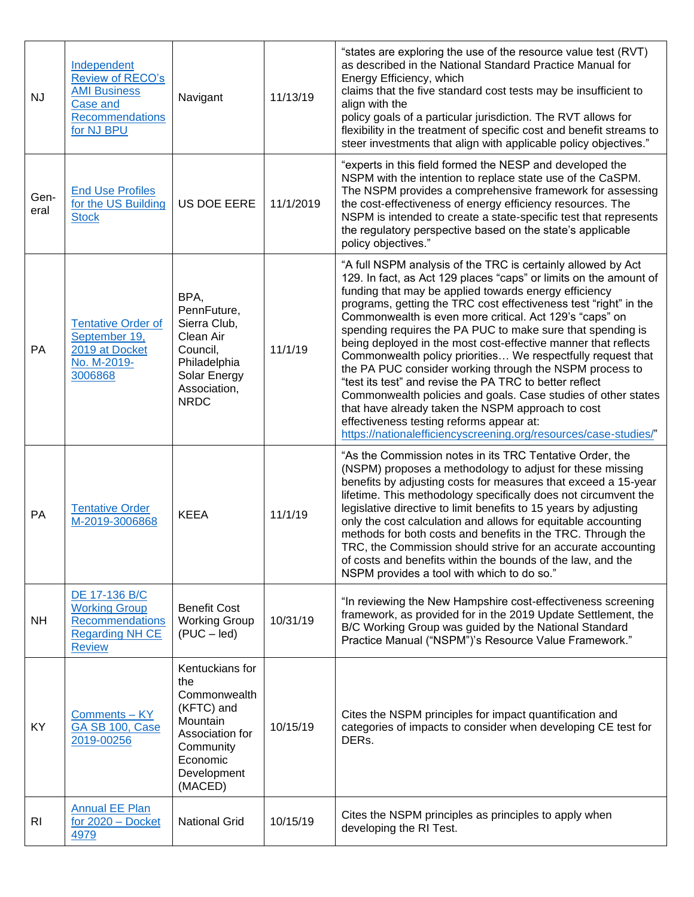| NJ | Independent Review of RECO's AMI Business Case and Recommendations for NJ BPU | Navigant | 11/13/19 | "states are exploring the use of the resource value test (RVT) as described in the National Standard Practice Manual for Energy Efficiency, which claims that the five standard cost tests may be insufficient to align with the policy goals of a particular jurisdiction. The RVT allows for flexibility in the treatment of specific cost and benefit streams to steer investments that align with applicable policy objectives." |
|---|---|---|---|---|
| Gen-eral | End Use Profiles for the US Building Stock | US DOE EERE | 11/1/2019 | "experts in this field formed the NESP and developed the NSPM with the intention to replace state use of the CaSPM. The NSPM provides a comprehensive framework for assessing the cost-effectiveness of energy efficiency resources. The NSPM is intended to create a state-specific test that represents the regulatory perspective based on the state's applicable policy objectives." |
| PA | Tentative Order of September 19, 2019 at Docket No. M-2019-3006868 | BPA, PennFuture, Sierra Club, Clean Air Council, Philadelphia Solar Energy Association, NRDC | 11/1/19 | "A full NSPM analysis of the TRC is certainly allowed by Act 129. In fact, as Act 129 places "caps" or limits on the amount of funding that may be applied towards energy efficiency programs, getting the TRC cost effectiveness test "right" in the Commonwealth is even more critical. Act 129's "caps" on spending requires the PA PUC to make sure that spending is being deployed in the most cost-effective manner that reflects Commonwealth policy priorities… We respectfully request that the PA PUC consider working through the NSPM process to "test its test" and revise the PA TRC to better reflect Commonwealth policies and goals. Case studies of other states that have already taken the NSPM approach to cost effectiveness testing reforms appear at: https://nationalefficiencyscreening.org/resources/case-studies/" |
| PA | Tentative Order M-2019-3006868 | KEEA | 11/1/19 | "As the Commission notes in its TRC Tentative Order, the (NSPM) proposes a methodology to adjust for these missing benefits by adjusting costs for measures that exceed a 15-year lifetime. This methodology specifically does not circumvent the legislative directive to limit benefits to 15 years by adjusting only the cost calculation and allows for equitable accounting methods for both costs and benefits in the TRC. Through the TRC, the Commission should strive for an accurate accounting of costs and benefits within the bounds of the law, and the NSPM provides a tool with which to do so." |
| NH | DE 17-136 B/C Working Group Recommendations Regarding NH CE Review | Benefit Cost Working Group (PUC – led) | 10/31/19 | "In reviewing the New Hampshire cost-effectiveness screening framework, as provided for in the 2019 Update Settlement, the B/C Working Group was guided by the National Standard Practice Manual ("NSPM")'s Resource Value Framework." |
| KY | Comments – KY GA SB 100, Case 2019-00256 | Kentuckians for the Commonwealth (KFTC) and Mountain Association for Community Economic Development (MACED) | 10/15/19 | Cites the NSPM principles for impact quantification and categories of impacts to consider when developing CE test for DERs. |
| RI | Annual EE Plan for 2020 – Docket 4979 | National Grid | 10/15/19 | Cites the NSPM principles as principles to apply when developing the RI Test. |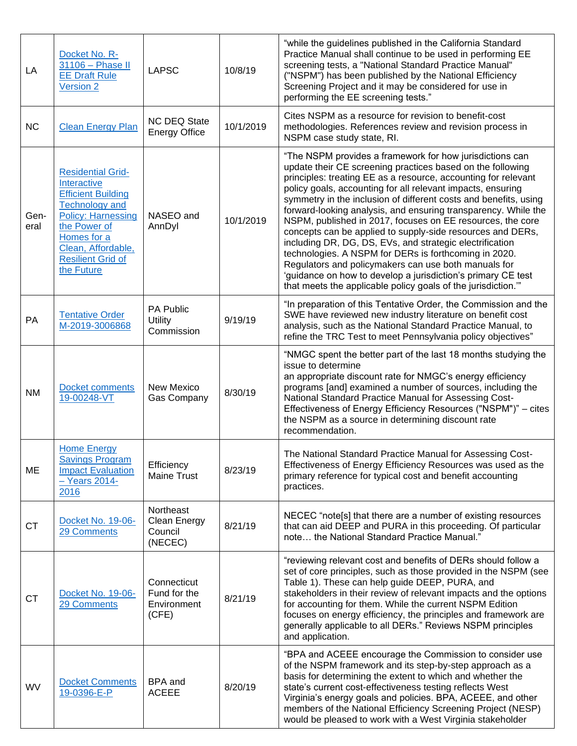| | | | | |
|---|---|---|---|---|
| LA | Docket No. R-31106 – Phase II EE Draft Rule Version 2 | LAPSC | 10/8/19 | “while the guidelines published in the California Standard Practice Manual shall continue to be used in performing EE screening tests, a "National Standard Practice Manual" ("NSPM") has been published by the National Efficiency Screening Project and it may be considered for use in performing the EE screening tests.” |
| NC | Clean Energy Plan | NC DEQ State Energy Office | 10/1/2019 | Cites NSPM as a resource for revision to benefit-cost methodologies. References review and revision process in NSPM case study state, RI. |
| Gen-eral | Residential Grid-Interactive Efficient Building Technology and Policy: Harnessing the Power of Homes for a Clean, Affordable, Resilient Grid of the Future | NASEO and AnnDyl | 10/1/2019 | “The NSPM provides a framework for how jurisdictions can update their CE screening practices based on the following principles: treating EE as a resource, accounting for relevant policy goals, accounting for all relevant impacts, ensuring symmetry in the inclusion of different costs and benefits, using forward-looking analysis, and ensuring transparency. While the NSPM, published in 2017, focuses on EE resources, the core concepts can be applied to supply-side resources and DERs, including DR, DG, DS, EVs, and strategic electrification technologies. A NSPM for DERs is forthcoming in 2020. Regulators and policymakers can use both manuals for ‘guidance on how to develop a jurisdiction’s primary CE test that meets the applicable policy goals of the jurisdiction.’” |
| PA | Tentative Order M-2019-3006868 | PA Public Utility Commission | 9/19/19 | “In preparation of this Tentative Order, the Commission and the SWE have reviewed new industry literature on benefit cost analysis, such as the National Standard Practice Manual, to refine the TRC Test to meet Pennsylvania policy objectives” |
| NM | Docket comments 19-00248-VT | New Mexico Gas Company | 8/30/19 | “NMGC spent the better part of the last 18 months studying the issue to determine an appropriate discount rate for NMGC’s energy efficiency programs [and] examined a number of sources, including the National Standard Practice Manual for Assessing Cost-Effectiveness of Energy Efficiency Resources ("NSPM")” – cites the NSPM as a source in determining discount rate recommendation. |
| ME | Home Energy Savings Program Impact Evaluation – Years 2014-2016 | Efficiency Maine Trust | 8/23/19 | The National Standard Practice Manual for Assessing Cost-Effectiveness of Energy Efficiency Resources was used as the primary reference for typical cost and benefit accounting practices. |
| CT | Docket No. 19-06-29 Comments | Northeast Clean Energy Council (NECEC) | 8/21/19 | NECEC “note[s] that there are a number of existing resources that can aid DEEP and PURA in this proceeding. Of particular note… the National Standard Practice Manual.” |
| CT | Docket No. 19-06-29 Comments | Connecticut Fund for the Environment (CFE) | 8/21/19 | “reviewing relevant cost and benefits of DERs should follow a set of core principles, such as those provided in the NSPM (see Table 1). These can help guide DEEP, PURA, and stakeholders in their review of relevant impacts and the options for accounting for them. While the current NSPM Edition focuses on energy efficiency, the principles and framework are generally applicable to all DERs.” Reviews NSPM principles and application. |
| WV | Docket Comments 19-0396-E-P | BPA and ACEEE | 8/20/19 | “BPA and ACEEE encourage the Commission to consider use of the NSPM framework and its step-by-step approach as a basis for determining the extent to which and whether the state’s current cost-effectiveness testing reflects West Virginia’s energy goals and policies. BPA, ACEEE, and other members of the National Efficiency Screening Project (NESP) would be pleased to work with a West Virginia stakeholder |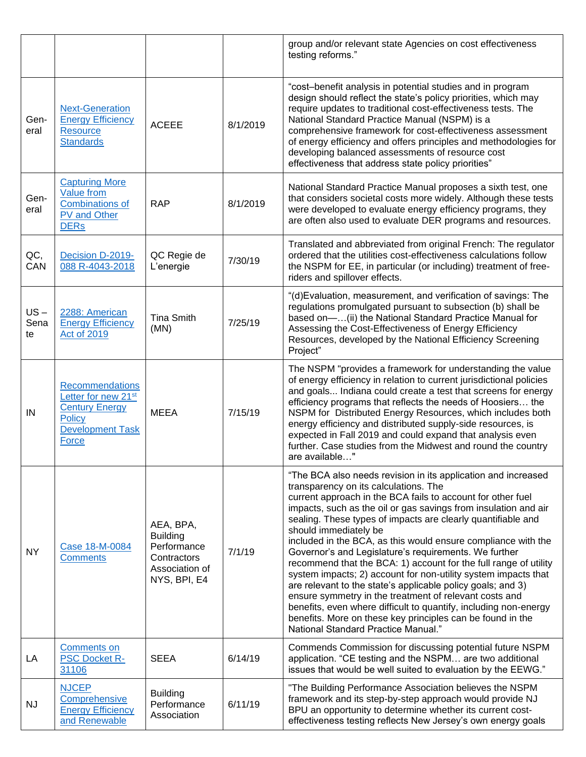| | | | | |
|---|---|---|---|---|
| | | | | group and/or relevant state Agencies on cost effectiveness testing reforms." |
| Gen-eral | Next-Generation Energy Efficiency Resource Standards | ACEEE | 8/1/2019 | "cost–benefit analysis in potential studies and in program design should reflect the state's policy priorities, which may require updates to traditional cost-effectiveness tests. The National Standard Practice Manual (NSPM) is a comprehensive framework for cost-effectiveness assessment of energy efficiency and offers principles and methodologies for developing balanced assessments of resource cost effectiveness that address state policy priorities" |
| Gen-eral | Capturing More Value from Combinations of PV and Other DERs | RAP | 8/1/2019 | National Standard Practice Manual proposes a sixth test, one that considers societal costs more widely. Although these tests were developed to evaluate energy efficiency programs, they are often also used to evaluate DER programs and resources. |
| QC, CAN | Decision D-2019-088 R-4043-2018 | QC Regie de L'energie | 7/30/19 | Translated and abbreviated from original French: The regulator ordered that the utilities cost-effectiveness calculations follow the NSPM for EE, in particular (or including) treatment of free-riders and spillover effects. |
| US – Senate | 2288: American Energy Efficiency Act of 2019 | Tina Smith (MN) | 7/25/19 | "(d)Evaluation, measurement, and verification of savings: The regulations promulgated pursuant to subsection (b) shall be based on—…(ii) the National Standard Practice Manual for Assessing the Cost-Effectiveness of Energy Efficiency Resources, developed by the National Efficiency Screening Project" |
| IN | Recommendations Letter for new 21st Century Energy Policy Development Task Force | MEEA | 7/15/19 | The NSPM "provides a framework for understanding the value of energy efficiency in relation to current jurisdictional policies and goals... Indiana could create a test that screens for energy efficiency programs that reflects the needs of Hoosiers… the NSPM for Distributed Energy Resources, which includes both energy efficiency and distributed supply-side resources, is expected in Fall 2019 and could expand that analysis even further. Case studies from the Midwest and round the country are available…" |
| NY | Case 18-M-0084 Comments | AEA, BPA, Building Performance Contractors Association of NYS, BPI, E4 | 7/1/19 | "The BCA also needs revision in its application and increased transparency on its calculations. The current approach in the BCA fails to account for other fuel impacts, such as the oil or gas savings from insulation and air sealing. These types of impacts are clearly quantifiable and should immediately be included in the BCA, as this would ensure compliance with the Governor's and Legislature's requirements. We further recommend that the BCA: 1) account for the full range of utility system impacts; 2) account for non-utility system impacts that are relevant to the state's applicable policy goals; and 3) ensure symmetry in the treatment of relevant costs and benefits, even where difficult to quantify, including non-energy benefits. More on these key principles can be found in the National Standard Practice Manual." |
| LA | Comments on PSC Docket R-31106 | SEEA | 6/14/19 | Commends Commission for discussing potential future NSPM application. "CE testing and the NSPM… are two additional issues that would be well suited to evaluation by the EEWG." |
| NJ | NJCEP Comprehensive Energy Efficiency and Renewable | Building Performance Association | 6/11/19 | "The Building Performance Association believes the NSPM framework and its step-by-step approach would provide NJ BPU an opportunity to determine whether its current cost-effectiveness testing reflects New Jersey's own energy goals |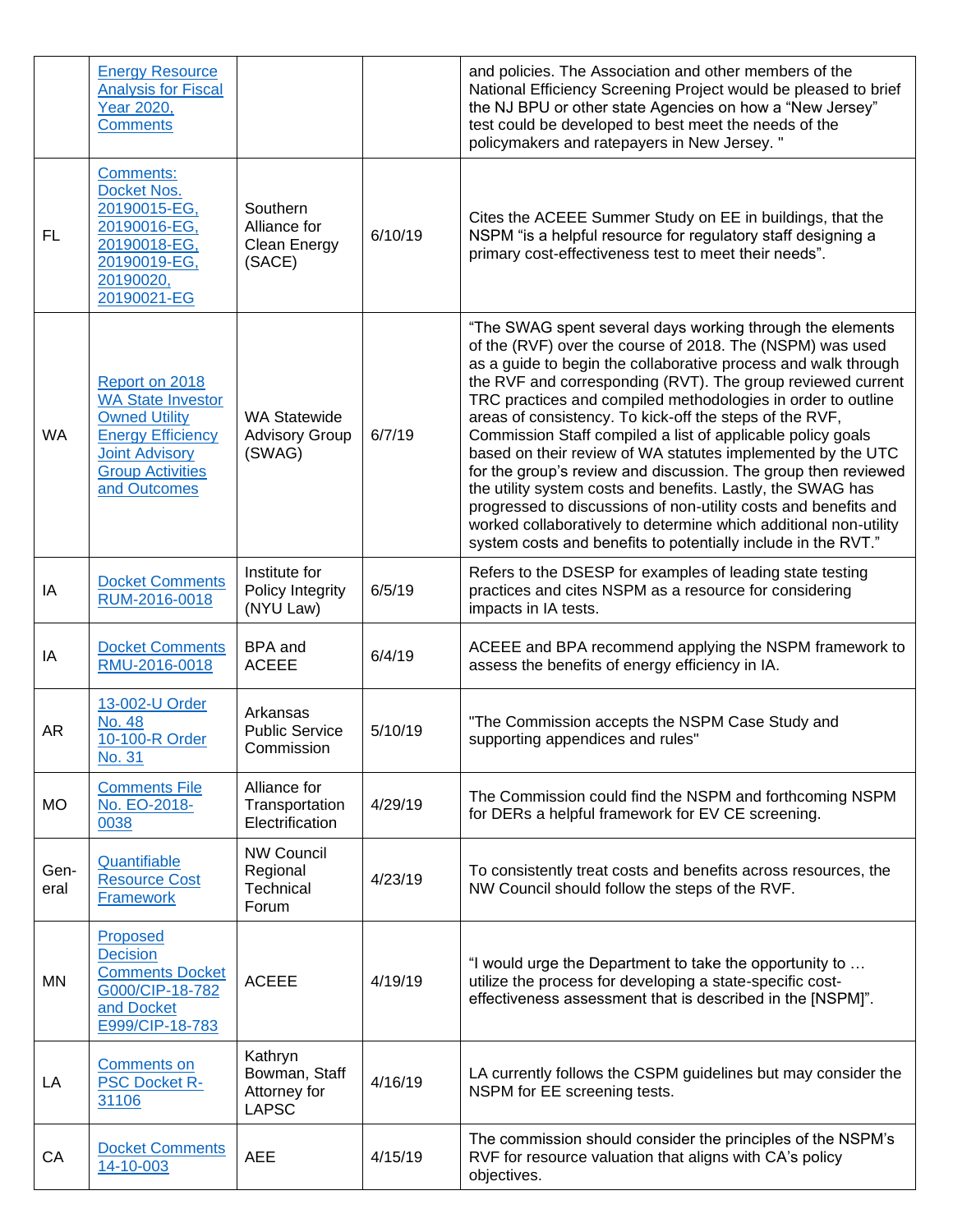| | | | | |
|---|---|---|---|---|
| | Energy Resource Analysis for Fiscal Year 2020, Comments | | | and policies. The Association and other members of the National Efficiency Screening Project would be pleased to brief the NJ BPU or other state Agencies on how a "New Jersey" test could be developed to best meet the needs of the policymakers and ratepayers in New Jersey. " |
| FL | Comments: Docket Nos. 20190015-EG, 20190016-EG, 20190018-EG, 20190019-EG, 20190020, 20190021-EG | Southern Alliance for Clean Energy (SACE) | 6/10/19 | Cites the ACEEE Summer Study on EE in buildings, that the NSPM "is a helpful resource for regulatory staff designing a primary cost-effectiveness test to meet their needs". |
| WA | Report on 2018 WA State Investor Owned Utility Energy Efficiency Joint Advisory Group Activities and Outcomes | WA Statewide Advisory Group (SWAG) | 6/7/19 | "The SWAG spent several days working through the elements of the (RVF) over the course of 2018. The (NSPM) was used as a guide to begin the collaborative process and walk through the RVF and corresponding (RVT). The group reviewed current TRC practices and compiled methodologies in order to outline areas of consistency. To kick-off the steps of the RVF, Commission Staff compiled a list of applicable policy goals based on their review of WA statutes implemented by the UTC for the group's review and discussion. The group then reviewed the utility system costs and benefits. Lastly, the SWAG has progressed to discussions of non-utility costs and benefits and worked collaboratively to determine which additional non-utility system costs and benefits to potentially include in the RVT." |
| IA | Docket Comments RUM-2016-0018 | Institute for Policy Integrity (NYU Law) | 6/5/19 | Refers to the DSESP for examples of leading state testing practices and cites NSPM as a resource for considering impacts in IA tests. |
| IA | Docket Comments RMU-2016-0018 | BPA and ACEEE | 6/4/19 | ACEEE and BPA recommend applying the NSPM framework to assess the benefits of energy efficiency in IA. |
| AR | 13-002-U Order No. 48<br>10-100-R Order No. 31 | Arkansas Public Service Commission | 5/10/19 | "The Commission accepts the NSPM Case Study and supporting appendices and rules" |
| MO | Comments File No. EO-2018-0038 | Alliance for Transportation Electrification | 4/29/19 | The Commission could find the NSPM and forthcoming NSPM for DERs a helpful framework for EV CE screening. |
| Gen-eral | Quantifiable Resource Cost Framework | NW Council Regional Technical Forum | 4/23/19 | To consistently treat costs and benefits across resources, the NW Council should follow the steps of the RVF. |
| MN | Proposed Decision Comments Docket G000/CIP-18-782 and Docket E999/CIP-18-783 | ACEEE | 4/19/19 | "I would urge the Department to take the opportunity to … utilize the process for developing a state-specific cost-effectiveness assessment that is described in the [NSPM]". |
| LA | Comments on PSC Docket R-31106 | Kathryn Bowman, Staff Attorney for LAPSC | 4/16/19 | LA currently follows the CSPM guidelines but may consider the NSPM for EE screening tests. |
| CA | Docket Comments 14-10-003 | AEE | 4/15/19 | The commission should consider the principles of the NSPM's RVF for resource valuation that aligns with CA's policy objectives. |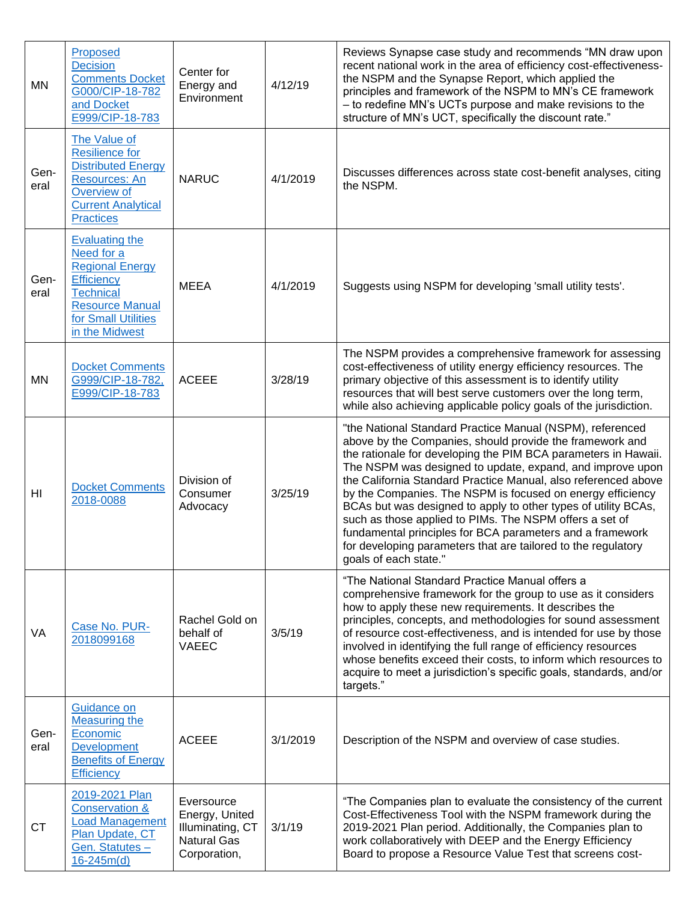| MN | Proposed Decision Comments Docket G000/CIP-18-782 and Docket E999/CIP-18-783 | Center for Energy and Environment | 4/12/19 | Reviews Synapse case study and recommends "MN draw upon recent national work in the area of efficiency cost-effectiveness-the NSPM and the Synapse Report, which applied the principles and framework of the NSPM to MN's CE framework – to redefine MN's UCTs purpose and make revisions to the structure of MN's UCT, specifically the discount rate." |
|---|---|---|---|---|
| General | The Value of Resilience for Distributed Energy Resources: An Overview of Current Analytical Practices | NARUC | 4/1/2019 | Discusses differences across state cost-benefit analyses, citing the NSPM. |
| General | Evaluating the Need for a Regional Energy Efficiency Technical Resource Manual for Small Utilities in the Midwest | MEEA | 4/1/2019 | Suggests using NSPM for developing 'small utility tests'. |
| MN | Docket Comments G999/CIP-18-782, E999/CIP-18-783 | ACEEE | 3/28/19 | The NSPM provides a comprehensive framework for assessing cost-effectiveness of utility energy efficiency resources. The primary objective of this assessment is to identify utility resources that will best serve customers over the long term, while also achieving applicable policy goals of the jurisdiction. |
| HI | Docket Comments 2018-0088 | Division of Consumer Advocacy | 3/25/19 | "the National Standard Practice Manual (NSPM), referenced above by the Companies, should provide the framework and the rationale for developing the PIM BCA parameters in Hawaii. The NSPM was designed to update, expand, and improve upon the California Standard Practice Manual, also referenced above by the Companies. The NSPM is focused on energy efficiency BCAs but was designed to apply to other types of utility BCAs, such as those applied to PIMs. The NSPM offers a set of fundamental principles for BCA parameters and a framework for developing parameters that are tailored to the regulatory goals of each state." |
| VA | Case No. PUR-2018099168 | Rachel Gold on behalf of VAEEC | 3/5/19 | "The National Standard Practice Manual offers a comprehensive framework for the group to use as it considers how to apply these new requirements. It describes the principles, concepts, and methodologies for sound assessment of resource cost-effectiveness, and is intended for use by those involved in identifying the full range of efficiency resources whose benefits exceed their costs, to inform which resources to acquire to meet a jurisdiction's specific goals, standards, and/or targets." |
| General | Guidance on Measuring the Economic Development Benefits of Energy Efficiency | ACEEE | 3/1/2019 | Description of the NSPM and overview of case studies. |
| CT | 2019-2021 Plan Conservation & Load Management Plan Update, CT Gen. Statutes – 16-245m(d) | Eversource Energy, United Illuminating, CT Natural Gas Corporation, | 3/1/19 | "The Companies plan to evaluate the consistency of the current Cost-Effectiveness Tool with the NSPM framework during the 2019-2021 Plan period. Additionally, the Companies plan to work collaboratively with DEEP and the Energy Efficiency Board to propose a Resource Value Test that screens cost- |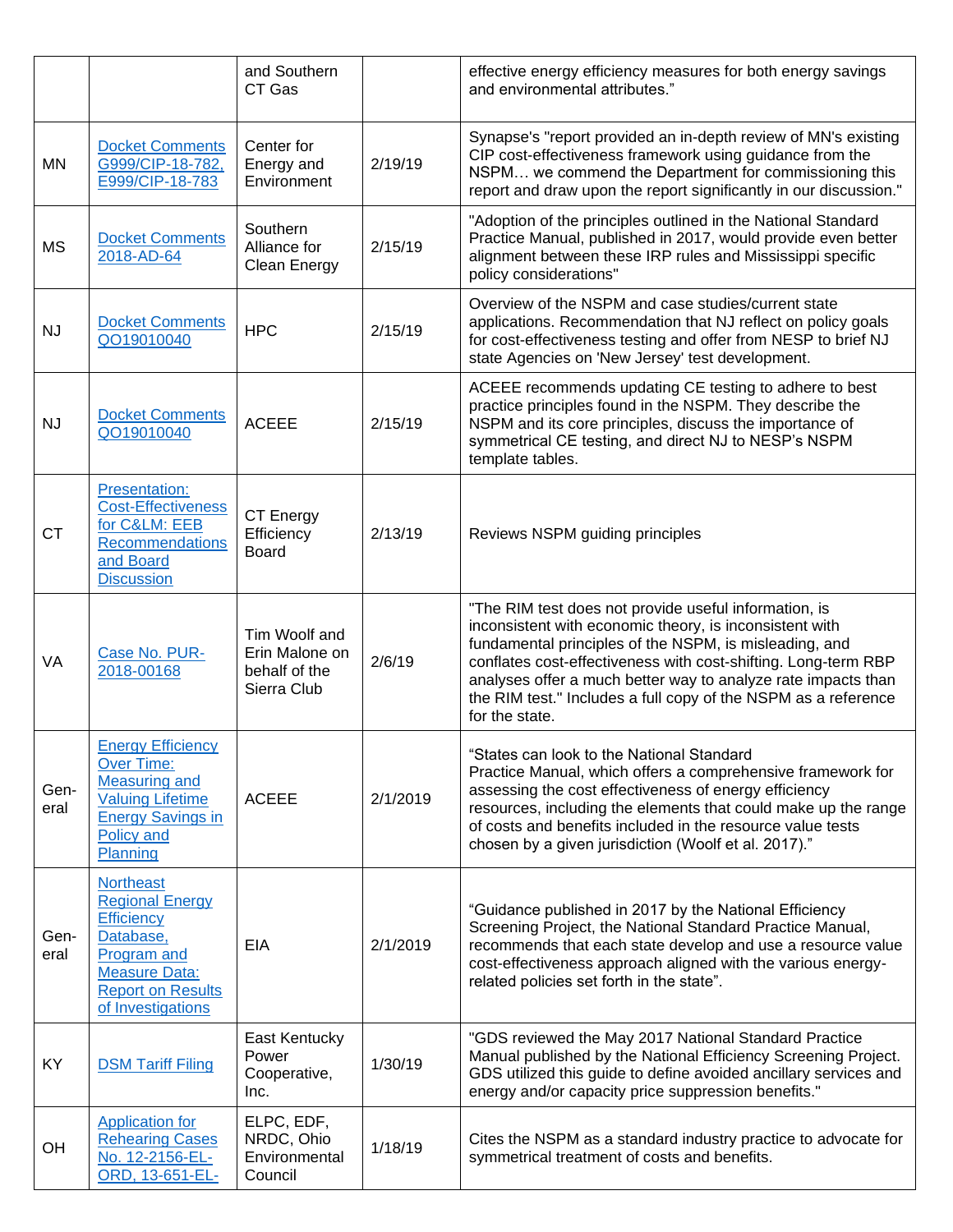| | | and Southern CT Gas | | effective energy efficiency measures for both energy savings and environmental attributes." |
|---|---|---|---|---|
| MN | Docket Comments G999/CIP-18-782, E999/CIP-18-783 | Center for Energy and Environment | 2/19/19 | Synapse's "report provided an in-depth review of MN's existing CIP cost-effectiveness framework using guidance from the NSPM… we commend the Department for commissioning this report and draw upon the report significantly in our discussion." |
| MS | Docket Comments 2018-AD-64 | Southern Alliance for Clean Energy | 2/15/19 | "Adoption of the principles outlined in the National Standard Practice Manual, published in 2017, would provide even better alignment between these IRP rules and Mississippi specific policy considerations" |
| NJ | Docket Comments QO19010040 | HPC | 2/15/19 | Overview of the NSPM and case studies/current state applications. Recommendation that NJ reflect on policy goals for cost-effectiveness testing and offer from NESP to brief NJ state Agencies on 'New Jersey' test development. |
| NJ | Docket Comments QO19010040 | ACEEE | 2/15/19 | ACEEE recommends updating CE testing to adhere to best practice principles found in the NSPM. They describe the NSPM and its core principles, discuss the importance of symmetrical CE testing, and direct NJ to NESP's NSPM template tables. |
| CT | Presentation: Cost-Effectiveness for C&LM: EEB Recommendations and Board Discussion | CT Energy Efficiency Board | 2/13/19 | Reviews NSPM guiding principles |
| VA | Case No. PUR-2018-00168 | Tim Woolf and Erin Malone on behalf of the Sierra Club | 2/6/19 | "The RIM test does not provide useful information, is inconsistent with economic theory, is inconsistent with fundamental principles of the NSPM, is misleading, and conflates cost-effectiveness with cost-shifting. Long-term RBP analyses offer a much better way to analyze rate impacts than the RIM test." Includes a full copy of the NSPM as a reference for the state. |
| Gen-eral | Energy Efficiency Over Time: Measuring and Valuing Lifetime Energy Savings in Policy and Planning | ACEEE | 2/1/2019 | "States can look to the National Standard Practice Manual, which offers a comprehensive framework for assessing the cost effectiveness of energy efficiency resources, including the elements that could make up the range of costs and benefits included in the resource value tests chosen by a given jurisdiction (Woolf et al. 2017)." |
| Gen-eral | Northeast Regional Energy Efficiency Database, Program and Measure Data: Report on Results of Investigations | EIA | 2/1/2019 | "Guidance published in 2017 by the National Efficiency Screening Project, the National Standard Practice Manual, recommends that each state develop and use a resource value cost-effectiveness approach aligned with the various energy-related policies set forth in the state". |
| KY | DSM Tariff Filing | East Kentucky Power Cooperative, Inc. | 1/30/19 | "GDS reviewed the May 2017 National Standard Practice Manual published by the National Efficiency Screening Project. GDS utilized this guide to define avoided ancillary services and energy and/or capacity price suppression benefits." |
| OH | Application for Rehearing Cases No. 12-2156-EL-ORD, 13-651-EL- | ELPC, EDF, NRDC, Ohio Environmental Council | 1/18/19 | Cites the NSPM as a standard industry practice to advocate for symmetrical treatment of costs and benefits. |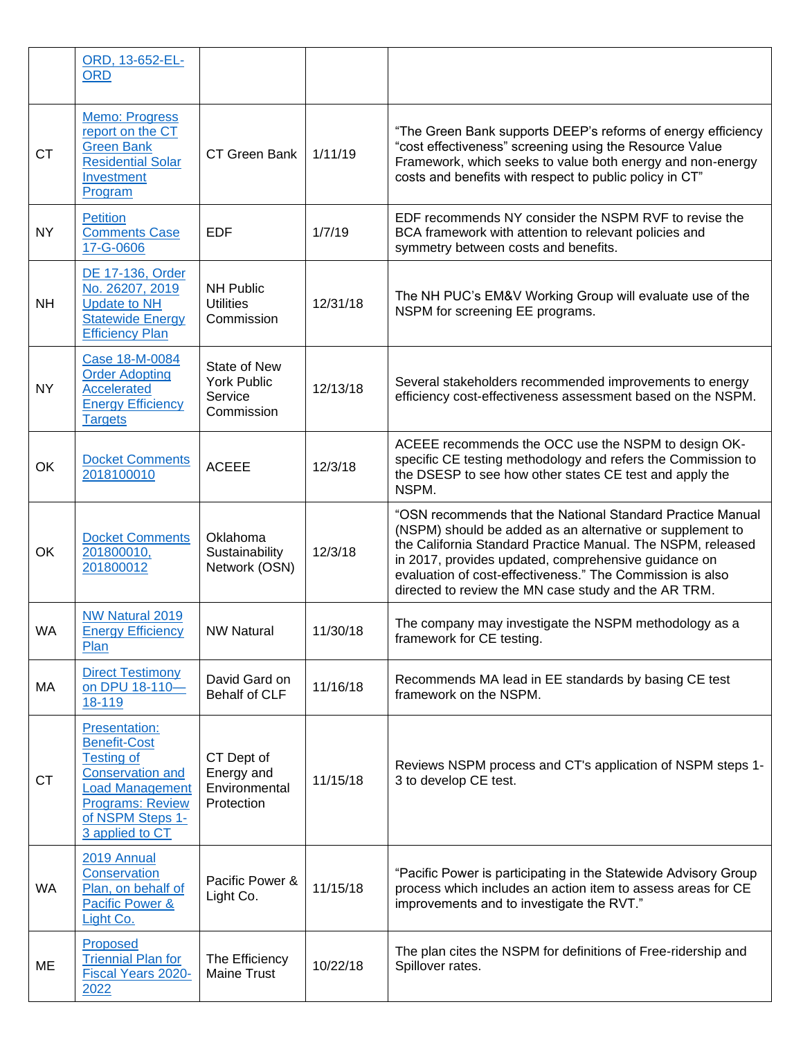| | | | | |
|---|---|---|---|---|
| | ORD, 13-652-EL-ORD | | | |
| CT | Memo: Progress report on the CT Green Bank Residential Solar Investment Program | CT Green Bank | 1/11/19 | "The Green Bank supports DEEP's reforms of energy efficiency "cost effectiveness" screening using the Resource Value Framework, which seeks to value both energy and non-energy costs and benefits with respect to public policy in CT" |
| NY | Petition Comments Case 17-G-0606 | EDF | 1/7/19 | EDF recommends NY consider the NSPM RVF to revise the BCA framework with attention to relevant policies and symmetry between costs and benefits. |
| NH | DE 17-136, Order No. 26207, 2019 Update to NH Statewide Energy Efficiency Plan | NH Public Utilities Commission | 12/31/18 | The NH PUC's EM&V Working Group will evaluate use of the NSPM for screening EE programs. |
| NY | Case 18-M-0084 Order Adopting Accelerated Energy Efficiency Targets | State of New York Public Service Commission | 12/13/18 | Several stakeholders recommended improvements to energy efficiency cost-effectiveness assessment based on the NSPM. |
| OK | Docket Comments 2018100010 | ACEEE | 12/3/18 | ACEEE recommends the OCC use the NSPM to design OK-specific CE testing methodology and refers the Commission to the DSESP to see how other states CE test and apply the NSPM. |
| OK | Docket Comments 201800010, 201800012 | Oklahoma Sustainability Network (OSN) | 12/3/18 | "OSN recommends that the National Standard Practice Manual (NSPM) should be added as an alternative or supplement to the California Standard Practice Manual. The NSPM, released in 2017, provides updated, comprehensive guidance on evaluation of cost-effectiveness." The Commission is also directed to review the MN case study and the AR TRM. |
| WA | NW Natural 2019 Energy Efficiency Plan | NW Natural | 11/30/18 | The company may investigate the NSPM methodology as a framework for CE testing. |
| MA | Direct Testimony on DPU 18-110—18-119 | David Gard on Behalf of CLF | 11/16/18 | Recommends MA lead in EE standards by basing CE test framework on the NSPM. |
| CT | Presentation: Benefit-Cost Testing of Conservation and Load Management Programs: Review of NSPM Steps 1-3 applied to CT | CT Dept of Energy and Environmental Protection | 11/15/18 | Reviews NSPM process and CT's application of NSPM steps 1-3 to develop CE test. |
| WA | 2019 Annual Conservation Plan, on behalf of Pacific Power & Light Co. | Pacific Power & Light Co. | 11/15/18 | "Pacific Power is participating in the Statewide Advisory Group process which includes an action item to assess areas for CE improvements and to investigate the RVT." |
| ME | Proposed Triennial Plan for Fiscal Years 2020-2022 | The Efficiency Maine Trust | 10/22/18 | The plan cites the NSPM for definitions of Free-ridership and Spillover rates. |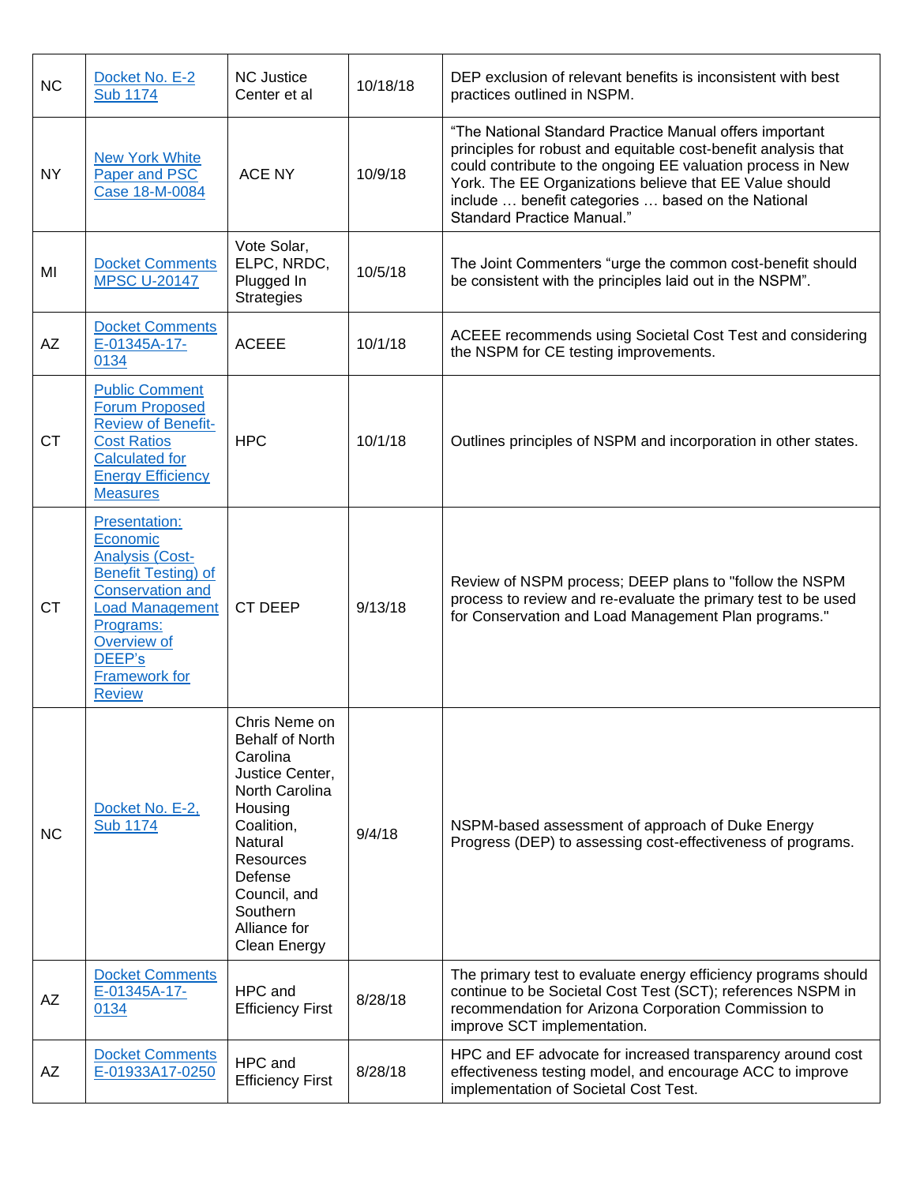| | | | | |
|---|---|---|---|---|
| NC | Docket No. E-2 Sub 1174 | NC Justice Center et al | 10/18/18 | DEP exclusion of relevant benefits is inconsistent with best practices outlined in NSPM. |
| NY | New York White Paper and PSC Case 18-M-0084 | ACE NY | 10/9/18 | "The National Standard Practice Manual offers important principles for robust and equitable cost-benefit analysis that could contribute to the ongoing EE valuation process in New York. The EE Organizations believe that EE Value should include … benefit categories … based on the National Standard Practice Manual." |
| MI | Docket Comments MPSC U-20147 | Vote Solar, ELPC, NRDC, Plugged In Strategies | 10/5/18 | The Joint Commenters "urge the common cost-benefit should be consistent with the principles laid out in the NSPM". |
| AZ | Docket Comments E-01345A-17-0134 | ACEEE | 10/1/18 | ACEEE recommends using Societal Cost Test and considering the NSPM for CE testing improvements. |
| CT | Public Comment Forum Proposed Review of Benefit-Cost Ratios Calculated for Energy Efficiency Measures | HPC | 10/1/18 | Outlines principles of NSPM and incorporation in other states. |
| CT | Presentation: Economic Analysis (Cost-Benefit Testing) of Conservation and Load Management Programs: Overview of DEEP's Framework for Review | CT DEEP | 9/13/18 | Review of NSPM process; DEEP plans to "follow the NSPM process to review and re-evaluate the primary test to be used for Conservation and Load Management Plan programs." |
| NC | Docket No. E-2, Sub 1174 | Chris Neme on Behalf of North Carolina Justice Center, North Carolina Housing Coalition, Natural Resources Defense Council, and Southern Alliance for Clean Energy | 9/4/18 | NSPM-based assessment of approach of Duke Energy Progress (DEP) to assessing cost-effectiveness of programs. |
| AZ | Docket Comments E-01345A-17-0134 | HPC and Efficiency First | 8/28/18 | The primary test to evaluate energy efficiency programs should continue to be Societal Cost Test (SCT); references NSPM in recommendation for Arizona Corporation Commission to improve SCT implementation. |
| AZ | Docket Comments E-01933A17-0250 | HPC and Efficiency First | 8/28/18 | HPC and EF advocate for increased transparency around cost effectiveness testing model, and encourage ACC to improve implementation of Societal Cost Test. |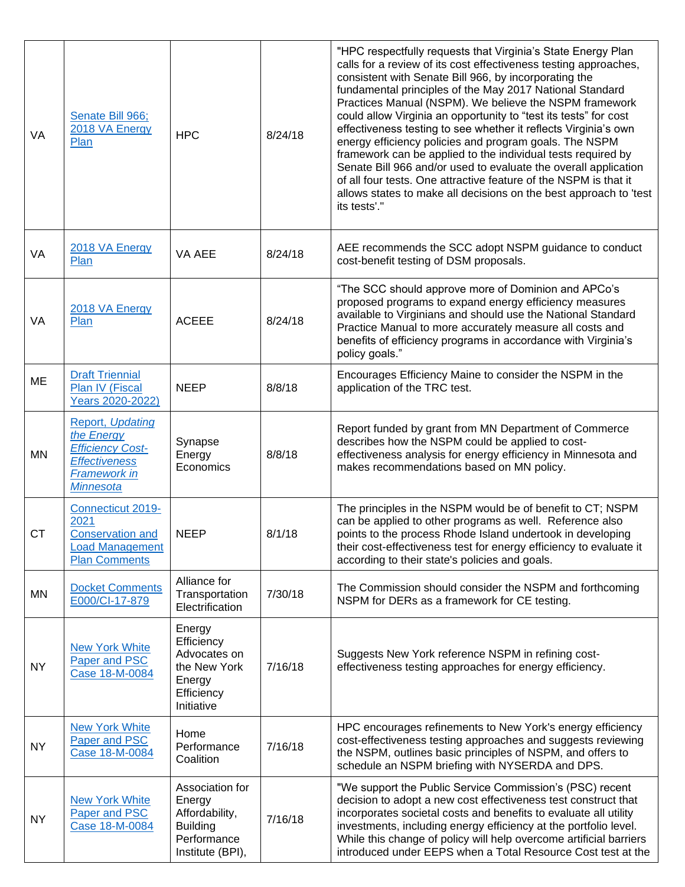| | | | | |
|---|---|---|---|---|
| VA | Senate Bill 966; 2018 VA Energy Plan | HPC | 8/24/18 | "HPC respectfully requests that Virginia's State Energy Plan calls for a review of its cost effectiveness testing approaches, consistent with Senate Bill 966, by incorporating the fundamental principles of the May 2017 National Standard Practices Manual (NSPM). We believe the NSPM framework could allow Virginia an opportunity to "test its tests" for cost effectiveness testing to see whether it reflects Virginia's own energy efficiency policies and program goals. The NSPM framework can be applied to the individual tests required by Senate Bill 966 and/or used to evaluate the overall application of all four tests. One attractive feature of the NSPM is that it allows states to make all decisions on the best approach to 'test its tests'." |
| VA | 2018 VA Energy Plan | VA AEE | 8/24/18 | AEE recommends the SCC adopt NSPM guidance to conduct cost-benefit testing of DSM proposals. |
| VA | 2018 VA Energy Plan | ACEEE | 8/24/18 | "The SCC should approve more of Dominion and APCo's proposed programs to expand energy efficiency measures available to Virginians and should use the National Standard Practice Manual to more accurately measure all costs and benefits of efficiency programs in accordance with Virginia's policy goals." |
| ME | Draft Triennial Plan IV (Fiscal Years 2020-2022) | NEEP | 8/8/18 | Encourages Efficiency Maine to consider the NSPM in the application of the TRC test. |
| MN | Report, *Updating the Energy Efficiency Cost-Effectiveness Framework in Minnesota* | Synapse Energy Economics | 8/8/18 | Report funded by grant from MN Department of Commerce describes how the NSPM could be applied to cost-effectiveness analysis for energy efficiency in Minnesota and makes recommendations based on MN policy. |
| CT | Connecticut 2019-2021 Conservation and Load Management Plan Comments | NEEP | 8/1/18 | The principles in the NSPM would be of benefit to CT; NSPM can be applied to other programs as well. Reference also points to the process Rhode Island undertook in developing their cost-effectiveness test for energy efficiency to evaluate it according to their state's policies and goals. |
| MN | Docket Comments E000/CI-17-879 | Alliance for Transportation Electrification | 7/30/18 | The Commission should consider the NSPM and forthcoming NSPM for DERs as a framework for CE testing. |
| NY | New York White Paper and PSC Case 18-M-0084 | Energy Efficiency Advocates on the New York Energy Efficiency Initiative | 7/16/18 | Suggests New York reference NSPM in refining cost-effectiveness testing approaches for energy efficiency. |
| NY | New York White Paper and PSC Case 18-M-0084 | Home Performance Coalition | 7/16/18 | HPC encourages refinements to New York's energy efficiency cost-effectiveness testing approaches and suggests reviewing the NSPM, outlines basic principles of NSPM, and offers to schedule an NSPM briefing with NYSERDA and DPS. |
| NY | New York White Paper and PSC Case 18-M-0084 | Association for Energy Affordability, Building Performance Institute (BPI), | 7/16/18 | "We support the Public Service Commission's (PSC) recent decision to adopt a new cost effectiveness test construct that incorporates societal costs and benefits to evaluate all utility investments, including energy efficiency at the portfolio level. While this change of policy will help overcome artificial barriers introduced under EEPS when a Total Resource Cost test at the |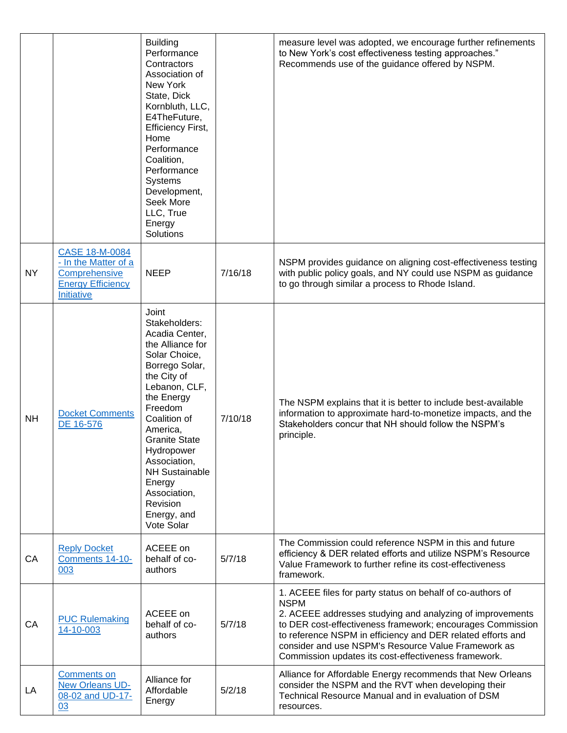| | | | | |
|---|---|---|---|---|
| | | Building Performance Contractors Association of New York State, Dick Kornbluth, LLC, E4TheFuture, Efficiency First, Home Performance Coalition, Performance Systems Development, Seek More LLC, True Energy Solutions | | measure level was adopted, we encourage further refinements to New York's cost effectiveness testing approaches." Recommends use of the guidance offered by NSPM. |
| NY | [CASE 18-M-0084 - In the Matter of a Comprehensive Energy Efficiency Initiative]() | NEEP | 7/16/18 | NSPM provides guidance on aligning cost-effectiveness testing with public policy goals, and NY could use NSPM as guidance to go through similar a process to Rhode Island. |
| NH | [Docket Comments DE 16-576]() | Joint Stakeholders: Acadia Center, the Alliance for Solar Choice, Borrego Solar, the City of Lebanon, CLF, the Energy Freedom Coalition of America, Granite State Hydropower Association, NH Sustainable Energy Association, Revision Energy, and Vote Solar | 7/10/18 | The NSPM explains that it is better to include best-available information to approximate hard-to-monetize impacts, and the Stakeholders concur that NH should follow the NSPM's principle. |
| CA | [Reply Docket Comments 14-10-003]() | ACEEE on behalf of co-authors | 5/7/18 | The Commission could reference NSPM in this and future efficiency & DER related efforts and utilize NSPM's Resource Value Framework to further refine its cost-effectiveness framework. |
| CA | [PUC Rulemaking 14-10-003]() | ACEEE on behalf of co-authors | 5/7/18 | 1. ACEEE files for party status on behalf of co-authors of NSPM<br>2. ACEEE addresses studying and analyzing of improvements to DER cost-effectiveness framework; encourages Commission to reference NSPM in efficiency and DER related efforts and consider and use NSPM's Resource Value Framework as Commission updates its cost-effectiveness framework. |
| LA | [Comments on New Orleans UD-08-02 and UD-17-03]() | Alliance for Affordable Energy | 5/2/18 | Alliance for Affordable Energy recommends that New Orleans consider the NSPM and the RVT when developing their Technical Resource Manual and in evaluation of DSM resources. |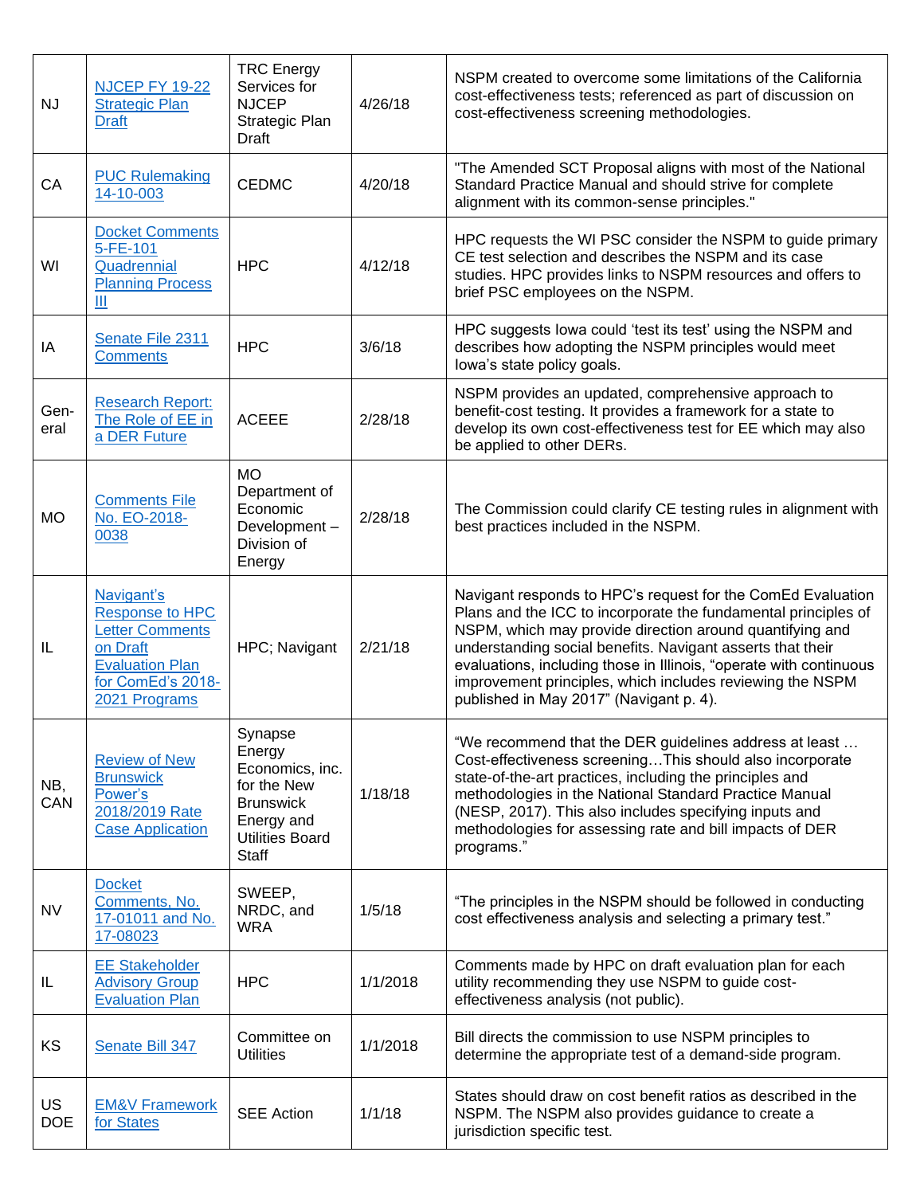| | | | | |
|---|---|---|---|---|
| NJ | NJCEP FY 19-22 Strategic Plan Draft | TRC Energy Services for NJCEP Strategic Plan Draft | 4/26/18 | NSPM created to overcome some limitations of the California cost-effectiveness tests; referenced as part of discussion on cost-effectiveness screening methodologies. |
| CA | PUC Rulemaking 14-10-003 | CEDMC | 4/20/18 | "The Amended SCT Proposal aligns with most of the National Standard Practice Manual and should strive for complete alignment with its common-sense principles." |
| WI | Docket Comments 5-FE-101 Quadrennial Planning Process III | HPC | 4/12/18 | HPC requests the WI PSC consider the NSPM to guide primary CE test selection and describes the NSPM and its case studies. HPC provides links to NSPM resources and offers to brief PSC employees on the NSPM. |
| IA | Senate File 2311 Comments | HPC | 3/6/18 | HPC suggests Iowa could 'test its test' using the NSPM and describes how adopting the NSPM principles would meet Iowa's state policy goals. |
| Gen-eral | Research Report: The Role of EE in a DER Future | ACEEE | 2/28/18 | NSPM provides an updated, comprehensive approach to benefit-cost testing. It provides a framework for a state to develop its own cost-effectiveness test for EE which may also be applied to other DERs. |
| MO | Comments File No. EO-2018-0038 | MO Department of Economic Development – Division of Energy | 2/28/18 | The Commission could clarify CE testing rules in alignment with best practices included in the NSPM. |
| IL | Navigant's Response to HPC Letter Comments on Draft Evaluation Plan for ComEd's 2018-2021 Programs | HPC; Navigant | 2/21/18 | Navigant responds to HPC's request for the ComEd Evaluation Plans and the ICC to incorporate the fundamental principles of NSPM, which may provide direction around quantifying and understanding social benefits. Navigant asserts that their evaluations, including those in Illinois, "operate with continuous improvement principles, which includes reviewing the NSPM published in May 2017" (Navigant p. 4). |
| NB, CAN | Review of New Brunswick Power's 2018/2019 Rate Case Application | Synapse Energy Economics, inc. for the New Brunswick Energy and Utilities Board Staff | 1/18/18 | "We recommend that the DER guidelines address at least … Cost-effectiveness screening…This should also incorporate state-of-the-art practices, including the principles and methodologies in the National Standard Practice Manual (NESP, 2017). This also includes specifying inputs and methodologies for assessing rate and bill impacts of DER programs." |
| NV | Docket Comments, No. 17-01011 and No. 17-08023 | SWEEP, NRDC, and WRA | 1/5/18 | "The principles in the NSPM should be followed in conducting cost effectiveness analysis and selecting a primary test." |
| IL | EE Stakeholder Advisory Group Evaluation Plan | HPC | 1/1/2018 | Comments made by HPC on draft evaluation plan for each utility recommending they use NSPM to guide cost-effectiveness analysis (not public). |
| KS | Senate Bill 347 | Committee on Utilities | 1/1/2018 | Bill directs the commission to use NSPM principles to determine the appropriate test of a demand-side program. |
| US DOE | EM&V Framework for States | SEE Action | 1/1/18 | States should draw on cost benefit ratios as described in the NSPM. The NSPM also provides guidance to create a jurisdiction specific test. |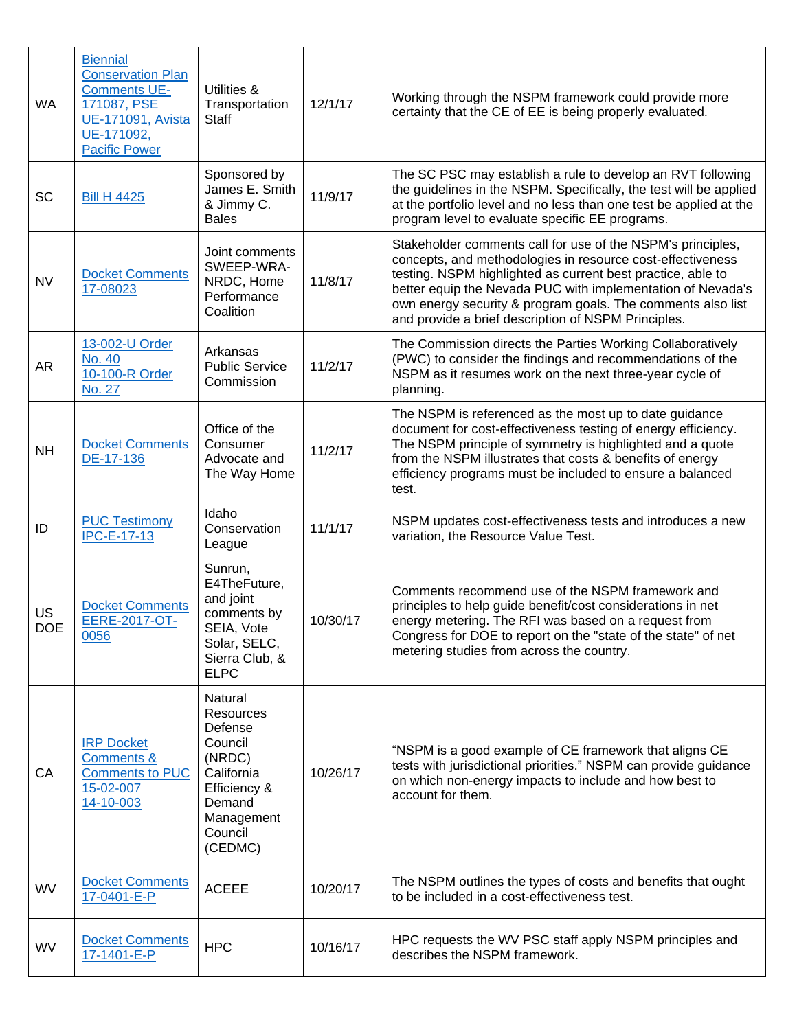| WA | Biennial Conservation Plan Comments UE-171087, PSE UE-171091, Avista UE-171092, Pacific Power | Utilities & Transportation Staff | 12/1/17 | Working through the NSPM framework could provide more certainty that the CE of EE is being properly evaluated. |
|---|---|---|---|---|
| SC | Bill H 4425 | Sponsored by James E. Smith & Jimmy C. Bales | 11/9/17 | The SC PSC may establish a rule to develop an RVT following the guidelines in the NSPM. Specifically, the test will be applied at the portfolio level and no less than one test be applied at the program level to evaluate specific EE programs. |
| NV | Docket Comments 17-08023 | Joint comments SWEEP-WRA-NRDC, Home Performance Coalition | 11/8/17 | Stakeholder comments call for use of the NSPM's principles, concepts, and methodologies in resource cost-effectiveness testing. NSPM highlighted as current best practice, able to better equip the Nevada PUC with implementation of Nevada's own energy security & program goals. The comments also list and provide a brief description of NSPM Principles. |
| AR | 13-002-U Order No. 40 10-100-R Order No. 27 | Arkansas Public Service Commission | 11/2/17 | The Commission directs the Parties Working Collaboratively (PWC) to consider the findings and recommendations of the NSPM as it resumes work on the next three-year cycle of planning. |
| NH | Docket Comments DE-17-136 | Office of the Consumer Advocate and The Way Home | 11/2/17 | The NSPM is referenced as the most up to date guidance document for cost-effectiveness testing of energy efficiency. The NSPM principle of symmetry is highlighted and a quote from the NSPM illustrates that costs & benefits of energy efficiency programs must be included to ensure a balanced test. |
| ID | PUC Testimony IPC-E-17-13 | Idaho Conservation League | 11/1/17 | NSPM updates cost-effectiveness tests and introduces a new variation, the Resource Value Test. |
| US DOE | Docket Comments EERE-2017-OT-0056 | Sunrun, E4TheFuture, and joint comments by SEIA, Vote Solar, SELC, Sierra Club, & ELPC | 10/30/17 | Comments recommend use of the NSPM framework and principles to help guide benefit/cost considerations in net energy metering. The RFI was based on a request from Congress for DOE to report on the "state of the state" of net metering studies from across the country. |
| CA | IRP Docket Comments & Comments to PUC 15-02-007 14-10-003 | Natural Resources Defense Council (NRDC) California Efficiency & Demand Management Council (CEDMC) | 10/26/17 | "NSPM is a good example of CE framework that aligns CE tests with jurisdictional priorities." NSPM can provide guidance on which non-energy impacts to include and how best to account for them. |
| WV | Docket Comments 17-0401-E-P | ACEEE | 10/20/17 | The NSPM outlines the types of costs and benefits that ought to be included in a cost-effectiveness test. |
| WV | Docket Comments 17-1401-E-P | HPC | 10/16/17 | HPC requests the WV PSC staff apply NSPM principles and describes the NSPM framework. |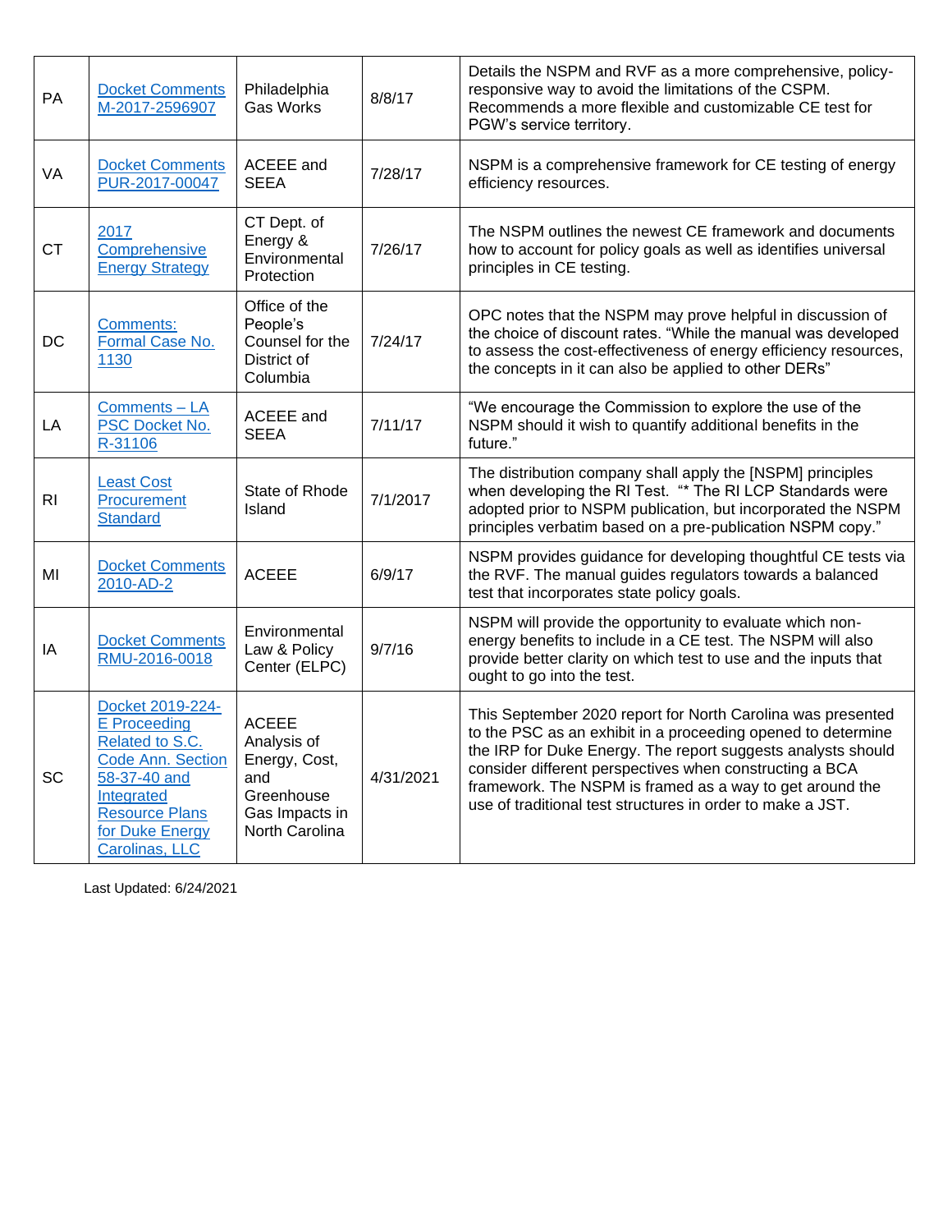| | | | | |
|---|---|---|---|---|
| PA | Docket Comments M-2017-2596907 | Philadelphia Gas Works | 8/8/17 | Details the NSPM and RVF as a more comprehensive, policy-responsive way to avoid the limitations of the CSPM. Recommends a more flexible and customizable CE test for PGW's service territory. |
| VA | Docket Comments PUR-2017-00047 | ACEEE and SEEA | 7/28/17 | NSPM is a comprehensive framework for CE testing of energy efficiency resources. |
| CT | 2017 Comprehensive Energy Strategy | CT Dept. of Energy & Environmental Protection | 7/26/17 | The NSPM outlines the newest CE framework and documents how to account for policy goals as well as identifies universal principles in CE testing. |
| DC | Comments: Formal Case No. 1130 | Office of the People's Counsel for the District of Columbia | 7/24/17 | OPC notes that the NSPM may prove helpful in discussion of the choice of discount rates. "While the manual was developed to assess the cost-effectiveness of energy efficiency resources, the concepts in it can also be applied to other DERs" |
| LA | Comments – LA PSC Docket No. R-31106 | ACEEE and SEEA | 7/11/17 | "We encourage the Commission to explore the use of the NSPM should it wish to quantify additional benefits in the future." |
| RI | Least Cost Procurement Standard | State of Rhode Island | 7/1/2017 | The distribution company shall apply the [NSPM] principles when developing the RI Test. "* The RI LCP Standards were adopted prior to NSPM publication, but incorporated the NSPM principles verbatim based on a pre-publication NSPM copy." |
| MI | Docket Comments 2010-AD-2 | ACEEE | 6/9/17 | NSPM provides guidance for developing thoughtful CE tests via the RVF. The manual guides regulators towards a balanced test that incorporates state policy goals. |
| IA | Docket Comments RMU-2016-0018 | Environmental Law & Policy Center (ELPC) | 9/7/16 | NSPM will provide the opportunity to evaluate which non-energy benefits to include in a CE test. The NSPM will also provide better clarity on which test to use and the inputs that ought to go into the test. |
| SC | Docket 2019-224-E Proceeding Related to S.C. Code Ann. Section 58-37-40 and Integrated Resource Plans for Duke Energy Carolinas, LLC | ACEEE Analysis of Energy, Cost, and Greenhouse Gas Impacts in North Carolina | 4/31/2021 | This September 2020 report for North Carolina was presented to the PSC as an exhibit in a proceeding opened to determine the IRP for Duke Energy. The report suggests analysts should consider different perspectives when constructing a BCA framework. The NSPM is framed as a way to get around the use of traditional test structures in order to make a JST. |

Last Updated: 6/24/2021